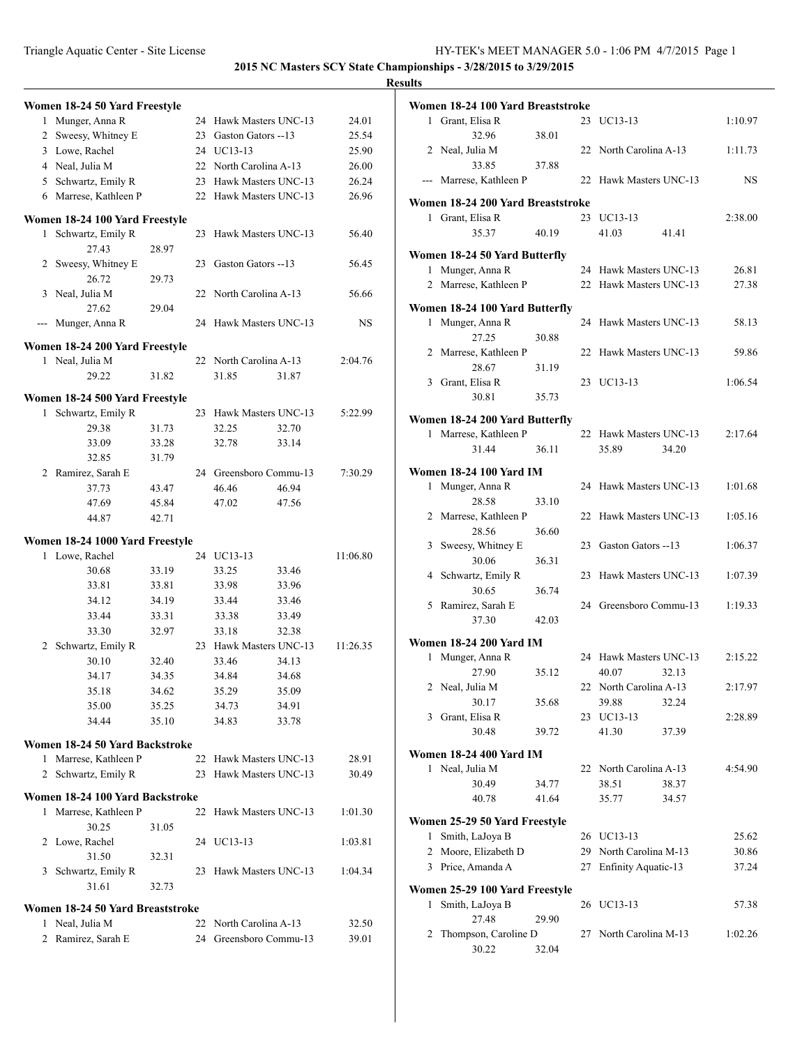**2015 NC Masters SCY State Championships - 3/28/2015 to 3/29/2015**

**Results**

### Women 18-24 50 Yard Freestyle

| Place | Name | Age | Team | Time |
|---|---|---|---|---|
| 1 | Munger, Anna R | 24 | Hawk Masters UNC-13 | 24.01 |
| 2 | Sweesy, Whitney E | 23 | Gaston Gators --13 | 25.54 |
| 3 | Lowe, Rachel | 24 | UC13-13 | 25.90 |
| 4 | Neal, Julia M | 22 | North Carolina A-13 | 26.00 |
| 5 | Schwartz, Emily R | 23 | Hawk Masters UNC-13 | 26.24 |
| 6 | Marrese, Kathleen P | 22 | Hawk Masters UNC-13 | 26.96 |

### Women 18-24 100 Yard Freestyle

| Place | Name | Age | Team | Time |
|---|---|---|---|---|
| 1 | Schwartz, Emily R | 23 | Hawk Masters UNC-13 | 56.40 |
| | 27.43 28.97 | | | |
| 2 | Sweesy, Whitney E | 23 | Gaston Gators --13 | 56.45 |
| | 26.72 29.73 | | | |
| 3 | Neal, Julia M | 22 | North Carolina A-13 | 56.66 |
| | 27.62 29.04 | | | |
| --- | Munger, Anna R | 24 | Hawk Masters UNC-13 | NS |

### Women 18-24 200 Yard Freestyle

| Place | Name | Age | Team | Time |
|---|---|---|---|---|
| 1 | Neal, Julia M | 22 | North Carolina A-13 | 2:04.76 |
| | 29.22 31.82 31.85 31.87 | | | |

### Women 18-24 500 Yard Freestyle

| Place | Name | Age | Team | Time |
|---|---|---|---|---|
| 1 | Schwartz, Emily R | 23 | Hawk Masters UNC-13 | 5:22.99 |
| | 29.38 31.73 32.25 32.70 | | | |
| | 33.09 33.28 32.78 33.14 | | | |
| | 32.85 31.79 | | | |
| 2 | Ramirez, Sarah E | 24 | Greensboro Commu-13 | 7:30.29 |
| | 37.73 43.47 46.46 46.94 | | | |
| | 47.69 45.84 47.02 47.56 | | | |
| | 44.87 42.71 | | | |

### Women 18-24 1000 Yard Freestyle

| Place | Name | Age | Team | Time |
|---|---|---|---|---|
| 1 | Lowe, Rachel | 24 | UC13-13 | 11:06.80 |
| | 30.68 33.19 33.25 33.46 | | | |
| | 33.81 33.81 33.98 33.96 | | | |
| | 34.12 34.19 33.44 33.46 | | | |
| | 33.44 33.31 33.38 33.49 | | | |
| | 33.30 32.97 33.18 32.38 | | | |
| 2 | Schwartz, Emily R | 23 | Hawk Masters UNC-13 | 11:26.35 |
| | 30.10 32.40 33.46 34.13 | | | |
| | 34.17 34.35 34.84 34.68 | | | |
| | 35.18 34.62 35.29 35.09 | | | |
| | 35.00 35.25 34.73 34.91 | | | |
| | 34.44 35.10 34.83 33.78 | | | |

### Women 18-24 50 Yard Backstroke

| Place | Name | Age | Team | Time |
|---|---|---|---|---|
| 1 | Marrese, Kathleen P | 22 | Hawk Masters UNC-13 | 28.91 |
| 2 | Schwartz, Emily R | 23 | Hawk Masters UNC-13 | 30.49 |

### Women 18-24 100 Yard Backstroke

| Place | Name | Age | Team | Time |
|---|---|---|---|---|
| 1 | Marrese, Kathleen P | 22 | Hawk Masters UNC-13 | 1:01.30 |
| | 30.25 31.05 | | | |
| 2 | Lowe, Rachel | 24 | UC13-13 | 1:03.81 |
| | 31.50 32.31 | | | |
| 3 | Schwartz, Emily R | 23 | Hawk Masters UNC-13 | 1:04.34 |
| | 31.61 32.73 | | | |

### Women 18-24 50 Yard Breaststroke

| Place | Name | Age | Team | Time |
|---|---|---|---|---|
| 1 | Neal, Julia M | 22 | North Carolina A-13 | 32.50 |
| 2 | Ramirez, Sarah E | 24 | Greensboro Commu-13 | 39.01 |

### Women 18-24 100 Yard Breaststroke

| Place | Name | Age | Team | Time |
|---|---|---|---|---|
| 1 | Grant, Elisa R | 23 | UC13-13 | 1:10.97 |
| | 32.96 38.01 | | | |
| 2 | Neal, Julia M | 22 | North Carolina A-13 | 1:11.73 |
| | 33.85 37.88 | | | |
| --- | Marrese, Kathleen P | 22 | Hawk Masters UNC-13 | NS |

### Women 18-24 200 Yard Breaststroke

| Place | Name | Age | Team | Time |
|---|---|---|---|---|
| 1 | Grant, Elisa R | 23 | UC13-13 | 2:38.00 |
| | 35.37 40.19 41.03 41.41 | | | |

### Women 18-24 50 Yard Butterfly

| Place | Name | Age | Team | Time |
|---|---|---|---|---|
| 1 | Munger, Anna R | 24 | Hawk Masters UNC-13 | 26.81 |
| 2 | Marrese, Kathleen P | 22 | Hawk Masters UNC-13 | 27.38 |

### Women 18-24 100 Yard Butterfly

| Place | Name | Age | Team | Time |
|---|---|---|---|---|
| 1 | Munger, Anna R | 24 | Hawk Masters UNC-13 | 58.13 |
| | 27.25 30.88 | | | |
| 2 | Marrese, Kathleen P | 22 | Hawk Masters UNC-13 | 59.86 |
| | 28.67 31.19 | | | |
| 3 | Grant, Elisa R | 23 | UC13-13 | 1:06.54 |
| | 30.81 35.73 | | | |

### Women 18-24 200 Yard Butterfly

| Place | Name | Age | Team | Time |
|---|---|---|---|---|
| 1 | Marrese, Kathleen P | 22 | Hawk Masters UNC-13 | 2:17.64 |
| | 31.44 36.11 35.89 34.20 | | | |

### Women 18-24 100 Yard IM

| Place | Name | Age | Team | Time |
|---|---|---|---|---|
| 1 | Munger, Anna R | 24 | Hawk Masters UNC-13 | 1:01.68 |
| | 28.58 33.10 | | | |
| 2 | Marrese, Kathleen P | 22 | Hawk Masters UNC-13 | 1:05.16 |
| | 28.56 36.60 | | | |
| 3 | Sweesy, Whitney E | 23 | Gaston Gators --13 | 1:06.37 |
| | 30.06 36.31 | | | |
| 4 | Schwartz, Emily R | 23 | Hawk Masters UNC-13 | 1:07.39 |
| | 30.65 36.74 | | | |
| 5 | Ramirez, Sarah E | 24 | Greensboro Commu-13 | 1:19.33 |
| | 37.30 42.03 | | | |

### Women 18-24 200 Yard IM

| Place | Name | Age | Team | Time |
|---|---|---|---|---|
| 1 | Munger, Anna R | 24 | Hawk Masters UNC-13 | 2:15.22 |
| | 27.90 35.12 40.07 32.13 | | | |
| 2 | Neal, Julia M | 22 | North Carolina A-13 | 2:17.97 |
| | 30.17 35.68 39.88 32.24 | | | |
| 3 | Grant, Elisa R | 23 | UC13-13 | 2:28.89 |
| | 30.48 39.72 41.30 37.39 | | | |

### Women 18-24 400 Yard IM

| Place | Name | Age | Team | Time |
|---|---|---|---|---|
| 1 | Neal, Julia M | 22 | North Carolina A-13 | 4:54.90 |
| | 30.49 34.77 38.51 38.37 | | | |
| | 40.78 41.64 35.77 34.57 | | | |

### Women 25-29 50 Yard Freestyle

| Place | Name | Age | Team | Time |
|---|---|---|---|---|
| 1 | Smith, LaJoya B | 26 | UC13-13 | 25.62 |
| 2 | Moore, Elizabeth D | 29 | North Carolina M-13 | 30.86 |
| 3 | Price, Amanda A | 27 | Enfinity Aquatic-13 | 37.24 |

### Women 25-29 100 Yard Freestyle

| Place | Name | Age | Team | Time |
|---|---|---|---|---|
| 1 | Smith, LaJoya B | 26 | UC13-13 | 57.38 |
| | 27.48 29.90 | | | |
| 2 | Thompson, Caroline D | 27 | North Carolina M-13 | 1:02.26 |
| | 30.22 32.04 | | | |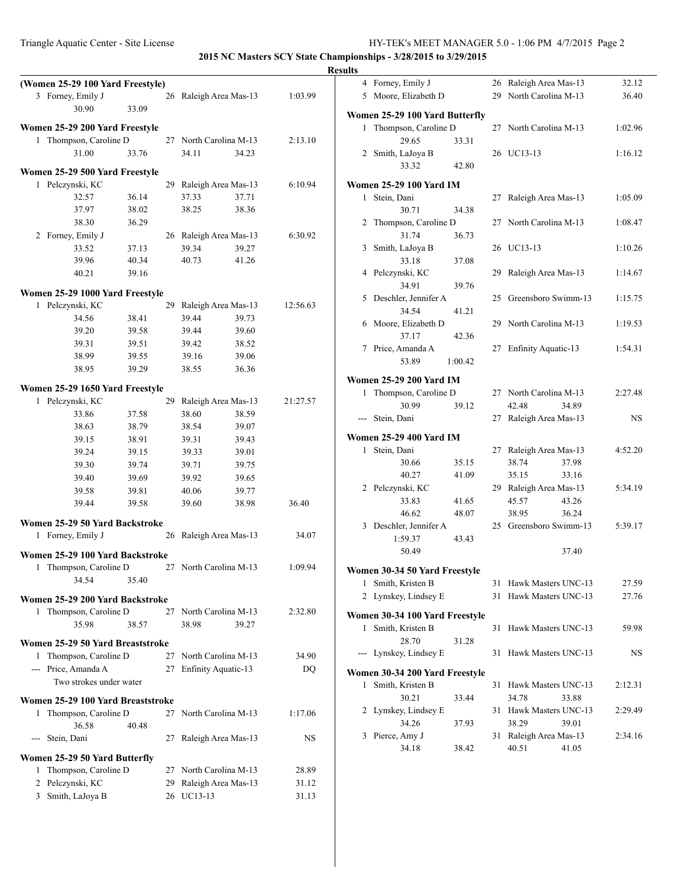**2015 NC Masters SCY State Championships - 3/28/2015 to 3/29/2015**

**Results**

### (Women 25-29 100 Yard Freestyle)

3 Forney, Emily J — 26 Raleigh Area Mas-13 — 1:03.99
30.90 33.09

### Women 25-29 200 Yard Freestyle

1 Thompson, Caroline D — 27 North Carolina M-13 — 2:13.10
31.00 33.76 34.11 34.23

### Women 25-29 500 Yard Freestyle

1 Pelczynski, KC — 29 Raleigh Area Mas-13 — 6:10.94
32.57 36.14 37.33 37.71
37.97 38.02 38.25 38.36
38.30 36.29

2 Forney, Emily J — 26 Raleigh Area Mas-13 — 6:30.92
33.52 37.13 39.34 39.27
39.96 40.34 40.73 41.26
40.21 39.16

### Women 25-29 1000 Yard Freestyle

1 Pelczynski, KC — 29 Raleigh Area Mas-13 — 12:56.63
34.56 38.41 39.44 39.73
39.20 39.58 39.44 39.60
39.31 39.51 39.42 38.52
38.99 39.55 39.16 39.06
38.95 39.29 38.55 36.36

### Women 25-29 1650 Yard Freestyle

1 Pelczynski, KC — 29 Raleigh Area Mas-13 — 21:27.57
33.86 37.58 38.60 38.59
38.63 38.79 38.54 39.07
39.15 38.91 39.31 39.43
39.24 39.15 39.33 39.01
39.30 39.74 39.71 39.75
39.40 39.69 39.92 39.65
39.58 39.81 40.06 39.77
39.44 39.58 39.60 38.98 36.40

### Women 25-29 50 Yard Backstroke

1 Forney, Emily J — 26 Raleigh Area Mas-13 — 34.07

### Women 25-29 100 Yard Backstroke

1 Thompson, Caroline D — 27 North Carolina M-13 — 1:09.94
34.54 35.40

### Women 25-29 200 Yard Backstroke

1 Thompson, Caroline D — 27 North Carolina M-13 — 2:32.80
35.98 38.57 38.98 39.27

### Women 25-29 50 Yard Breaststroke

1 Thompson, Caroline D — 27 North Carolina M-13 — 34.90
--- Price, Amanda A — 27 Enfinity Aquatic-13 — DQ
Two strokes under water

### Women 25-29 100 Yard Breaststroke

1 Thompson, Caroline D — 27 North Carolina M-13 — 1:17.06
36.58 40.48
--- Stein, Dani — 27 Raleigh Area Mas-13 — NS

### Women 25-29 50 Yard Butterfly

1 Thompson, Caroline D — 27 North Carolina M-13 — 28.89
2 Pelczynski, KC — 29 Raleigh Area Mas-13 — 31.12
3 Smith, LaJoya B — 26 UC13-13 — 31.13
4 Forney, Emily J — 26 Raleigh Area Mas-13 — 32.12
5 Moore, Elizabeth D — 29 North Carolina M-13 — 36.40

### Women 25-29 100 Yard Butterfly

1 Thompson, Caroline D — 27 North Carolina M-13 — 1:02.96
29.65 33.31
2 Smith, LaJoya B — 26 UC13-13 — 1:16.12
33.32 42.80

### Women 25-29 100 Yard IM

1 Stein, Dani — 27 Raleigh Area Mas-13 — 1:05.09
30.71 34.38
2 Thompson, Caroline D — 27 North Carolina M-13 — 1:08.47
31.74 36.73
3 Smith, LaJoya B — 26 UC13-13 — 1:10.26
33.18 37.08
4 Pelczynski, KC — 29 Raleigh Area Mas-13 — 1:14.67
34.91 39.76
5 Deschler, Jennifer A — 25 Greensboro Swimm-13 — 1:15.75
34.54 41.21
6 Moore, Elizabeth D — 29 North Carolina M-13 — 1:19.53
37.17 42.36
7 Price, Amanda A — 27 Enfinity Aquatic-13 — 1:54.31
53.89 1:00.42

### Women 25-29 200 Yard IM

1 Thompson, Caroline D — 27 North Carolina M-13 — 2:27.48
30.99 39.12 42.48 34.89
--- Stein, Dani — 27 Raleigh Area Mas-13 — NS

### Women 25-29 400 Yard IM

1 Stein, Dani — 27 Raleigh Area Mas-13 — 4:52.20
30.66 35.15 38.74 37.98
40.27 41.09 35.15 33.16
2 Pelczynski, KC — 29 Raleigh Area Mas-13 — 5:34.19
33.83 41.65 45.57 43.26
46.62 48.07 38.95 36.24
3 Deschler, Jennifer A — 25 Greensboro Swimm-13 — 5:39.17
1:59.37 43.43
50.49 37.40

### Women 30-34 50 Yard Freestyle

1 Smith, Kristen B — 31 Hawk Masters UNC-13 — 27.59
2 Lynskey, Lindsey E — 31 Hawk Masters UNC-13 — 27.76

### Women 30-34 100 Yard Freestyle

1 Smith, Kristen B — 31 Hawk Masters UNC-13 — 59.98
28.70 31.28
--- Lynskey, Lindsey E — 31 Hawk Masters UNC-13 — NS

### Women 30-34 200 Yard Freestyle

1 Smith, Kristen B — 31 Hawk Masters UNC-13 — 2:12.31
30.21 33.44 34.78 33.88
2 Lynskey, Lindsey E — 31 Hawk Masters UNC-13 — 2:29.49
34.26 37.93 38.29 39.01
3 Pierce, Amy J — 31 Raleigh Area Mas-13 — 2:34.16
34.18 38.42 40.51 41.05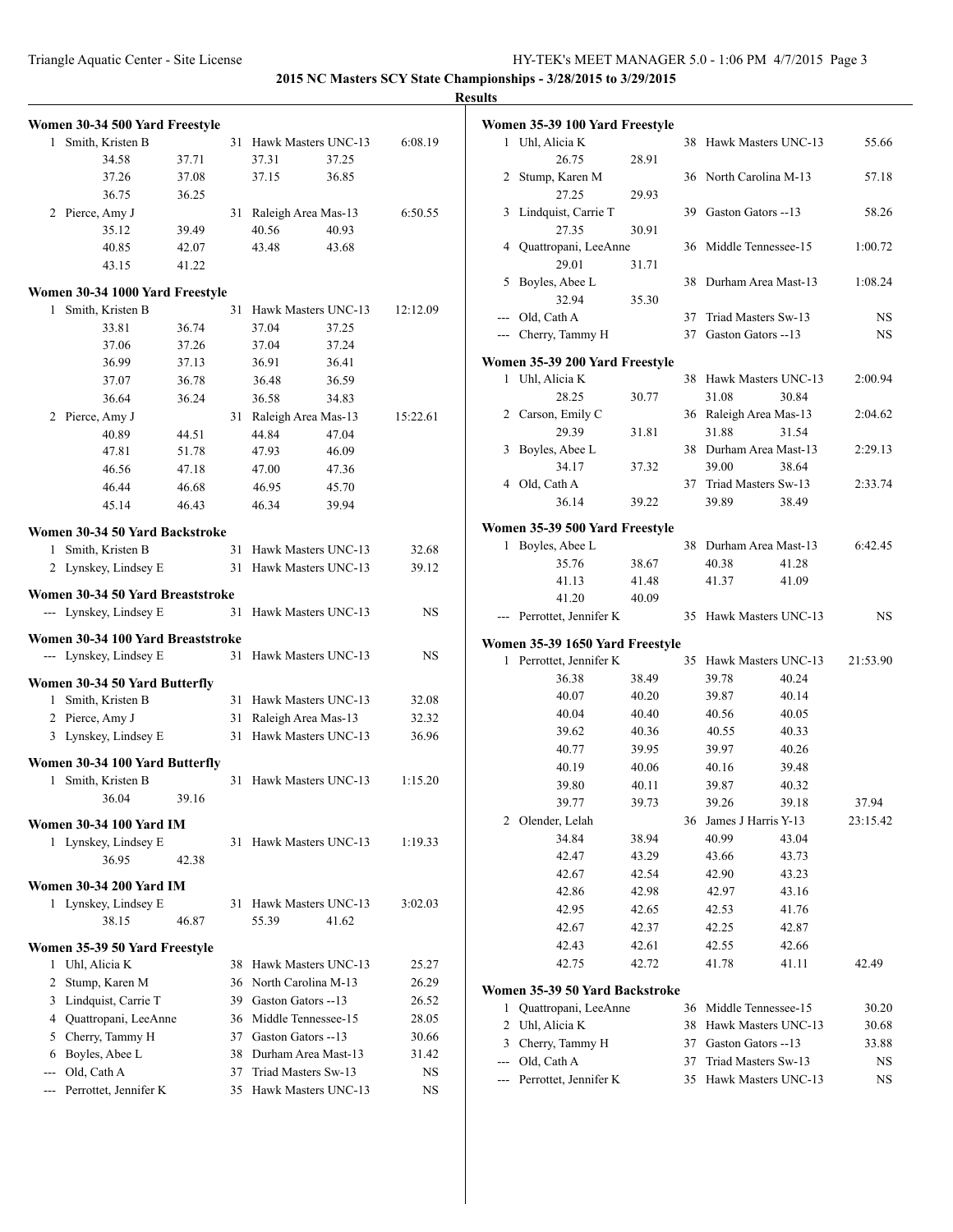**2015 NC Masters SCY State Championships - 3/28/2015 to 3/29/2015**

**Results**

### Women 30-34 500 Yard Freestyle

| | Name | Age | Team | Time |
|---|---|---|---|---|
| 1 | Smith, Kristen B | 31 | Hawk Masters UNC-13 | 6:08.19 |
| | 34.58 37.71 37.31 37.25 | | | |
| | 37.26 37.08 37.15 36.85 | | | |
| | 36.75 36.25 | | | |
| 2 | Pierce, Amy J | 31 | Raleigh Area Mas-13 | 6:50.55 |
| | 35.12 39.49 40.56 40.93 | | | |
| | 40.85 42.07 43.48 43.68 | | | |
| | 43.15 41.22 | | | |

### Women 30-34 1000 Yard Freestyle

| | Name | Age | Team | Time |
|---|---|---|---|---|
| 1 | Smith, Kristen B | 31 | Hawk Masters UNC-13 | 12:12.09 |
| | 33.81 36.74 37.04 37.25 | | | |
| | 37.06 37.26 37.04 37.24 | | | |
| | 36.99 37.13 36.91 36.41 | | | |
| | 37.07 36.78 36.48 36.59 | | | |
| | 36.64 36.24 36.58 34.83 | | | |
| 2 | Pierce, Amy J | 31 | Raleigh Area Mas-13 | 15:22.61 |
| | 40.89 44.51 44.84 47.04 | | | |
| | 47.81 51.78 47.93 46.09 | | | |
| | 46.56 47.18 47.00 47.36 | | | |
| | 46.44 46.68 46.95 45.70 | | | |
| | 45.14 46.43 46.34 39.94 | | | |

### Women 30-34 50 Yard Backstroke

| | Name | Age | Team | Time |
|---|---|---|---|---|
| 1 | Smith, Kristen B | 31 | Hawk Masters UNC-13 | 32.68 |
| 2 | Lynskey, Lindsey E | 31 | Hawk Masters UNC-13 | 39.12 |

### Women 30-34 50 Yard Breaststroke

| | Name | Age | Team | Time |
|---|---|---|---|---|
| --- | Lynskey, Lindsey E | 31 | Hawk Masters UNC-13 | NS |

### Women 30-34 100 Yard Breaststroke

| | Name | Age | Team | Time |
|---|---|---|---|---|
| --- | Lynskey, Lindsey E | 31 | Hawk Masters UNC-13 | NS |

### Women 30-34 50 Yard Butterfly

| | Name | Age | Team | Time |
|---|---|---|---|---|
| 1 | Smith, Kristen B | 31 | Hawk Masters UNC-13 | 32.08 |
| 2 | Pierce, Amy J | 31 | Raleigh Area Mas-13 | 32.32 |
| 3 | Lynskey, Lindsey E | 31 | Hawk Masters UNC-13 | 36.96 |

### Women 30-34 100 Yard Butterfly

| | Name | Age | Team | Time |
|---|---|---|---|---|
| 1 | Smith, Kristen B | 31 | Hawk Masters UNC-13 | 1:15.20 |
| | 36.04 39.16 | | | |

### Women 30-34 100 Yard IM

| | Name | Age | Team | Time |
|---|---|---|---|---|
| 1 | Lynskey, Lindsey E | 31 | Hawk Masters UNC-13 | 1:19.33 |
| | 36.95 42.38 | | | |

### Women 30-34 200 Yard IM

| | Name | Age | Team | Time |
|---|---|---|---|---|
| 1 | Lynskey, Lindsey E | 31 | Hawk Masters UNC-13 | 3:02.03 |
| | 38.15 46.87 55.39 41.62 | | | |

### Women 35-39 50 Yard Freestyle

| | Name | Age | Team | Time |
|---|---|---|---|---|
| 1 | Uhl, Alicia K | 38 | Hawk Masters UNC-13 | 25.27 |
| 2 | Stump, Karen M | 36 | North Carolina M-13 | 26.29 |
| 3 | Lindquist, Carrie T | 39 | Gaston Gators --13 | 26.52 |
| 4 | Quattropani, LeeAnne | 36 | Middle Tennessee-15 | 28.05 |
| 5 | Cherry, Tammy H | 37 | Gaston Gators --13 | 30.66 |
| 6 | Boyles, Abee L | 38 | Durham Area Mast-13 | 31.42 |
| --- | Old, Cath A | 37 | Triad Masters Sw-13 | NS |
| --- | Perrottet, Jennifer K | 35 | Hawk Masters UNC-13 | NS |

### Women 35-39 100 Yard Freestyle

| | Name | Age | Team | Time |
|---|---|---|---|---|
| 1 | Uhl, Alicia K | 38 | Hawk Masters UNC-13 | 55.66 |
| | 26.75 28.91 | | | |
| 2 | Stump, Karen M | 36 | North Carolina M-13 | 57.18 |
| | 27.25 29.93 | | | |
| 3 | Lindquist, Carrie T | 39 | Gaston Gators --13 | 58.26 |
| | 27.35 30.91 | | | |
| 4 | Quattropani, LeeAnne | 36 | Middle Tennessee-15 | 1:00.72 |
| | 29.01 31.71 | | | |
| 5 | Boyles, Abee L | 38 | Durham Area Mast-13 | 1:08.24 |
| | 32.94 35.30 | | | |
| --- | Old, Cath A | 37 | Triad Masters Sw-13 | NS |
| --- | Cherry, Tammy H | 37 | Gaston Gators --13 | NS |

### Women 35-39 200 Yard Freestyle

| | Name | Age | Team | Time |
|---|---|---|---|---|
| 1 | Uhl, Alicia K | 38 | Hawk Masters UNC-13 | 2:00.94 |
| | 28.25 30.77 31.08 30.84 | | | |
| 2 | Carson, Emily C | 36 | Raleigh Area Mas-13 | 2:04.62 |
| | 29.39 31.81 31.88 31.54 | | | |
| 3 | Boyles, Abee L | 38 | Durham Area Mast-13 | 2:29.13 |
| | 34.17 37.32 39.00 38.64 | | | |
| 4 | Old, Cath A | 37 | Triad Masters Sw-13 | 2:33.74 |
| | 36.14 39.22 39.89 38.49 | | | |

### Women 35-39 500 Yard Freestyle

| | Name | Age | Team | Time |
|---|---|---|---|---|
| 1 | Boyles, Abee L | 38 | Durham Area Mast-13 | 6:42.45 |
| | 35.76 38.67 40.38 41.28 | | | |
| | 41.13 41.48 41.37 41.09 | | | |
| | 41.20 40.09 | | | |
| --- | Perrottet, Jennifer K | 35 | Hawk Masters UNC-13 | NS |

### Women 35-39 1650 Yard Freestyle

| | Name | Age | Team | Time |
|---|---|---|---|---|
| 1 | Perrottet, Jennifer K | 35 | Hawk Masters UNC-13 | 21:53.90 |
| | 36.38 38.49 39.78 40.24 | | | |
| | 40.07 40.20 39.87 40.14 | | | |
| | 40.04 40.40 40.56 40.05 | | | |
| | 39.62 40.36 40.55 40.33 | | | |
| | 40.77 39.95 39.97 40.26 | | | |
| | 40.19 40.06 40.16 39.48 | | | |
| | 39.80 40.11 39.87 40.32 | | | |
| | 39.77 39.73 39.26 39.18 37.94 | | | |
| 2 | Olender, Lelah | 36 | James J Harris Y-13 | 23:15.42 |
| | 34.84 38.94 40.99 43.04 | | | |
| | 42.47 43.29 43.66 43.73 | | | |
| | 42.67 42.54 42.90 43.23 | | | |
| | 42.86 42.98 42.97 43.16 | | | |
| | 42.95 42.65 42.53 41.76 | | | |
| | 42.67 42.37 42.25 42.87 | | | |
| | 42.43 42.61 42.55 42.66 | | | |
| | 42.75 42.72 41.78 41.11 42.49 | | | |

### Women 35-39 50 Yard Backstroke

| | Name | Age | Team | Time |
|---|---|---|---|---|
| 1 | Quattropani, LeeAnne | 36 | Middle Tennessee-15 | 30.20 |
| 2 | Uhl, Alicia K | 38 | Hawk Masters UNC-13 | 30.68 |
| 3 | Cherry, Tammy H | 37 | Gaston Gators --13 | 33.88 |
| --- | Old, Cath A | 37 | Triad Masters Sw-13 | NS |
| --- | Perrottet, Jennifer K | 35 | Hawk Masters UNC-13 | NS |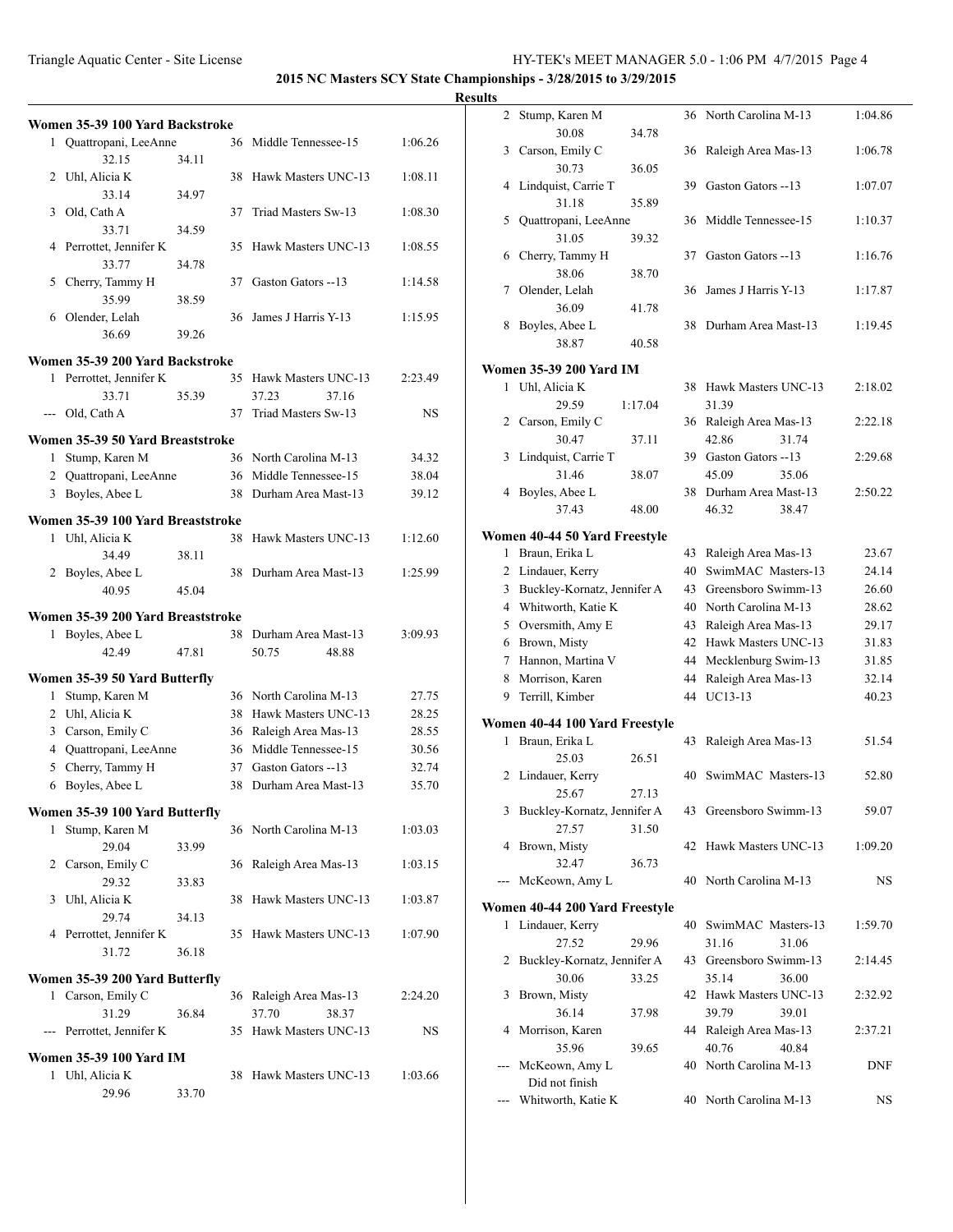**2015 NC Masters SCY State Championships - 3/28/2015 to 3/29/2015**

**Results**

### Women 35-39 100 Yard Backstroke

| Place | Name | Age | Team | Time |
|---|---|---|---|---|
| 1 | Quattropani, LeeAnne | 36 | Middle Tennessee-15 | 1:06.26 |
| | 32.15 34.11 | | | |
| 2 | Uhl, Alicia K | 38 | Hawk Masters UNC-13 | 1:08.11 |
| | 33.14 34.97 | | | |
| 3 | Old, Cath A | 37 | Triad Masters Sw-13 | 1:08.30 |
| | 33.71 34.59 | | | |
| 4 | Perrottet, Jennifer K | 35 | Hawk Masters UNC-13 | 1:08.55 |
| | 33.77 34.78 | | | |
| 5 | Cherry, Tammy H | 37 | Gaston Gators --13 | 1:14.58 |
| | 35.99 38.59 | | | |
| 6 | Olender, Lelah | 36 | James J Harris Y-13 | 1:15.95 |
| | 36.69 39.26 | | | |

### Women 35-39 200 Yard Backstroke

| Place | Name | Age | Team | Time |
|---|---|---|---|---|
| 1 | Perrottet, Jennifer K | 35 | Hawk Masters UNC-13 | 2:23.49 |
| | 33.71 35.39 | | 37.23 37.16 | |
| --- | Old, Cath A | 37 | Triad Masters Sw-13 | NS |

### Women 35-39 50 Yard Breaststroke

| Place | Name | Age | Team | Time |
|---|---|---|---|---|
| 1 | Stump, Karen M | 36 | North Carolina M-13 | 34.32 |
| 2 | Quattropani, LeeAnne | 36 | Middle Tennessee-15 | 38.04 |
| 3 | Boyles, Abee L | 38 | Durham Area Mast-13 | 39.12 |

### Women 35-39 100 Yard Breaststroke

| Place | Name | Age | Team | Time |
|---|---|---|---|---|
| 1 | Uhl, Alicia K | 38 | Hawk Masters UNC-13 | 1:12.60 |
| | 34.49 38.11 | | | |
| 2 | Boyles, Abee L | 38 | Durham Area Mast-13 | 1:25.99 |
| | 40.95 45.04 | | | |

### Women 35-39 200 Yard Breaststroke

| Place | Name | Age | Team | Time |
|---|---|---|---|---|
| 1 | Boyles, Abee L | 38 | Durham Area Mast-13 | 3:09.93 |
| | 42.49 47.81 | | 50.75 48.88 | |

### Women 35-39 50 Yard Butterfly

| Place | Name | Age | Team | Time |
|---|---|---|---|---|
| 1 | Stump, Karen M | 36 | North Carolina M-13 | 27.75 |
| 2 | Uhl, Alicia K | 38 | Hawk Masters UNC-13 | 28.25 |
| 3 | Carson, Emily C | 36 | Raleigh Area Mas-13 | 28.55 |
| 4 | Quattropani, LeeAnne | 36 | Middle Tennessee-15 | 30.56 |
| 5 | Cherry, Tammy H | 37 | Gaston Gators --13 | 32.74 |
| 6 | Boyles, Abee L | 38 | Durham Area Mast-13 | 35.70 |

### Women 35-39 100 Yard Butterfly

| Place | Name | Age | Team | Time |
|---|---|---|---|---|
| 1 | Stump, Karen M | 36 | North Carolina M-13 | 1:03.03 |
| | 29.04 33.99 | | | |
| 2 | Carson, Emily C | 36 | Raleigh Area Mas-13 | 1:03.15 |
| | 29.32 33.83 | | | |
| 3 | Uhl, Alicia K | 38 | Hawk Masters UNC-13 | 1:03.87 |
| | 29.74 34.13 | | | |
| 4 | Perrottet, Jennifer K | 35 | Hawk Masters UNC-13 | 1:07.90 |
| | 31.72 36.18 | | | |

### Women 35-39 200 Yard Butterfly

| Place | Name | Age | Team | Time |
|---|---|---|---|---|
| 1 | Carson, Emily C | 36 | Raleigh Area Mas-13 | 2:24.20 |
| | 31.29 36.84 | | 37.70 38.37 | |
| --- | Perrottet, Jennifer K | 35 | Hawk Masters UNC-13 | NS |

### Women 35-39 100 Yard IM

| Place | Name | Age | Team | Time |
|---|---|---|---|---|
| 1 | Uhl, Alicia K | 38 | Hawk Masters UNC-13 | 1:03.66 |
| | 29.96 33.70 | | | |
| 2 | Stump, Karen M | 36 | North Carolina M-13 | 1:04.86 |
| | 30.08 34.78 | | | |
| 3 | Carson, Emily C | 36 | Raleigh Area Mas-13 | 1:06.78 |
| | 30.73 36.05 | | | |
| 4 | Lindquist, Carrie T | 39 | Gaston Gators --13 | 1:07.07 |
| | 31.18 35.89 | | | |
| 5 | Quattropani, LeeAnne | 36 | Middle Tennessee-15 | 1:10.37 |
| | 31.05 39.32 | | | |
| 6 | Cherry, Tammy H | 37 | Gaston Gators --13 | 1:16.76 |
| | 38.06 38.70 | | | |
| 7 | Olender, Lelah | 36 | James J Harris Y-13 | 1:17.87 |
| | 36.09 41.78 | | | |
| 8 | Boyles, Abee L | 38 | Durham Area Mast-13 | 1:19.45 |
| | 38.87 40.58 | | | |

### Women 35-39 200 Yard IM

| Place | Name | Age | Team | Time |
|---|---|---|---|---|
| 1 | Uhl, Alicia K | 38 | Hawk Masters UNC-13 | 2:18.02 |
| | 29.59 1:17.04 | | 31.39 | |
| 2 | Carson, Emily C | 36 | Raleigh Area Mas-13 | 2:22.18 |
| | 30.47 37.11 | | 42.86 31.74 | |
| 3 | Lindquist, Carrie T | 39 | Gaston Gators --13 | 2:29.68 |
| | 31.46 38.07 | | 45.09 35.06 | |
| 4 | Boyles, Abee L | 38 | Durham Area Mast-13 | 2:50.22 |
| | 37.43 48.00 | | 46.32 38.47 | |

### Women 40-44 50 Yard Freestyle

| Place | Name | Age | Team | Time |
|---|---|---|---|---|
| 1 | Braun, Erika L | 43 | Raleigh Area Mas-13 | 23.67 |
| 2 | Lindauer, Kerry | 40 | SwimMAC Masters-13 | 24.14 |
| 3 | Buckley-Kornatz, Jennifer A | 43 | Greensboro Swimm-13 | 26.60 |
| 4 | Whitworth, Katie K | 40 | North Carolina M-13 | 28.62 |
| 5 | Oversmith, Amy E | 43 | Raleigh Area Mas-13 | 29.17 |
| 6 | Brown, Misty | 42 | Hawk Masters UNC-13 | 31.83 |
| 7 | Hannon, Martina V | 44 | Mecklenburg Swim-13 | 31.85 |
| 8 | Morrison, Karen | 44 | Raleigh Area Mas-13 | 32.14 |
| 9 | Terrill, Kimber | 44 | UC13-13 | 40.23 |

### Women 40-44 100 Yard Freestyle

| Place | Name | Age | Team | Time |
|---|---|---|---|---|
| 1 | Braun, Erika L | 43 | Raleigh Area Mas-13 | 51.54 |
| | 25.03 26.51 | | | |
| 2 | Lindauer, Kerry | 40 | SwimMAC Masters-13 | 52.80 |
| | 25.67 27.13 | | | |
| 3 | Buckley-Kornatz, Jennifer A | 43 | Greensboro Swimm-13 | 59.07 |
| | 27.57 31.50 | | | |
| 4 | Brown, Misty | 42 | Hawk Masters UNC-13 | 1:09.20 |
| | 32.47 36.73 | | | |
| --- | McKeown, Amy L | 40 | North Carolina M-13 | NS |

### Women 40-44 200 Yard Freestyle

| Place | Name | Age | Team | Time |
|---|---|---|---|---|
| 1 | Lindauer, Kerry | 40 | SwimMAC Masters-13 | 1:59.70 |
| | 27.52 29.96 | | 31.16 31.06 | |
| 2 | Buckley-Kornatz, Jennifer A | 43 | Greensboro Swimm-13 | 2:14.45 |
| | 30.06 33.25 | | 35.14 36.00 | |
| 3 | Brown, Misty | 42 | Hawk Masters UNC-13 | 2:32.92 |
| | 36.14 37.98 | | 39.79 39.01 | |
| 4 | Morrison, Karen | 44 | Raleigh Area Mas-13 | 2:37.21 |
| | 35.96 39.65 | | 40.76 40.84 | |
| --- | McKeown, Amy L | 40 | North Carolina M-13 | DNF |
| | Did not finish | | | |
| --- | Whitworth, Katie K | 40 | North Carolina M-13 | NS |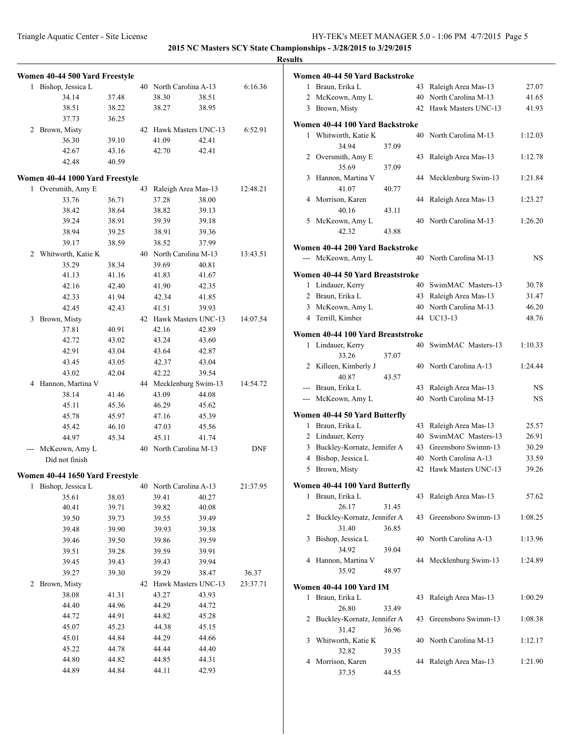**2015 NC Masters SCY State Championships - 3/28/2015 to 3/29/2015**

**Results**

### Women 40-44 500 Yard Freestyle

| Place | Name | Age | Team | Time |
|---|---|---|---|---|
| 1 | Bishop, Jessica L | 40 | North Carolina A-13 | 6:16.36 |
| | 34.14 37.48 38.30 38.51 | | | |
| | 38.51 38.22 38.27 38.95 | | | |
| | 37.73 36.25 | | | |
| 2 | Brown, Misty | 42 | Hawk Masters UNC-13 | 6:52.91 |
| | 36.30 39.10 41.09 42.41 | | | |
| | 42.67 43.16 42.70 42.41 | | | |
| | 42.48 40.59 | | | |

### Women 40-44 1000 Yard Freestyle

| Place | Name | Age | Team | Time |
|---|---|---|---|---|
| 1 | Oversmith, Amy E | 43 | Raleigh Area Mas-13 | 12:48.21 |
| | 33.76 36.71 37.28 38.00 | | | |
| | 38.42 38.64 38.82 39.13 | | | |
| | 39.24 38.91 39.39 39.18 | | | |
| | 38.94 39.25 38.91 39.36 | | | |
| | 39.17 38.59 38.52 37.99 | | | |
| 2 | Whitworth, Katie K | 40 | North Carolina M-13 | 13:43.51 |
| | 35.29 38.34 39.69 40.81 | | | |
| | 41.13 41.16 41.83 41.67 | | | |
| | 42.16 42.40 41.90 42.35 | | | |
| | 42.33 41.94 42.34 41.85 | | | |
| | 42.45 42.43 41.51 39.93 | | | |
| 3 | Brown, Misty | 42 | Hawk Masters UNC-13 | 14:07.54 |
| | 37.81 40.91 42.16 42.89 | | | |
| | 42.72 43.02 43.24 43.60 | | | |
| | 42.91 43.04 43.64 42.87 | | | |
| | 43.45 43.05 42.37 43.04 | | | |
| | 43.02 42.04 42.22 39.54 | | | |
| 4 | Hannon, Martina V | 44 | Mecklenburg Swim-13 | 14:54.72 |
| | 38.14 41.46 43.09 44.08 | | | |
| | 45.11 45.36 46.29 45.62 | | | |
| | 45.78 45.97 47.16 45.39 | | | |
| | 45.42 46.10 47.03 45.56 | | | |
| | 44.97 45.34 45.11 41.74 | | | |
| --- | McKeown, Amy L | 40 | North Carolina M-13 | DNF |
| | Did not finish | | | |

### Women 40-44 1650 Yard Freestyle

| Place | Name | Age | Team | Time |
|---|---|---|---|---|
| 1 | Bishop, Jessica L | 40 | North Carolina A-13 | 21:37.95 |
| | 35.61 38.03 39.41 40.27 | | | |
| | 40.41 39.71 39.82 40.08 | | | |
| | 39.50 39.73 39.55 39.49 | | | |
| | 39.48 39.90 39.93 39.38 | | | |
| | 39.46 39.50 39.86 39.59 | | | |
| | 39.51 39.28 39.59 39.91 | | | |
| | 39.45 39.43 39.43 39.94 | | | |
| | 39.27 39.30 39.29 38.47 36.37 | | | |
| 2 | Brown, Misty | 42 | Hawk Masters UNC-13 | 23:37.71 |
| | 38.08 41.31 43.27 43.93 | | | |
| | 44.40 44.96 44.29 44.72 | | | |
| | 44.72 44.91 44.82 45.28 | | | |
| | 45.07 45.23 44.38 45.15 | | | |
| | 45.01 44.84 44.29 44.66 | | | |
| | 45.22 44.78 44.44 44.40 | | | |
| | 44.80 44.82 44.85 44.31 | | | |
| | 44.89 44.84 44.11 42.93 | | | |

### Women 40-44 50 Yard Backstroke

| Place | Name | Age | Team | Time |
|---|---|---|---|---|
| 1 | Braun, Erika L | 43 | Raleigh Area Mas-13 | 27.07 |
| 2 | McKeown, Amy L | 40 | North Carolina M-13 | 41.65 |
| 3 | Brown, Misty | 42 | Hawk Masters UNC-13 | 41.93 |

### Women 40-44 100 Yard Backstroke

| Place | Name | Age | Team | Time |
|---|---|---|---|---|
| 1 | Whitworth, Katie K | 40 | North Carolina M-13 | 1:12.03 |
| | 34.94 37.09 | | | |
| 2 | Oversmith, Amy E | 43 | Raleigh Area Mas-13 | 1:12.78 |
| | 35.69 37.09 | | | |
| 3 | Hannon, Martina V | 44 | Mecklenburg Swim-13 | 1:21.84 |
| | 41.07 40.77 | | | |
| 4 | Morrison, Karen | 44 | Raleigh Area Mas-13 | 1:23.27 |
| | 40.16 43.11 | | | |
| 5 | McKeown, Amy L | 40 | North Carolina M-13 | 1:26.20 |
| | 42.32 43.88 | | | |

### Women 40-44 200 Yard Backstroke

| Place | Name | Age | Team | Time |
|---|---|---|---|---|
| --- | McKeown, Amy L | 40 | North Carolina M-13 | NS |

### Women 40-44 50 Yard Breaststroke

| Place | Name | Age | Team | Time |
|---|---|---|---|---|
| 1 | Lindauer, Kerry | 40 | SwimMAC Masters-13 | 30.78 |
| 2 | Braun, Erika L | 43 | Raleigh Area Mas-13 | 31.47 |
| 3 | McKeown, Amy L | 40 | North Carolina M-13 | 46.20 |
| 4 | Terrill, Kimber | 44 | UC13-13 | 48.76 |

### Women 40-44 100 Yard Breaststroke

| Place | Name | Age | Team | Time |
|---|---|---|---|---|
| 1 | Lindauer, Kerry | 40 | SwimMAC Masters-13 | 1:10.33 |
| | 33.26 37.07 | | | |
| 2 | Killeen, Kimberly J | 40 | North Carolina A-13 | 1:24.44 |
| | 40.87 43.57 | | | |
| --- | Braun, Erika L | 43 | Raleigh Area Mas-13 | NS |
| --- | McKeown, Amy L | 40 | North Carolina M-13 | NS |

### Women 40-44 50 Yard Butterfly

| Place | Name | Age | Team | Time |
|---|---|---|---|---|
| 1 | Braun, Erika L | 43 | Raleigh Area Mas-13 | 25.57 |
| 2 | Lindauer, Kerry | 40 | SwimMAC Masters-13 | 26.91 |
| 3 | Buckley-Kornatz, Jennifer A | 43 | Greensboro Swimm-13 | 30.29 |
| 4 | Bishop, Jessica L | 40 | North Carolina A-13 | 33.59 |
| 5 | Brown, Misty | 42 | Hawk Masters UNC-13 | 39.26 |

### Women 40-44 100 Yard Butterfly

| Place | Name | Age | Team | Time |
|---|---|---|---|---|
| 1 | Braun, Erika L | 43 | Raleigh Area Mas-13 | 57.62 |
| | 26.17 31.45 | | | |
| 2 | Buckley-Kornatz, Jennifer A | 43 | Greensboro Swimm-13 | 1:08.25 |
| | 31.40 36.85 | | | |
| 3 | Bishop, Jessica L | 40 | North Carolina A-13 | 1:13.96 |
| | 34.92 39.04 | | | |
| 4 | Hannon, Martina V | 44 | Mecklenburg Swim-13 | 1:24.89 |
| | 35.92 48.97 | | | |

### Women 40-44 100 Yard IM

| Place | Name | Age | Team | Time |
|---|---|---|---|---|
| 1 | Braun, Erika L | 43 | Raleigh Area Mas-13 | 1:00.29 |
| | 26.80 33.49 | | | |
| 2 | Buckley-Kornatz, Jennifer A | 43 | Greensboro Swimm-13 | 1:08.38 |
| | 31.42 36.96 | | | |
| 3 | Whitworth, Katie K | 40 | North Carolina M-13 | 1:12.17 |
| | 32.82 39.35 | | | |
| 4 | Morrison, Karen | 44 | Raleigh Area Mas-13 | 1:21.90 |
| | 37.35 44.55 | | | |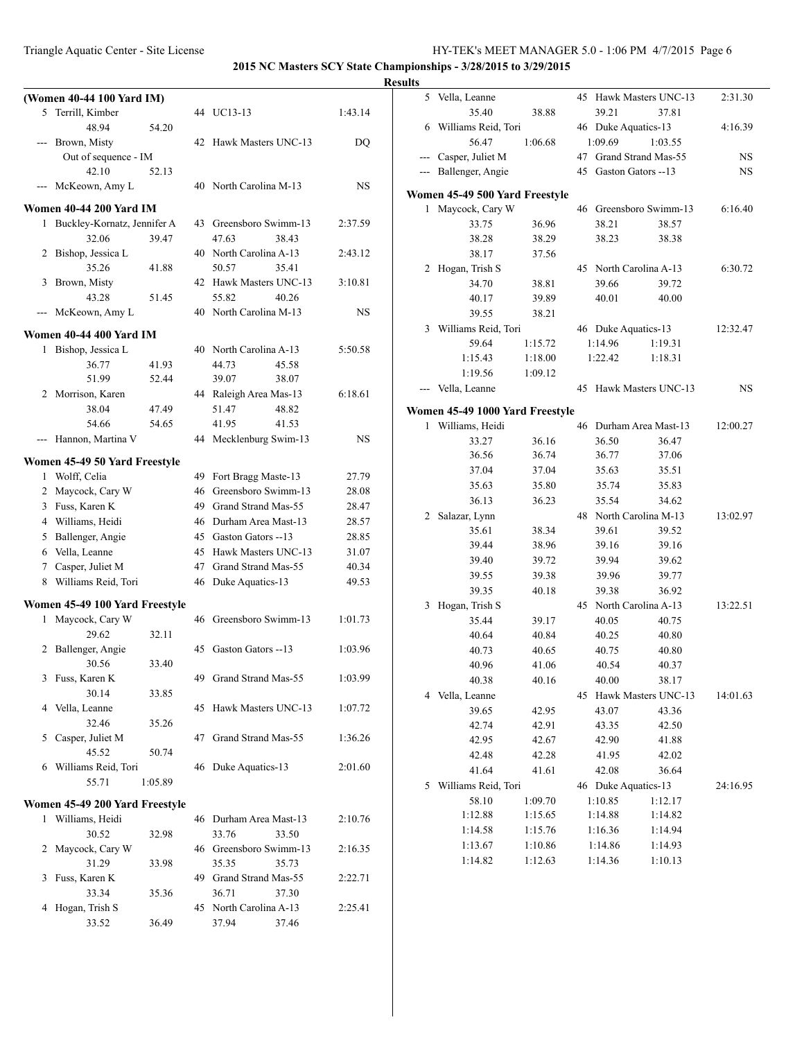**2015 NC Masters SCY State Championships - 3/28/2015 to 3/29/2015**

**Results**

**(Women 40-44 100 Yard IM)**

| | Name | Age | Team | Time |
|---|---|---|---|---|
| 5 | Terrill, Kimber | 44 | UC13-13 | 1:43.14 |
| | 48.94 54.20 | | | |
| --- | Brown, Misty | 42 | Hawk Masters UNC-13 | DQ |
| | Out of sequence - IM | | | |
| | 42.10 52.13 | | | |
| --- | McKeown, Amy L | 40 | North Carolina M-13 | NS |

**Women 40-44 200 Yard IM**

| | Name | Age | Team | Time |
|---|---|---|---|---|
| 1 | Buckley-Kornatz, Jennifer A | 43 | Greensboro Swimm-13 | 2:37.59 |
| | 32.06 39.47 47.63 38.43 | | | |
| 2 | Bishop, Jessica L | 40 | North Carolina A-13 | 2:43.12 |
| | 35.26 41.88 50.57 35.41 | | | |
| 3 | Brown, Misty | 42 | Hawk Masters UNC-13 | 3:10.81 |
| | 43.28 51.45 55.82 40.26 | | | |
| --- | McKeown, Amy L | 40 | North Carolina M-13 | NS |

**Women 40-44 400 Yard IM**

| | Name | Age | Team | Time |
|---|---|---|---|---|
| 1 | Bishop, Jessica L | 40 | North Carolina A-13 | 5:50.58 |
| | 36.77 41.93 44.73 45.58 | | | |
| | 51.99 52.44 39.07 38.07 | | | |
| 2 | Morrison, Karen | 44 | Raleigh Area Mas-13 | 6:18.61 |
| | 38.04 47.49 51.47 48.82 | | | |
| | 54.66 54.65 41.95 41.53 | | | |
| --- | Hannon, Martina V | 44 | Mecklenburg Swim-13 | NS |

**Women 45-49 50 Yard Freestyle**

| | Name | Age | Team | Time |
|---|---|---|---|---|
| 1 | Wolff, Celia | 49 | Fort Bragg Maste-13 | 27.79 |
| 2 | Maycock, Cary W | 46 | Greensboro Swimm-13 | 28.08 |
| 3 | Fuss, Karen K | 49 | Grand Strand Mas-55 | 28.47 |
| 4 | Williams, Heidi | 46 | Durham Area Mast-13 | 28.57 |
| 5 | Ballenger, Angie | 45 | Gaston Gators --13 | 28.85 |
| 6 | Vella, Leanne | 45 | Hawk Masters UNC-13 | 31.07 |
| 7 | Casper, Juliet M | 47 | Grand Strand Mas-55 | 40.34 |
| 8 | Williams Reid, Tori | 46 | Duke Aquatics-13 | 49.53 |

**Women 45-49 100 Yard Freestyle**

| | Name | Age | Team | Time |
|---|---|---|---|---|
| 1 | Maycock, Cary W | 46 | Greensboro Swimm-13 | 1:01.73 |
| | 29.62 32.11 | | | |
| 2 | Ballenger, Angie | 45 | Gaston Gators --13 | 1:03.96 |
| | 30.56 33.40 | | | |
| 3 | Fuss, Karen K | 49 | Grand Strand Mas-55 | 1:03.99 |
| | 30.14 33.85 | | | |
| 4 | Vella, Leanne | 45 | Hawk Masters UNC-13 | 1:07.72 |
| | 32.46 35.26 | | | |
| 5 | Casper, Juliet M | 47 | Grand Strand Mas-55 | 1:36.26 |
| | 45.52 50.74 | | | |
| 6 | Williams Reid, Tori | 46 | Duke Aquatics-13 | 2:01.60 |
| | 55.71 1:05.89 | | | |

**Women 45-49 200 Yard Freestyle**

| | Name | Age | Team | Time |
|---|---|---|---|---|
| 1 | Williams, Heidi | 46 | Durham Area Mast-13 | 2:10.76 |
| | 30.52 32.98 33.76 33.50 | | | |
| 2 | Maycock, Cary W | 46 | Greensboro Swimm-13 | 2:16.35 |
| | 31.29 33.98 35.35 35.73 | | | |
| 3 | Fuss, Karen K | 49 | Grand Strand Mas-55 | 2:22.71 |
| | 33.34 35.36 36.71 37.30 | | | |
| 4 | Hogan, Trish S | 45 | North Carolina A-13 | 2:25.41 |
| | 33.52 36.49 37.94 37.46 | | | |
| 5 | Vella, Leanne | 45 | Hawk Masters UNC-13 | 2:31.30 |
| | 35.40 38.88 39.21 37.81 | | | |
| 6 | Williams Reid, Tori | 46 | Duke Aquatics-13 | 4:16.39 |
| | 56.47 1:06.68 1:09.69 1:03.55 | | | |
| --- | Casper, Juliet M | 47 | Grand Strand Mas-55 | NS |
| --- | Ballenger, Angie | 45 | Gaston Gators --13 | NS |

**Women 45-49 500 Yard Freestyle**

| | Name | Age | Team | Time |
|---|---|---|---|---|
| 1 | Maycock, Cary W | 46 | Greensboro Swimm-13 | 6:16.40 |
| | 33.75 36.96 38.21 38.57 | | | |
| | 38.28 38.29 38.23 38.38 | | | |
| | 38.17 37.56 | | | |
| 2 | Hogan, Trish S | 45 | North Carolina A-13 | 6:30.72 |
| | 34.70 38.81 39.66 39.72 | | | |
| | 40.17 39.89 40.01 40.00 | | | |
| | 39.55 38.21 | | | |
| 3 | Williams Reid, Tori | 46 | Duke Aquatics-13 | 12:32.47 |
| | 59.64 1:15.72 1:14.96 1:19.31 | | | |
| | 1:15.43 1:18.00 1:22.42 1:18.31 | | | |
| | 1:19.56 1:09.12 | | | |
| --- | Vella, Leanne | 45 | Hawk Masters UNC-13 | NS |

**Women 45-49 1000 Yard Freestyle**

| | Name | Age | Team | Time |
|---|---|---|---|---|
| 1 | Williams, Heidi | 46 | Durham Area Mast-13 | 12:00.27 |
| | 33.27 36.16 36.50 36.47 | | | |
| | 36.56 36.74 36.77 37.06 | | | |
| | 37.04 37.04 35.63 35.51 | | | |
| | 35.63 35.80 35.74 35.83 | | | |
| | 36.13 36.23 35.54 34.62 | | | |
| 2 | Salazar, Lynn | 48 | North Carolina M-13 | 13:02.97 |
| | 35.61 38.34 39.61 39.52 | | | |
| | 39.44 38.96 39.16 39.16 | | | |
| | 39.40 39.72 39.94 39.62 | | | |
| | 39.55 39.38 39.96 39.77 | | | |
| | 39.35 40.18 39.38 36.92 | | | |
| 3 | Hogan, Trish S | 45 | North Carolina A-13 | 13:22.51 |
| | 35.44 39.17 40.05 40.75 | | | |
| | 40.64 40.84 40.25 40.80 | | | |
| | 40.73 40.65 40.75 40.80 | | | |
| | 40.96 41.06 40.54 40.37 | | | |
| | 40.38 40.16 40.00 38.17 | | | |
| 4 | Vella, Leanne | 45 | Hawk Masters UNC-13 | 14:01.63 |
| | 39.65 42.95 43.07 43.36 | | | |
| | 42.74 42.91 43.35 42.50 | | | |
| | 42.95 42.67 42.90 41.88 | | | |
| | 42.48 42.28 41.95 42.02 | | | |
| | 41.64 41.61 42.08 36.64 | | | |
| 5 | Williams Reid, Tori | 46 | Duke Aquatics-13 | 24:16.95 |
| | 58.10 1:09.70 1:10.85 1:12.17 | | | |
| | 1:12.88 1:15.65 1:14.88 1:14.82 | | | |
| | 1:14.58 1:15.76 1:16.36 1:14.94 | | | |
| | 1:13.67 1:10.86 1:14.86 1:14.93 | | | |
| | 1:14.82 1:12.63 1:14.36 1:10.13 | | | |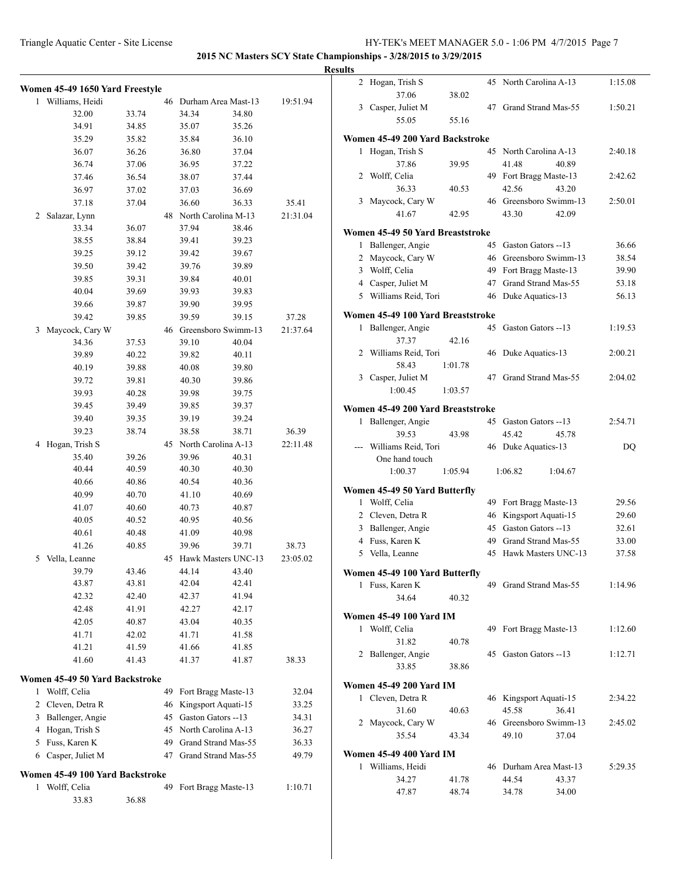**2015 NC Masters SCY State Championships - 3/28/2015 to 3/29/2015**

**Results**

### Women 45-49 1650 Yard Freestyle

| | Name | Age | Team | Finals Time |
|---|---|---|---|---|
| 1 | Williams, Heidi | 46 | Durham Area Mast-13 | 19:51.94 |
| | 32.00 / 33.74 / 34.34 / 34.80 / 34.91 / 34.85 / 35.07 / 35.26 / 35.29 / 35.82 / 35.84 / 36.10 / 36.07 / 36.26 / 36.80 / 37.04 / 36.74 / 37.06 / 36.95 / 37.22 / 37.46 / 36.54 / 38.07 / 37.44 / 36.97 / 37.02 / 37.03 / 36.69 / 37.18 / 37.04 / 36.60 / 36.33 / 35.41 | | | |
| 2 | Salazar, Lynn | 48 | North Carolina M-13 | 21:31.04 |
| | 33.34 / 36.07 / 37.94 / 38.46 / 38.55 / 38.84 / 39.41 / 39.23 / 39.25 / 39.12 / 39.42 / 39.67 / 39.50 / 39.42 / 39.76 / 39.89 / 39.85 / 39.31 / 39.84 / 40.01 / 40.04 / 39.69 / 39.93 / 39.83 / 39.66 / 39.87 / 39.90 / 39.95 / 39.42 / 39.85 / 39.59 / 39.15 / 37.28 | | | |
| 3 | Maycock, Cary W | 46 | Greensboro Swimm-13 | 21:37.64 |
| | 34.36 / 37.53 / 39.10 / 40.04 / 39.89 / 40.22 / 39.82 / 40.11 / 40.19 / 39.88 / 40.08 / 39.80 / 39.72 / 39.81 / 40.30 / 39.86 / 39.93 / 40.28 / 39.98 / 39.75 / 39.45 / 39.49 / 39.85 / 39.37 / 39.40 / 39.35 / 39.19 / 39.24 / 39.23 / 38.74 / 38.58 / 38.71 / 36.39 | | | |
| 4 | Hogan, Trish S | 45 | North Carolina A-13 | 22:11.48 |
| | 35.40 / 39.26 / 39.96 / 40.31 / 40.44 / 40.59 / 40.30 / 40.30 / 40.66 / 40.86 / 40.54 / 40.36 / 40.99 / 40.70 / 41.10 / 40.69 / 41.07 / 40.60 / 40.73 / 40.87 / 40.05 / 40.52 / 40.95 / 40.56 / 40.61 / 40.48 / 41.09 / 40.98 / 41.26 / 40.85 / 39.96 / 39.71 / 38.73 | | | |
| 5 | Vella, Leanne | 45 | Hawk Masters UNC-13 | 23:05.02 |
| | 39.79 / 43.46 / 44.14 / 43.40 / 43.87 / 43.81 / 42.04 / 42.41 / 42.32 / 42.40 / 42.37 / 41.94 / 42.48 / 41.91 / 42.27 / 42.17 / 42.05 / 40.87 / 43.04 / 40.35 / 41.71 / 42.02 / 41.71 / 41.58 / 41.21 / 41.59 / 41.66 / 41.85 / 41.60 / 41.43 / 41.37 / 41.87 / 38.33 | | | |

### Women 45-49 50 Yard Backstroke

| | Name | Age | Team | Finals Time |
|---|---|---|---|---|
| 1 | Wolff, Celia | 49 | Fort Bragg Maste-13 | 32.04 |
| 2 | Cleven, Detra R | 46 | Kingsport Aquati-15 | 33.25 |
| 3 | Ballenger, Angie | 45 | Gaston Gators --13 | 34.31 |
| 4 | Hogan, Trish S | 45 | North Carolina A-13 | 36.27 |
| 5 | Fuss, Karen K | 49 | Grand Strand Mas-55 | 36.33 |
| 6 | Casper, Juliet M | 47 | Grand Strand Mas-55 | 49.79 |

### Women 45-49 100 Yard Backstroke

| | Name | Age | Team | Finals Time |
|---|---|---|---|---|
| 1 | Wolff, Celia | 49 | Fort Bragg Maste-13 | 1:10.71 |
| | 33.83 / 36.88 | | | |
| 2 | Hogan, Trish S | 45 | North Carolina A-13 | 1:15.08 |
| | 37.06 / 38.02 | | | |
| 3 | Casper, Juliet M | 47 | Grand Strand Mas-55 | 1:50.21 |
| | 55.05 / 55.16 | | | |

### Women 45-49 200 Yard Backstroke

| | Name | Age | Team | Finals Time |
|---|---|---|---|---|
| 1 | Hogan, Trish S | 45 | North Carolina A-13 | 2:40.18 |
| | 37.86 / 39.95 / 41.48 / 40.89 | | | |
| 2 | Wolff, Celia | 49 | Fort Bragg Maste-13 | 2:42.62 |
| | 36.33 / 40.53 / 42.56 / 43.20 | | | |
| 3 | Maycock, Cary W | 46 | Greensboro Swimm-13 | 2:50.01 |
| | 41.67 / 42.95 / 43.30 / 42.09 | | | |

### Women 45-49 50 Yard Breaststroke

| | Name | Age | Team | Finals Time |
|---|---|---|---|---|
| 1 | Ballenger, Angie | 45 | Gaston Gators --13 | 36.66 |
| 2 | Maycock, Cary W | 46 | Greensboro Swimm-13 | 38.54 |
| 3 | Wolff, Celia | 49 | Fort Bragg Maste-13 | 39.90 |
| 4 | Casper, Juliet M | 47 | Grand Strand Mas-55 | 53.18 |
| 5 | Williams Reid, Tori | 46 | Duke Aquatics-13 | 56.13 |

### Women 45-49 100 Yard Breaststroke

| | Name | Age | Team | Finals Time |
|---|---|---|---|---|
| 1 | Ballenger, Angie | 45 | Gaston Gators --13 | 1:19.53 |
| | 37.37 / 42.16 | | | |
| 2 | Williams Reid, Tori | 46 | Duke Aquatics-13 | 2:00.21 |
| | 58.43 / 1:01.78 | | | |
| 3 | Casper, Juliet M | 47 | Grand Strand Mas-55 | 2:04.02 |
| | 1:00.45 / 1:03.57 | | | |

### Women 45-49 200 Yard Breaststroke

| | Name | Age | Team | Finals Time |
|---|---|---|---|---|
| 1 | Ballenger, Angie | 45 | Gaston Gators --13 | 2:54.71 |
| | 39.53 / 43.98 / 45.42 / 45.78 | | | |
| --- | Williams Reid, Tori | 46 | Duke Aquatics-13 | DQ |
| | One hand touch | | | |
| | 1:00.37 / 1:05.94 / 1:06.82 / 1:04.67 | | | |

### Women 45-49 50 Yard Butterfly

| | Name | Age | Team | Finals Time |
|---|---|---|---|---|
| 1 | Wolff, Celia | 49 | Fort Bragg Maste-13 | 29.56 |
| 2 | Cleven, Detra R | 46 | Kingsport Aquati-15 | 29.60 |
| 3 | Ballenger, Angie | 45 | Gaston Gators --13 | 32.61 |
| 4 | Fuss, Karen K | 49 | Grand Strand Mas-55 | 33.00 |
| 5 | Vella, Leanne | 45 | Hawk Masters UNC-13 | 37.58 |

### Women 45-49 100 Yard Butterfly

| | Name | Age | Team | Finals Time |
|---|---|---|---|---|
| 1 | Fuss, Karen K | 49 | Grand Strand Mas-55 | 1:14.96 |
| | 34.64 / 40.32 | | | |

### Women 45-49 100 Yard IM

| | Name | Age | Team | Finals Time |
|---|---|---|---|---|
| 1 | Wolff, Celia | 49 | Fort Bragg Maste-13 | 1:12.60 |
| | 31.82 / 40.78 | | | |
| 2 | Ballenger, Angie | 45 | Gaston Gators --13 | 1:12.71 |
| | 33.85 / 38.86 | | | |

### Women 45-49 200 Yard IM

| | Name | Age | Team | Finals Time |
|---|---|---|---|---|
| 1 | Cleven, Detra R | 46 | Kingsport Aquati-15 | 2:34.22 |
| | 31.60 / 40.63 / 45.58 / 36.41 | | | |
| 2 | Maycock, Cary W | 46 | Greensboro Swimm-13 | 2:45.02 |
| | 35.54 / 43.34 / 49.10 / 37.04 | | | |

### Women 45-49 400 Yard IM

| | Name | Age | Team | Finals Time |
|---|---|---|---|---|
| 1 | Williams, Heidi | 46 | Durham Area Mast-13 | 5:29.35 |
| | 34.27 / 41.78 / 44.54 / 43.37 / 47.87 / 48.74 / 34.78 / 34.00 | | | |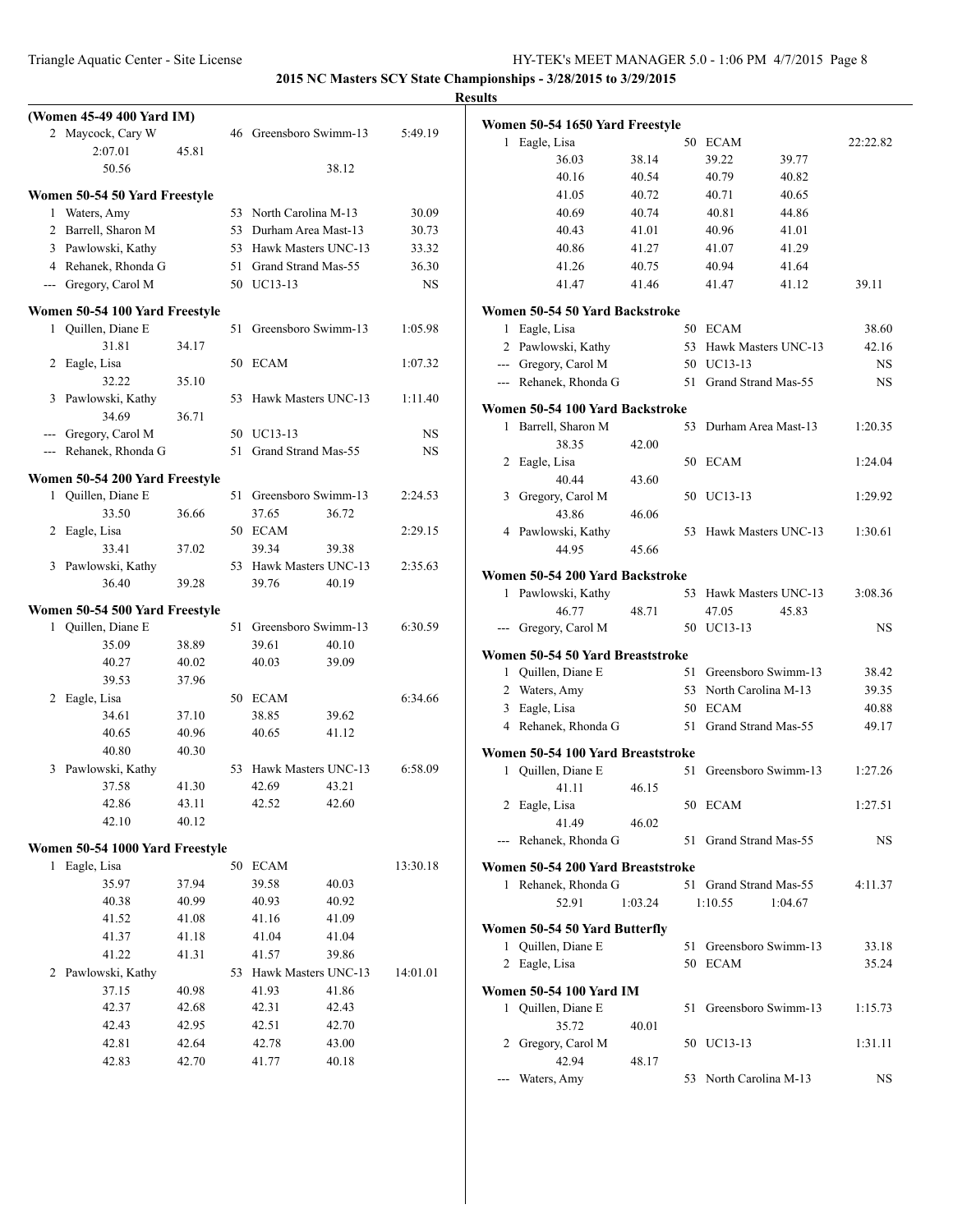**2015 NC Masters SCY State Championships - 3/28/2015 to 3/29/2015**

**Results**

### (Women 45-49 400 Yard IM)

| Place | Name | Age | Team | | Time |
|---|---|---|---|---|---|
| 2 | Maycock, Cary W | 46 | Greensboro Swimm-13 | | 5:49.19 |
| | 2:07.01 | 45.81 | | | |
| | 50.56 | | | 38.12 | |

### Women 50-54 50 Yard Freestyle

| Place | Name | Age | Team | Time |
|---|---|---|---|---|
| 1 | Waters, Amy | 53 | North Carolina M-13 | 30.09 |
| 2 | Barrell, Sharon M | 53 | Durham Area Mast-13 | 30.73 |
| 3 | Pawlowski, Kathy | 53 | Hawk Masters UNC-13 | 33.32 |
| 4 | Rehanek, Rhonda G | 51 | Grand Strand Mas-55 | 36.30 |
| --- | Gregory, Carol M | 50 | UC13-13 | NS |

### Women 50-54 100 Yard Freestyle

| Place | Name | Age | Team | Time |
|---|---|---|---|---|
| 1 | Quillen, Diane E | 51 | Greensboro Swimm-13 | 1:05.98 |
| | 31.81 | 34.17 | | |
| 2 | Eagle, Lisa | 50 | ECAM | 1:07.32 |
| | 32.22 | 35.10 | | |
| 3 | Pawlowski, Kathy | 53 | Hawk Masters UNC-13 | 1:11.40 |
| | 34.69 | 36.71 | | |
| --- | Gregory, Carol M | 50 | UC13-13 | NS |
| --- | Rehanek, Rhonda G | 51 | Grand Strand Mas-55 | NS |

### Women 50-54 200 Yard Freestyle

| Place | Name | Age | Team | | Time |
|---|---|---|---|---|---|
| 1 | Quillen, Diane E | 51 | Greensboro Swimm-13 | | 2:24.53 |
| | 33.50 | 36.66 | 37.65 | 36.72 | |
| 2 | Eagle, Lisa | 50 | ECAM | | 2:29.15 |
| | 33.41 | 37.02 | 39.34 | 39.38 | |
| 3 | Pawlowski, Kathy | 53 | Hawk Masters UNC-13 | | 2:35.63 |
| | 36.40 | 39.28 | 39.76 | 40.19 | |

### Women 50-54 500 Yard Freestyle

| Place | Name | Age | Team | | Time |
|---|---|---|---|---|---|
| 1 | Quillen, Diane E | 51 | Greensboro Swimm-13 | | 6:30.59 |
| | 35.09 | 38.89 | 39.61 | 40.10 | |
| | 40.27 | 40.02 | 40.03 | 39.09 | |
| | 39.53 | 37.96 | | | |
| 2 | Eagle, Lisa | 50 | ECAM | | 6:34.66 |
| | 34.61 | 37.10 | 38.85 | 39.62 | |
| | 40.65 | 40.96 | 40.65 | 41.12 | |
| | 40.80 | 40.30 | | | |
| 3 | Pawlowski, Kathy | 53 | Hawk Masters UNC-13 | | 6:58.09 |
| | 37.58 | 41.30 | 42.69 | 43.21 | |
| | 42.86 | 43.11 | 42.52 | 42.60 | |
| | 42.10 | 40.12 | | | |

### Women 50-54 1000 Yard Freestyle

| Place | Name | Age | Team | | Time |
|---|---|---|---|---|---|
| 1 | Eagle, Lisa | 50 | ECAM | | 13:30.18 |
| | 35.97 | 37.94 | 39.58 | 40.03 | |
| | 40.38 | 40.99 | 40.93 | 40.92 | |
| | 41.52 | 41.08 | 41.16 | 41.09 | |
| | 41.37 | 41.18 | 41.04 | 41.04 | |
| | 41.22 | 41.31 | 41.57 | 39.86 | |
| 2 | Pawlowski, Kathy | 53 | Hawk Masters UNC-13 | | 14:01.01 |
| | 37.15 | 40.98 | 41.93 | 41.86 | |
| | 42.37 | 42.68 | 42.31 | 42.43 | |
| | 42.43 | 42.95 | 42.51 | 42.70 | |
| | 42.81 | 42.64 | 42.78 | 43.00 | |
| | 42.83 | 42.70 | 41.77 | 40.18 | |

### Women 50-54 1650 Yard Freestyle

| Place | Name | Age | Team | | Time |
|---|---|---|---|---|---|
| 1 | Eagle, Lisa | 50 | ECAM | | 22:22.82 |
| | 36.03 | 38.14 | 39.22 | 39.77 | |
| | 40.16 | 40.54 | 40.79 | 40.82 | |
| | 41.05 | 40.72 | 40.71 | 40.65 | |
| | 40.69 | 40.74 | 40.81 | 44.86 | |
| | 40.43 | 41.01 | 40.96 | 41.01 | |
| | 40.86 | 41.27 | 41.07 | 41.29 | |
| | 41.26 | 40.75 | 40.94 | 41.64 | |
| | 41.47 | 41.46 | 41.47 | 41.12 | 39.11 |

### Women 50-54 50 Yard Backstroke

| Place | Name | Age | Team | Time |
|---|---|---|---|---|
| 1 | Eagle, Lisa | 50 | ECAM | 38.60 |
| 2 | Pawlowski, Kathy | 53 | Hawk Masters UNC-13 | 42.16 |
| --- | Gregory, Carol M | 50 | UC13-13 | NS |
| --- | Rehanek, Rhonda G | 51 | Grand Strand Mas-55 | NS |

### Women 50-54 100 Yard Backstroke

| Place | Name | Age | Team | Time |
|---|---|---|---|---|
| 1 | Barrell, Sharon M | 53 | Durham Area Mast-13 | 1:20.35 |
| | 38.35 | 42.00 | | |
| 2 | Eagle, Lisa | 50 | ECAM | 1:24.04 |
| | 40.44 | 43.60 | | |
| 3 | Gregory, Carol M | 50 | UC13-13 | 1:29.92 |
| | 43.86 | 46.06 | | |
| 4 | Pawlowski, Kathy | 53 | Hawk Masters UNC-13 | 1:30.61 |
| | 44.95 | 45.66 | | |

### Women 50-54 200 Yard Backstroke

| Place | Name | Age | Team | | Time |
|---|---|---|---|---|---|
| 1 | Pawlowski, Kathy | 53 | Hawk Masters UNC-13 | | 3:08.36 |
| | 46.77 | 48.71 | 47.05 | 45.83 | |
| --- | Gregory, Carol M | 50 | UC13-13 | | NS |

### Women 50-54 50 Yard Breaststroke

| Place | Name | Age | Team | Time |
|---|---|---|---|---|
| 1 | Quillen, Diane E | 51 | Greensboro Swimm-13 | 38.42 |
| 2 | Waters, Amy | 53 | North Carolina M-13 | 39.35 |
| 3 | Eagle, Lisa | 50 | ECAM | 40.88 |
| 4 | Rehanek, Rhonda G | 51 | Grand Strand Mas-55 | 49.17 |

### Women 50-54 100 Yard Breaststroke

| Place | Name | Age | Team | Time |
|---|---|---|---|---|
| 1 | Quillen, Diane E | 51 | Greensboro Swimm-13 | 1:27.26 |
| | 41.11 | 46.15 | | |
| 2 | Eagle, Lisa | 50 | ECAM | 1:27.51 |
| | 41.49 | 46.02 | | |
| --- | Rehanek, Rhonda G | 51 | Grand Strand Mas-55 | NS |

### Women 50-54 200 Yard Breaststroke

| Place | Name | Age | Team | | Time |
|---|---|---|---|---|---|
| 1 | Rehanek, Rhonda G | 51 | Grand Strand Mas-55 | | 4:11.37 |
| | 52.91 | 1:03.24 | 1:10.55 | 1:04.67 | |

### Women 50-54 50 Yard Butterfly

| Place | Name | Age | Team | Time |
|---|---|---|---|---|
| 1 | Quillen, Diane E | 51 | Greensboro Swimm-13 | 33.18 |
| 2 | Eagle, Lisa | 50 | ECAM | 35.24 |

### Women 50-54 100 Yard IM

| Place | Name | Age | Team | Time |
|---|---|---|---|---|
| 1 | Quillen, Diane E | 51 | Greensboro Swimm-13 | 1:15.73 |
| | 35.72 | 40.01 | | |
| 2 | Gregory, Carol M | 50 | UC13-13 | 1:31.11 |
| | 42.94 | 48.17 | | |
| --- | Waters, Amy | 53 | North Carolina M-13 | NS |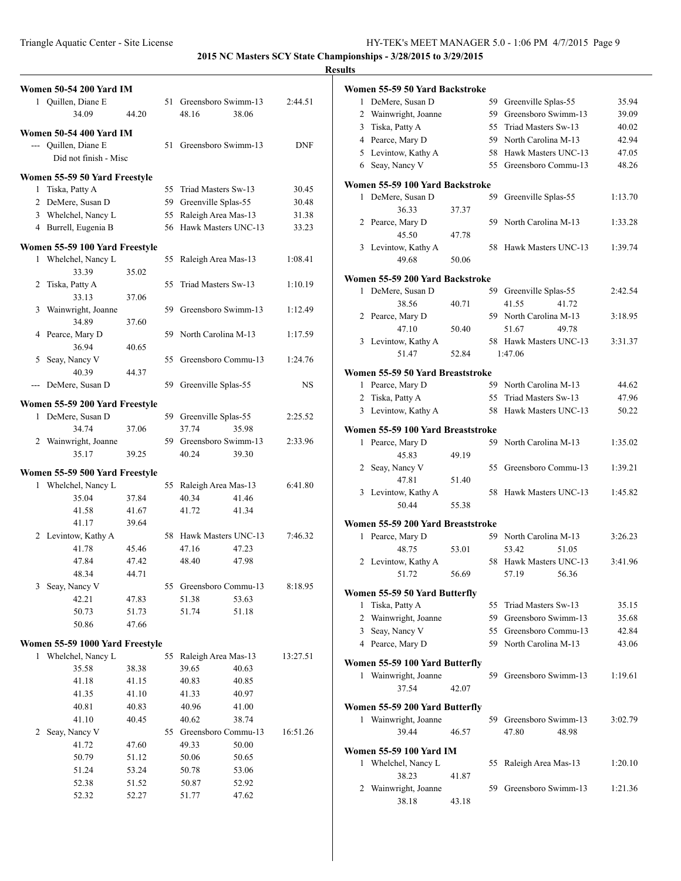**2015 NC Masters SCY State Championships - 3/28/2015 to 3/29/2015**

**Results**

### Women 50-54 200 Yard IM

| Place | Name | Age | Team | Time |
|---|---|---|---|---|
| 1 | Quillen, Diane E | 51 | Greensboro Swimm-13 | 2:44.51 |
| | 34.09 44.20 48.16 38.06 | | | |

### Women 50-54 400 Yard IM

| Place | Name | Age | Team | Time |
|---|---|---|---|---|
| --- | Quillen, Diane E | 51 | Greensboro Swimm-13 | DNF |
| | Did not finish - Misc | | | |

### Women 55-59 50 Yard Freestyle

| Place | Name | Age | Team | Time |
|---|---|---|---|---|
| 1 | Tiska, Patty A | 55 | Triad Masters Sw-13 | 30.45 |
| 2 | DeMere, Susan D | 59 | Greenville Splas-55 | 30.48 |
| 3 | Whelchel, Nancy L | 55 | Raleigh Area Mas-13 | 31.38 |
| 4 | Burrell, Eugenia B | 56 | Hawk Masters UNC-13 | 33.23 |

### Women 55-59 100 Yard Freestyle

| Place | Name | Age | Team | Time |
|---|---|---|---|---|
| 1 | Whelchel, Nancy L | 55 | Raleigh Area Mas-13 | 1:08.41 |
| | 33.39 35.02 | | | |
| 2 | Tiska, Patty A | 55 | Triad Masters Sw-13 | 1:10.19 |
| | 33.13 37.06 | | | |
| 3 | Wainwright, Joanne | 59 | Greensboro Swimm-13 | 1:12.49 |
| | 34.89 37.60 | | | |
| 4 | Pearce, Mary D | 59 | North Carolina M-13 | 1:17.59 |
| | 36.94 40.65 | | | |
| 5 | Seay, Nancy V | 55 | Greensboro Commu-13 | 1:24.76 |
| | 40.39 44.37 | | | |
| --- | DeMere, Susan D | 59 | Greenville Splas-55 | NS |

### Women 55-59 200 Yard Freestyle

| Place | Name | Age | Team | Time |
|---|---|---|---|---|
| 1 | DeMere, Susan D | 59 | Greenville Splas-55 | 2:25.52 |
| | 34.74 37.06 37.74 35.98 | | | |
| 2 | Wainwright, Joanne | 59 | Greensboro Swimm-13 | 2:33.96 |
| | 35.17 39.25 40.24 39.30 | | | |

### Women 55-59 500 Yard Freestyle

| Place | Name | Age | Team | Time |
|---|---|---|---|---|
| 1 | Whelchel, Nancy L | 55 | Raleigh Area Mas-13 | 6:41.80 |
| | 35.04 37.84 40.34 41.46 | | | |
| | 41.58 41.67 41.72 41.34 | | | |
| | 41.17 39.64 | | | |
| 2 | Levintow, Kathy A | 58 | Hawk Masters UNC-13 | 7:46.32 |
| | 41.78 45.46 47.16 47.23 | | | |
| | 47.84 47.42 48.40 47.98 | | | |
| | 48.34 44.71 | | | |
| 3 | Seay, Nancy V | 55 | Greensboro Commu-13 | 8:18.95 |
| | 42.21 47.83 51.38 53.63 | | | |
| | 50.73 51.73 51.74 51.18 | | | |
| | 50.86 47.66 | | | |

### Women 55-59 1000 Yard Freestyle

| Place | Name | Age | Team | Time |
|---|---|---|---|---|
| 1 | Whelchel, Nancy L | 55 | Raleigh Area Mas-13 | 13:27.51 |
| | 35.58 38.38 39.65 40.63 | | | |
| | 41.18 41.15 40.83 40.85 | | | |
| | 41.35 41.10 41.33 40.97 | | | |
| | 40.81 40.83 40.96 41.00 | | | |
| | 41.10 40.45 40.62 38.74 | | | |
| 2 | Seay, Nancy V | 55 | Greensboro Commu-13 | 16:51.26 |
| | 41.72 47.60 49.33 50.00 | | | |
| | 50.79 51.12 50.06 50.65 | | | |
| | 51.24 53.24 50.78 53.06 | | | |
| | 52.38 51.52 50.87 52.92 | | | |
| | 52.32 52.27 51.77 47.62 | | | |

### Women 55-59 50 Yard Backstroke

| Place | Name | Age | Team | Time |
|---|---|---|---|---|
| 1 | DeMere, Susan D | 59 | Greenville Splas-55 | 35.94 |
| 2 | Wainwright, Joanne | 59 | Greensboro Swimm-13 | 39.09 |
| 3 | Tiska, Patty A | 55 | Triad Masters Sw-13 | 40.02 |
| 4 | Pearce, Mary D | 59 | North Carolina M-13 | 42.94 |
| 5 | Levintow, Kathy A | 58 | Hawk Masters UNC-13 | 47.05 |
| 6 | Seay, Nancy V | 55 | Greensboro Commu-13 | 48.26 |

### Women 55-59 100 Yard Backstroke

| Place | Name | Age | Team | Time |
|---|---|---|---|---|
| 1 | DeMere, Susan D | 59 | Greenville Splas-55 | 1:13.70 |
| | 36.33 37.37 | | | |
| 2 | Pearce, Mary D | 59 | North Carolina M-13 | 1:33.28 |
| | 45.50 47.78 | | | |
| 3 | Levintow, Kathy A | 58 | Hawk Masters UNC-13 | 1:39.74 |
| | 49.68 50.06 | | | |

### Women 55-59 200 Yard Backstroke

| Place | Name | Age | Team | Time |
|---|---|---|---|---|
| 1 | DeMere, Susan D | 59 | Greenville Splas-55 | 2:42.54 |
| | 38.56 40.71 41.55 41.72 | | | |
| 2 | Pearce, Mary D | 59 | North Carolina M-13 | 3:18.95 |
| | 47.10 50.40 51.67 49.78 | | | |
| 3 | Levintow, Kathy A | 58 | Hawk Masters UNC-13 | 3:31.37 |
| | 51.47 52.84 1:47.06 | | | |

### Women 55-59 50 Yard Breaststroke

| Place | Name | Age | Team | Time |
|---|---|---|---|---|
| 1 | Pearce, Mary D | 59 | North Carolina M-13 | 44.62 |
| 2 | Tiska, Patty A | 55 | Triad Masters Sw-13 | 47.96 |
| 3 | Levintow, Kathy A | 58 | Hawk Masters UNC-13 | 50.22 |

### Women 55-59 100 Yard Breaststroke

| Place | Name | Age | Team | Time |
|---|---|---|---|---|
| 1 | Pearce, Mary D | 59 | North Carolina M-13 | 1:35.02 |
| | 45.83 49.19 | | | |
| 2 | Seay, Nancy V | 55 | Greensboro Commu-13 | 1:39.21 |
| | 47.81 51.40 | | | |
| 3 | Levintow, Kathy A | 58 | Hawk Masters UNC-13 | 1:45.82 |
| | 50.44 55.38 | | | |

### Women 55-59 200 Yard Breaststroke

| Place | Name | Age | Team | Time |
|---|---|---|---|---|
| 1 | Pearce, Mary D | 59 | North Carolina M-13 | 3:26.23 |
| | 48.75 53.01 53.42 51.05 | | | |
| 2 | Levintow, Kathy A | 58 | Hawk Masters UNC-13 | 3:41.96 |
| | 51.72 56.69 57.19 56.36 | | | |

### Women 55-59 50 Yard Butterfly

| Place | Name | Age | Team | Time |
|---|---|---|---|---|
| 1 | Tiska, Patty A | 55 | Triad Masters Sw-13 | 35.15 |
| 2 | Wainwright, Joanne | 59 | Greensboro Swimm-13 | 35.68 |
| 3 | Seay, Nancy V | 55 | Greensboro Commu-13 | 42.84 |
| 4 | Pearce, Mary D | 59 | North Carolina M-13 | 43.06 |

### Women 55-59 100 Yard Butterfly

| Place | Name | Age | Team | Time |
|---|---|---|---|---|
| 1 | Wainwright, Joanne | 59 | Greensboro Swimm-13 | 1:19.61 |
| | 37.54 42.07 | | | |

### Women 55-59 200 Yard Butterfly

| Place | Name | Age | Team | Time |
|---|---|---|---|---|
| 1 | Wainwright, Joanne | 59 | Greensboro Swimm-13 | 3:02.79 |
| | 39.44 46.57 47.80 48.98 | | | |

### Women 55-59 100 Yard IM

| Place | Name | Age | Team | Time |
|---|---|---|---|---|
| 1 | Whelchel, Nancy L | 55 | Raleigh Area Mas-13 | 1:20.10 |
| | 38.23 41.87 | | | |
| 2 | Wainwright, Joanne | 59 | Greensboro Swimm-13 | 1:21.36 |
| | 38.18 43.18 | | | |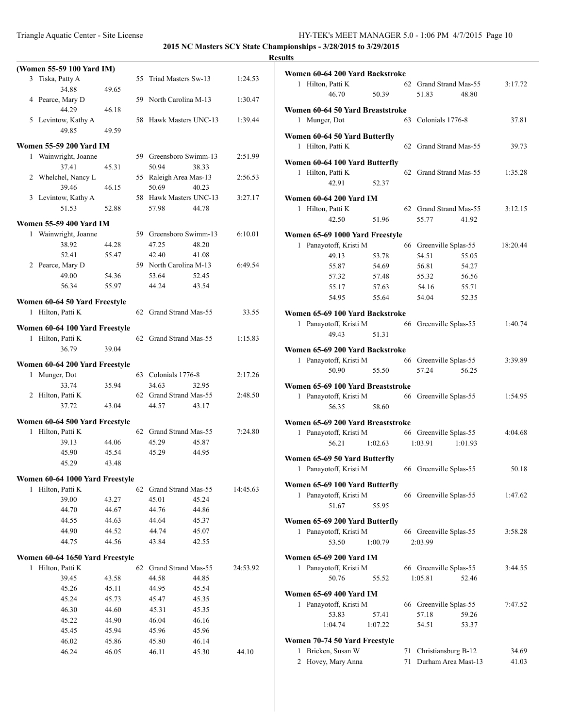**2015 NC Masters SCY State Championships - 3/28/2015 to 3/29/2015**

**Results**

**(Women 55-59 100 Yard IM)**

| | Name | Age | Team | Finals Time |
|---|---|---|---|---|
| 3 | Tiska, Patty A | 55 | Triad Masters Sw-13 | 1:24.53 |
| | 34.88 49.65 | | | |
| 4 | Pearce, Mary D | 59 | North Carolina M-13 | 1:30.47 |
| | 44.29 46.18 | | | |
| 5 | Levintow, Kathy A | 58 | Hawk Masters UNC-13 | 1:39.44 |
| | 49.85 49.59 | | | |

**Women 55-59 200 Yard IM**

| | Name | Age | Team | Finals Time |
|---|---|---|---|---|
| 1 | Wainwright, Joanne | 59 | Greensboro Swimm-13 | 2:51.99 |
| | 37.41 45.31 50.94 38.33 | | | |
| 2 | Whelchel, Nancy L | 55 | Raleigh Area Mas-13 | 2:56.53 |
| | 39.46 46.15 50.69 40.23 | | | |
| 3 | Levintow, Kathy A | 58 | Hawk Masters UNC-13 | 3:27.17 |
| | 51.53 52.88 57.98 44.78 | | | |

**Women 55-59 400 Yard IM**

| | Name | Age | Team | Finals Time |
|---|---|---|---|---|
| 1 | Wainwright, Joanne | 59 | Greensboro Swimm-13 | 6:10.01 |
| | 38.92 44.28 47.25 48.20 | | | |
| | 52.41 55.47 42.40 41.08 | | | |
| 2 | Pearce, Mary D | 59 | North Carolina M-13 | 6:49.54 |
| | 49.00 54.36 53.64 52.45 | | | |
| | 56.34 55.97 44.24 43.54 | | | |

**Women 60-64 50 Yard Freestyle**

| | Name | Age | Team | Finals Time |
|---|---|---|---|---|
| 1 | Hilton, Patti K | 62 | Grand Strand Mas-55 | 33.55 |

**Women 60-64 100 Yard Freestyle**

| | Name | Age | Team | Finals Time |
|---|---|---|---|---|
| 1 | Hilton, Patti K | 62 | Grand Strand Mas-55 | 1:15.83 |
| | 36.79 39.04 | | | |

**Women 60-64 200 Yard Freestyle**

| | Name | Age | Team | Finals Time |
|---|---|---|---|---|
| 1 | Munger, Dot | 63 | Colonials 1776-8 | 2:17.26 |
| | 33.74 35.94 34.63 32.95 | | | |
| 2 | Hilton, Patti K | 62 | Grand Strand Mas-55 | 2:48.50 |
| | 37.72 43.04 44.57 43.17 | | | |

**Women 60-64 500 Yard Freestyle**

| | Name | Age | Team | Finals Time |
|---|---|---|---|---|
| 1 | Hilton, Patti K | 62 | Grand Strand Mas-55 | 7:24.80 |
| | 39.13 44.06 45.29 45.87 | | | |
| | 45.90 45.54 45.29 44.95 | | | |
| | 45.29 43.48 | | | |

**Women 60-64 1000 Yard Freestyle**

| | Name | Age | Team | Finals Time |
|---|---|---|---|---|
| 1 | Hilton, Patti K | 62 | Grand Strand Mas-55 | 14:45.63 |
| | 39.00 43.27 45.01 45.24 | | | |
| | 44.70 44.67 44.76 44.86 | | | |
| | 44.55 44.63 44.64 45.37 | | | |
| | 44.90 44.52 44.74 45.07 | | | |
| | 44.75 44.56 43.84 42.55 | | | |

**Women 60-64 1650 Yard Freestyle**

| | Name | Age | Team | Finals Time |
|---|---|---|---|---|
| 1 | Hilton, Patti K | 62 | Grand Strand Mas-55 | 24:53.92 |
| | 39.45 43.58 44.58 44.85 | | | |
| | 45.26 45.11 44.95 45.54 | | | |
| | 45.24 45.73 45.47 45.35 | | | |
| | 46.30 44.60 45.31 45.35 | | | |
| | 45.22 44.90 46.04 46.16 | | | |
| | 45.45 45.94 45.96 45.96 | | | |
| | 46.02 45.86 45.80 46.14 | | | |
| | 46.24 46.05 46.11 45.30 | | 44.10 |

**Women 60-64 200 Yard Backstroke**

| | Name | Age | Team | Finals Time |
|---|---|---|---|---|
| 1 | Hilton, Patti K | 62 | Grand Strand Mas-55 | 3:17.72 |
| | 46.70 50.39 51.83 48.80 | | | |

**Women 60-64 50 Yard Breaststroke**

| | Name | Age | Team | Finals Time |
|---|---|---|---|---|
| 1 | Munger, Dot | 63 | Colonials 1776-8 | 37.81 |

**Women 60-64 50 Yard Butterfly**

| | Name | Age | Team | Finals Time |
|---|---|---|---|---|
| 1 | Hilton, Patti K | 62 | Grand Strand Mas-55 | 39.73 |

**Women 60-64 100 Yard Butterfly**

| | Name | Age | Team | Finals Time |
|---|---|---|---|---|
| 1 | Hilton, Patti K | 62 | Grand Strand Mas-55 | 1:35.28 |
| | 42.91 52.37 | | | |

**Women 60-64 200 Yard IM**

| | Name | Age | Team | Finals Time |
|---|---|---|---|---|
| 1 | Hilton, Patti K | 62 | Grand Strand Mas-55 | 3:12.15 |
| | 42.50 51.96 55.77 41.92 | | | |

**Women 65-69 1000 Yard Freestyle**

| | Name | Age | Team | Finals Time |
|---|---|---|---|---|
| 1 | Panayotoff, Kristi M | 66 | Greenville Splas-55 | 18:20.44 |
| | 49.13 53.78 54.51 55.05 | | | |
| | 55.87 54.69 56.81 54.27 | | | |
| | 57.32 57.48 55.32 56.56 | | | |
| | 55.17 57.63 54.16 55.71 | | | |
| | 54.95 55.64 54.04 52.35 | | | |

**Women 65-69 100 Yard Backstroke**

| | Name | Age | Team | Finals Time |
|---|---|---|---|---|
| 1 | Panayotoff, Kristi M | 66 | Greenville Splas-55 | 1:40.74 |
| | 49.43 51.31 | | | |

**Women 65-69 200 Yard Backstroke**

| | Name | Age | Team | Finals Time |
|---|---|---|---|---|
| 1 | Panayotoff, Kristi M | 66 | Greenville Splas-55 | 3:39.89 |
| | 50.90 55.50 57.24 56.25 | | | |

**Women 65-69 100 Yard Breaststroke**

| | Name | Age | Team | Finals Time |
|---|---|---|---|---|
| 1 | Panayotoff, Kristi M | 66 | Greenville Splas-55 | 1:54.95 |
| | 56.35 58.60 | | | |

**Women 65-69 200 Yard Breaststroke**

| | Name | Age | Team | Finals Time |
|---|---|---|---|---|
| 1 | Panayotoff, Kristi M | 66 | Greenville Splas-55 | 4:04.68 |
| | 56.21 1:02.63 1:03.91 1:01.93 | | | |

**Women 65-69 50 Yard Butterfly**

| | Name | Age | Team | Finals Time |
|---|---|---|---|---|
| 1 | Panayotoff, Kristi M | 66 | Greenville Splas-55 | 50.18 |

**Women 65-69 100 Yard Butterfly**

| | Name | Age | Team | Finals Time |
|---|---|---|---|---|
| 1 | Panayotoff, Kristi M | 66 | Greenville Splas-55 | 1:47.62 |
| | 51.67 55.95 | | | |

**Women 65-69 200 Yard Butterfly**

| | Name | Age | Team | Finals Time |
|---|---|---|---|---|
| 1 | Panayotoff, Kristi M | 66 | Greenville Splas-55 | 3:58.28 |
| | 53.50 1:00.79 2:03.99 | | | |

**Women 65-69 200 Yard IM**

| | Name | Age | Team | Finals Time |
|---|---|---|---|---|
| 1 | Panayotoff, Kristi M | 66 | Greenville Splas-55 | 3:44.55 |
| | 50.76 55.52 1:05.81 52.46 | | | |

**Women 65-69 400 Yard IM**

| | Name | Age | Team | Finals Time |
|---|---|---|---|---|
| 1 | Panayotoff, Kristi M | 66 | Greenville Splas-55 | 7:47.52 |
| | 53.83 57.41 57.18 59.26 | | | |
| | 1:04.74 1:07.22 54.51 53.37 | | | |

**Women 70-74 50 Yard Freestyle**

| | Name | Age | Team | Finals Time |
|---|---|---|---|---|
| 1 | Bricken, Susan W | 71 | Christiansburg B-12 | 34.69 |
| 2 | Hovey, Mary Anna | 71 | Durham Area Mast-13 | 41.03 |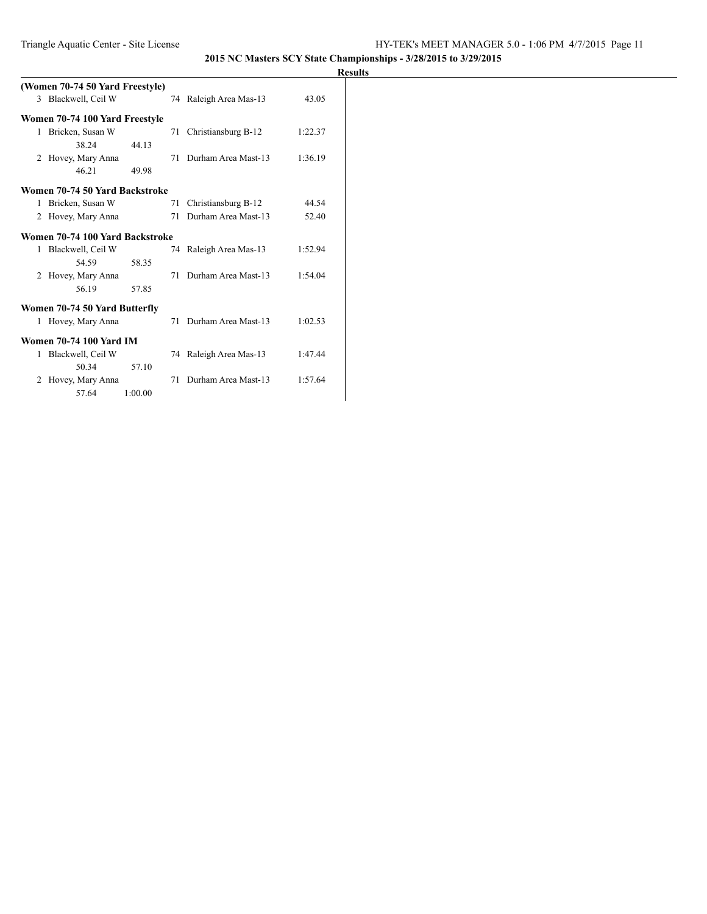**2015 NC Masters SCY State Championships - 3/28/2015 to 3/29/2015**

**Results**

**(Women 70-74 50 Yard Freestyle)**

| | Name | Age | Team | Time |
|---|---|---|---|---|
| 3 | Blackwell, Ceil W | 74 | Raleigh Area Mas-13 | 43.05 |

**Women 70-74 100 Yard Freestyle**

| | Name | Age | Team | Time |
|---|---|---|---|---|
| 1 | Bricken, Susan W | 71 | Christiansburg B-12 | 1:22.37 |
| | 38.24 44.13 | | | |
| 2 | Hovey, Mary Anna | 71 | Durham Area Mast-13 | 1:36.19 |
| | 46.21 49.98 | | | |

**Women 70-74 50 Yard Backstroke**

| | Name | Age | Team | Time |
|---|---|---|---|---|
| 1 | Bricken, Susan W | 71 | Christiansburg B-12 | 44.54 |
| 2 | Hovey, Mary Anna | 71 | Durham Area Mast-13 | 52.40 |

**Women 70-74 100 Yard Backstroke**

| | Name | Age | Team | Time |
|---|---|---|---|---|
| 1 | Blackwell, Ceil W | 74 | Raleigh Area Mas-13 | 1:52.94 |
| | 54.59 58.35 | | | |
| 2 | Hovey, Mary Anna | 71 | Durham Area Mast-13 | 1:54.04 |
| | 56.19 57.85 | | | |

**Women 70-74 50 Yard Butterfly**

| | Name | Age | Team | Time |
|---|---|---|---|---|
| 1 | Hovey, Mary Anna | 71 | Durham Area Mast-13 | 1:02.53 |

**Women 70-74 100 Yard IM**

| | Name | Age | Team | Time |
|---|---|---|---|---|
| 1 | Blackwell, Ceil W | 74 | Raleigh Area Mas-13 | 1:47.44 |
| | 50.34 57.10 | | | |
| 2 | Hovey, Mary Anna | 71 | Durham Area Mast-13 | 1:57.64 |
| | 57.64 1:00.00 | | | |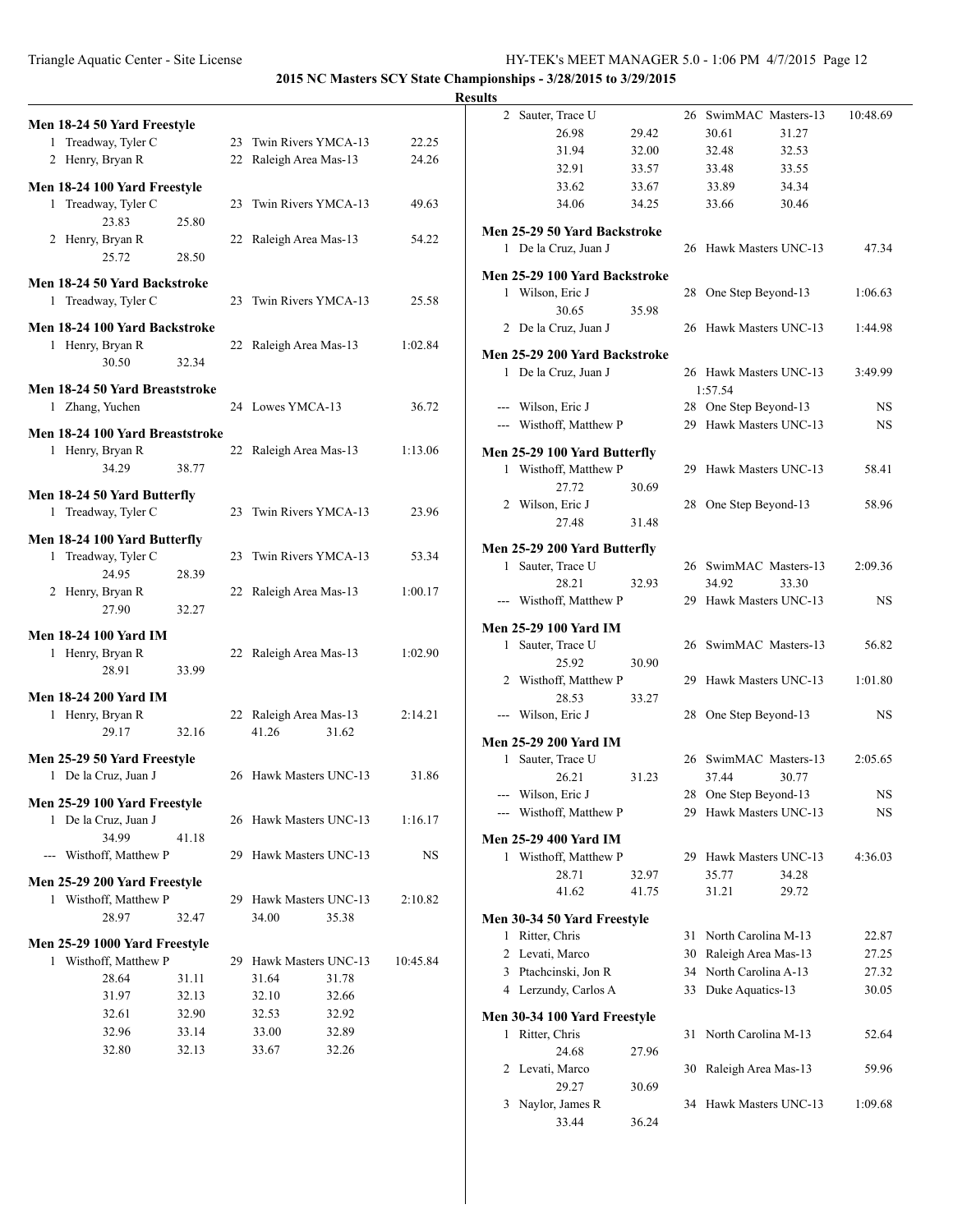**2015 NC Masters SCY State Championships - 3/28/2015 to 3/29/2015**

**Results**

### Men 18-24 50 Yard Freestyle

| Place | Name | Age | Team | Time |
|---|---|---|---|---|
| 1 | Treadway, Tyler C | 23 | Twin Rivers YMCA-13 | 22.25 |
| 2 | Henry, Bryan R | 22 | Raleigh Area Mas-13 | 24.26 |

### Men 18-24 100 Yard Freestyle

| Place | Name | Age | Team | Time |
|---|---|---|---|---|
| 1 | Treadway, Tyler C | 23 | Twin Rivers YMCA-13 | 49.63 |
| | 23.83 25.80 | | | |
| 2 | Henry, Bryan R | 22 | Raleigh Area Mas-13 | 54.22 |
| | 25.72 28.50 | | | |

### Men 18-24 50 Yard Backstroke

| Place | Name | Age | Team | Time |
|---|---|---|---|---|
| 1 | Treadway, Tyler C | 23 | Twin Rivers YMCA-13 | 25.58 |

### Men 18-24 100 Yard Backstroke

| Place | Name | Age | Team | Time |
|---|---|---|---|---|
| 1 | Henry, Bryan R | 22 | Raleigh Area Mas-13 | 1:02.84 |
| | 30.50 32.34 | | | |

### Men 18-24 50 Yard Breaststroke

| Place | Name | Age | Team | Time |
|---|---|---|---|---|
| 1 | Zhang, Yuchen | 24 | Lowes YMCA-13 | 36.72 |

### Men 18-24 100 Yard Breaststroke

| Place | Name | Age | Team | Time |
|---|---|---|---|---|
| 1 | Henry, Bryan R | 22 | Raleigh Area Mas-13 | 1:13.06 |
| | 34.29 38.77 | | | |

### Men 18-24 50 Yard Butterfly

| Place | Name | Age | Team | Time |
|---|---|---|---|---|
| 1 | Treadway, Tyler C | 23 | Twin Rivers YMCA-13 | 23.96 |

### Men 18-24 100 Yard Butterfly

| Place | Name | Age | Team | Time |
|---|---|---|---|---|
| 1 | Treadway, Tyler C | 23 | Twin Rivers YMCA-13 | 53.34 |
| | 24.95 28.39 | | | |
| 2 | Henry, Bryan R | 22 | Raleigh Area Mas-13 | 1:00.17 |
| | 27.90 32.27 | | | |

### Men 18-24 100 Yard IM

| Place | Name | Age | Team | Time |
|---|---|---|---|---|
| 1 | Henry, Bryan R | 22 | Raleigh Area Mas-13 | 1:02.90 |
| | 28.91 33.99 | | | |

### Men 18-24 200 Yard IM

| Place | Name | Age | Team | Time |
|---|---|---|---|---|
| 1 | Henry, Bryan R | 22 | Raleigh Area Mas-13 | 2:14.21 |
| | 29.17 32.16 41.26 31.62 | | | |

### Men 25-29 50 Yard Freestyle

| Place | Name | Age | Team | Time |
|---|---|---|---|---|
| 1 | De la Cruz, Juan J | 26 | Hawk Masters UNC-13 | 31.86 |

### Men 25-29 100 Yard Freestyle

| Place | Name | Age | Team | Time |
|---|---|---|---|---|
| 1 | De la Cruz, Juan J | 26 | Hawk Masters UNC-13 | 1:16.17 |
| | 34.99 41.18 | | | |
| --- | Wisthoff, Matthew P | 29 | Hawk Masters UNC-13 | NS |

### Men 25-29 200 Yard Freestyle

| Place | Name | Age | Team | Time |
|---|---|---|---|---|
| 1 | Wisthoff, Matthew P | 29 | Hawk Masters UNC-13 | 2:10.82 |
| | 28.97 32.47 34.00 35.38 | | | |

### Men 25-29 1000 Yard Freestyle

| Place | Name | Age | Team | Time |
|---|---|---|---|---|
| 1 | Wisthoff, Matthew P | 29 | Hawk Masters UNC-13 | 10:45.84 |
| | 28.64 31.11 31.64 31.78 | | | |
| | 31.97 32.13 32.10 32.66 | | | |
| | 32.61 32.90 32.53 32.92 | | | |
| | 32.96 33.14 33.00 32.89 | | | |
| | 32.80 32.13 33.67 32.26 | | | |
| 2 | Sauter, Trace U | 26 | SwimMAC Masters-13 | 10:48.69 |
| | 26.98 29.42 30.61 31.27 | | | |
| | 31.94 32.00 32.48 32.53 | | | |
| | 32.91 33.57 33.48 33.55 | | | |
| | 33.62 33.67 33.89 34.34 | | | |
| | 34.06 34.25 33.66 30.46 | | | |

### Men 25-29 50 Yard Backstroke

| Place | Name | Age | Team | Time |
|---|---|---|---|---|
| 1 | De la Cruz, Juan J | 26 | Hawk Masters UNC-13 | 47.34 |

### Men 25-29 100 Yard Backstroke

| Place | Name | Age | Team | Time |
|---|---|---|---|---|
| 1 | Wilson, Eric J | 28 | One Step Beyond-13 | 1:06.63 |
| | 30.65 35.98 | | | |
| 2 | De la Cruz, Juan J | 26 | Hawk Masters UNC-13 | 1:44.98 |

### Men 25-29 200 Yard Backstroke

| Place | Name | Age | Team | Time |
|---|---|---|---|---|
| 1 | De la Cruz, Juan J | 26 | Hawk Masters UNC-13 | 3:49.99 |
| | 1:57.54 | | | |
| --- | Wilson, Eric J | 28 | One Step Beyond-13 | NS |
| --- | Wisthoff, Matthew P | 29 | Hawk Masters UNC-13 | NS |

### Men 25-29 100 Yard Butterfly

| Place | Name | Age | Team | Time |
|---|---|---|---|---|
| 1 | Wisthoff, Matthew P | 29 | Hawk Masters UNC-13 | 58.41 |
| | 27.72 30.69 | | | |
| 2 | Wilson, Eric J | 28 | One Step Beyond-13 | 58.96 |
| | 27.48 31.48 | | | |

### Men 25-29 200 Yard Butterfly

| Place | Name | Age | Team | Time |
|---|---|---|---|---|
| 1 | Sauter, Trace U | 26 | SwimMAC Masters-13 | 2:09.36 |
| | 28.21 32.93 34.92 33.30 | | | |
| --- | Wisthoff, Matthew P | 29 | Hawk Masters UNC-13 | NS |

### Men 25-29 100 Yard IM

| Place | Name | Age | Team | Time |
|---|---|---|---|---|
| 1 | Sauter, Trace U | 26 | SwimMAC Masters-13 | 56.82 |
| | 25.92 30.90 | | | |
| 2 | Wisthoff, Matthew P | 29 | Hawk Masters UNC-13 | 1:01.80 |
| | 28.53 33.27 | | | |
| --- | Wilson, Eric J | 28 | One Step Beyond-13 | NS |

### Men 25-29 200 Yard IM

| Place | Name | Age | Team | Time |
|---|---|---|---|---|
| 1 | Sauter, Trace U | 26 | SwimMAC Masters-13 | 2:05.65 |
| | 26.21 31.23 37.44 30.77 | | | |
| --- | Wilson, Eric J | 28 | One Step Beyond-13 | NS |
| --- | Wisthoff, Matthew P | 29 | Hawk Masters UNC-13 | NS |

### Men 25-29 400 Yard IM

| Place | Name | Age | Team | Time |
|---|---|---|---|---|
| 1 | Wisthoff, Matthew P | 29 | Hawk Masters UNC-13 | 4:36.03 |
| | 28.71 32.97 35.77 34.28 | | | |
| | 41.62 41.75 31.21 29.72 | | | |

### Men 30-34 50 Yard Freestyle

| Place | Name | Age | Team | Time |
|---|---|---|---|---|
| 1 | Ritter, Chris | 31 | North Carolina M-13 | 22.87 |
| 2 | Levati, Marco | 30 | Raleigh Area Mas-13 | 27.25 |
| 3 | Ptachcinski, Jon R | 34 | North Carolina A-13 | 27.32 |
| 4 | Lerzundy, Carlos A | 33 | Duke Aquatics-13 | 30.05 |

### Men 30-34 100 Yard Freestyle

| Place | Name | Age | Team | Time |
|---|---|---|---|---|
| 1 | Ritter, Chris | 31 | North Carolina M-13 | 52.64 |
| | 24.68 27.96 | | | |
| 2 | Levati, Marco | 30 | Raleigh Area Mas-13 | 59.96 |
| | 29.27 30.69 | | | |
| 3 | Naylor, James R | 34 | Hawk Masters UNC-13 | 1:09.68 |
| | 33.44 36.24 | | | |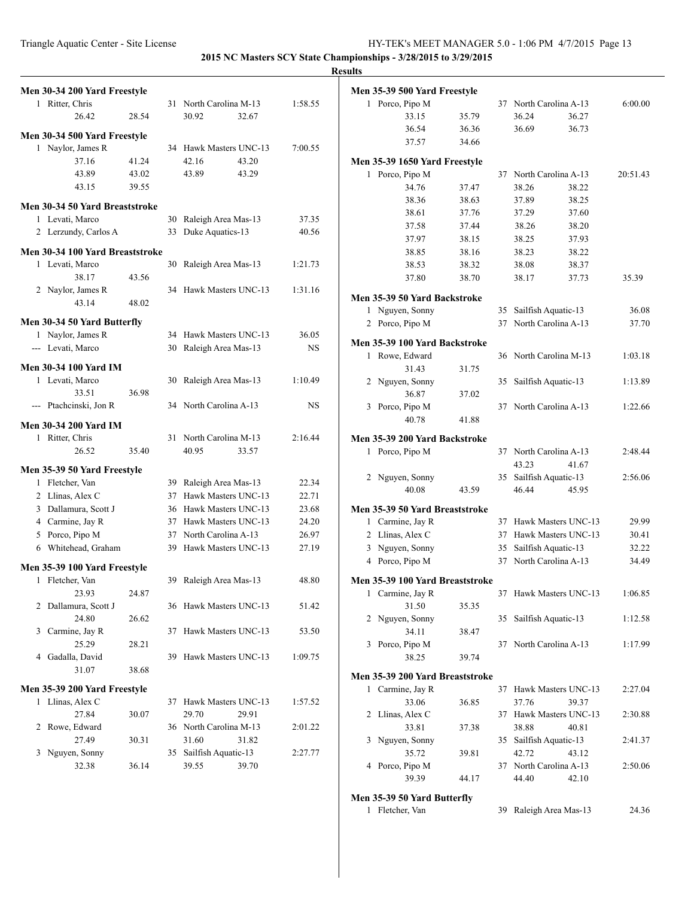**2015 NC Masters SCY State Championships - 3/28/2015 to 3/29/2015**

**Results**

### Men 30-34 200 Yard Freestyle

1 Ritter, Chris — 31 North Carolina M-13 — 1:58.55
26.42 28.54 30.92 32.67

### Men 30-34 500 Yard Freestyle

1 Naylor, James R — 34 Hawk Masters UNC-13 — 7:00.55
37.16 41.24 42.16 43.20
43.89 43.02 43.89 43.29
43.15 39.55

### Men 30-34 50 Yard Breaststroke

1 Levati, Marco — 30 Raleigh Area Mas-13 — 37.35
2 Lerzundy, Carlos A — 33 Duke Aquatics-13 — 40.56

### Men 30-34 100 Yard Breaststroke

1 Levati, Marco — 30 Raleigh Area Mas-13 — 1:21.73
38.17 43.56
2 Naylor, James R — 34 Hawk Masters UNC-13 — 1:31.16
43.14 48.02

### Men 30-34 50 Yard Butterfly

1 Naylor, James R — 34 Hawk Masters UNC-13 — 36.05
--- Levati, Marco — 30 Raleigh Area Mas-13 — NS

### Men 30-34 100 Yard IM

1 Levati, Marco — 30 Raleigh Area Mas-13 — 1:10.49
33.51 36.98
--- Ptachcinski, Jon R — 34 North Carolina A-13 — NS

### Men 30-34 200 Yard IM

1 Ritter, Chris — 31 North Carolina M-13 — 2:16.44
26.52 35.40 40.95 33.57

### Men 35-39 50 Yard Freestyle

1 Fletcher, Van — 39 Raleigh Area Mas-13 — 22.34
2 Llinas, Alex C — 37 Hawk Masters UNC-13 — 22.71
3 Dallamura, Scott J — 36 Hawk Masters UNC-13 — 23.68
4 Carmine, Jay R — 37 Hawk Masters UNC-13 — 24.20
5 Porco, Pipo M — 37 North Carolina A-13 — 26.97
6 Whitehead, Graham — 39 Hawk Masters UNC-13 — 27.19

### Men 35-39 100 Yard Freestyle

1 Fletcher, Van — 39 Raleigh Area Mas-13 — 48.80
23.93 24.87
2 Dallamura, Scott J — 36 Hawk Masters UNC-13 — 51.42
24.80 26.62
3 Carmine, Jay R — 37 Hawk Masters UNC-13 — 53.50
25.29 28.21
4 Gadalla, David — 39 Hawk Masters UNC-13 — 1:09.75
31.07 38.68

### Men 35-39 200 Yard Freestyle

1 Llinas, Alex C — 37 Hawk Masters UNC-13 — 1:57.52
27.84 30.07 29.70 29.91
2 Rowe, Edward — 36 North Carolina M-13 — 2:01.22
27.49 30.31 31.60 31.82
3 Nguyen, Sonny — 35 Sailfish Aquatic-13 — 2:27.77
32.38 36.14 39.55 39.70

### Men 35-39 500 Yard Freestyle

1 Porco, Pipo M — 37 North Carolina A-13 — 6:00.00
33.15 35.79 36.24 36.27
36.54 36.36 36.69 36.73
37.57 34.66

### Men 35-39 1650 Yard Freestyle

1 Porco, Pipo M — 37 North Carolina A-13 — 20:51.43
34.76 37.47 38.26 38.22
38.36 38.63 37.89 38.25
38.61 37.76 37.29 37.60
37.58 37.44 38.26 38.20
37.97 38.15 38.25 37.93
38.85 38.16 38.23 38.22
38.53 38.32 38.08 38.37
37.80 38.70 38.17 37.73 35.39

### Men 35-39 50 Yard Backstroke

1 Nguyen, Sonny — 35 Sailfish Aquatic-13 — 36.08
2 Porco, Pipo M — 37 North Carolina A-13 — 37.70

### Men 35-39 100 Yard Backstroke

1 Rowe, Edward — 36 North Carolina M-13 — 1:03.18
31.43 31.75
2 Nguyen, Sonny — 35 Sailfish Aquatic-13 — 1:13.89
36.87 37.02
3 Porco, Pipo M — 37 North Carolina A-13 — 1:22.66
40.78 41.88

### Men 35-39 200 Yard Backstroke

1 Porco, Pipo M — 37 North Carolina A-13 — 2:48.44
43.23 41.67
2 Nguyen, Sonny — 35 Sailfish Aquatic-13 — 2:56.06
40.08 43.59 46.44 45.95

### Men 35-39 50 Yard Breaststroke

1 Carmine, Jay R — 37 Hawk Masters UNC-13 — 29.99
2 Llinas, Alex C — 37 Hawk Masters UNC-13 — 30.41
3 Nguyen, Sonny — 35 Sailfish Aquatic-13 — 32.22
4 Porco, Pipo M — 37 North Carolina A-13 — 34.49

### Men 35-39 100 Yard Breaststroke

1 Carmine, Jay R — 37 Hawk Masters UNC-13 — 1:06.85
31.50 35.35
2 Nguyen, Sonny — 35 Sailfish Aquatic-13 — 1:12.58
34.11 38.47
3 Porco, Pipo M — 37 North Carolina A-13 — 1:17.99
38.25 39.74

### Men 35-39 200 Yard Breaststroke

1 Carmine, Jay R — 37 Hawk Masters UNC-13 — 2:27.04
33.06 36.85 37.76 39.37
2 Llinas, Alex C — 37 Hawk Masters UNC-13 — 2:30.88
33.81 37.38 38.88 40.81
3 Nguyen, Sonny — 35 Sailfish Aquatic-13 — 2:41.37
35.72 39.81 42.72 43.12
4 Porco, Pipo M — 37 North Carolina A-13 — 2:50.06
39.39 44.17 44.40 42.10

### Men 35-39 50 Yard Butterfly

1 Fletcher, Van — 39 Raleigh Area Mas-13 — 24.36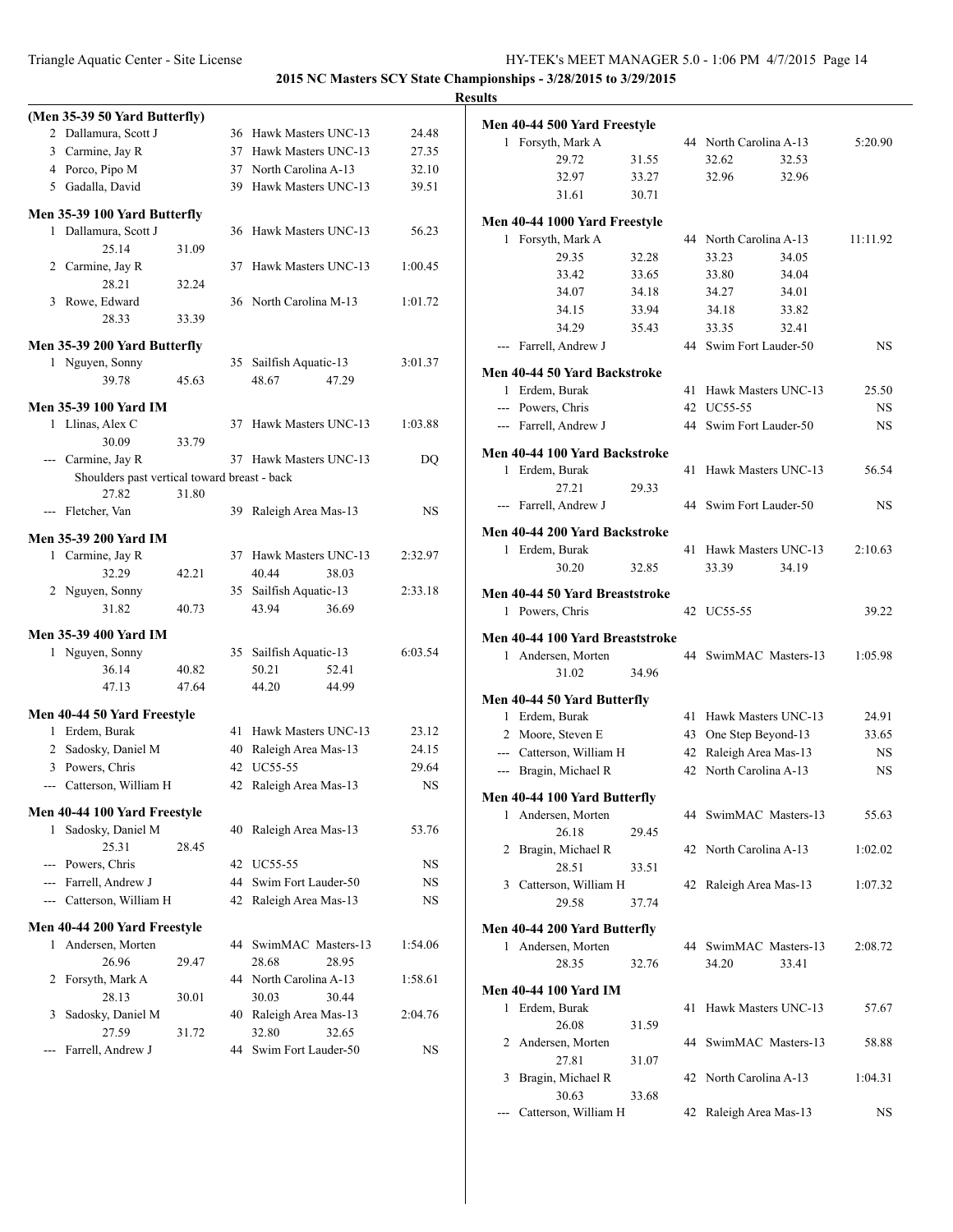**2015 NC Masters SCY State Championships - 3/28/2015 to 3/29/2015**

**Results**

### (Men 35-39 50 Yard Butterfly)

| Place | Name | Age | Team | Time |
|---|---|---|---|---|
| 2 | Dallamura, Scott J | 36 | Hawk Masters UNC-13 | 24.48 |
| 3 | Carmine, Jay R | 37 | Hawk Masters UNC-13 | 27.35 |
| 4 | Porco, Pipo M | 37 | North Carolina A-13 | 32.10 |
| 5 | Gadalla, David | 39 | Hawk Masters UNC-13 | 39.51 |

### Men 35-39 100 Yard Butterfly

| Place | Name | Age | Team | Time |
|---|---|---|---|---|
| 1 | Dallamura, Scott J | 36 | Hawk Masters UNC-13 | 56.23 |
| | 25.14 31.09 | | | |
| 2 | Carmine, Jay R | 37 | Hawk Masters UNC-13 | 1:00.45 |
| | 28.21 32.24 | | | |
| 3 | Rowe, Edward | 36 | North Carolina M-13 | 1:01.72 |
| | 28.33 33.39 | | | |

### Men 35-39 200 Yard Butterfly

| Place | Name | Age | Team | Time |
|---|---|---|---|---|
| 1 | Nguyen, Sonny | 35 | Sailfish Aquatic-13 | 3:01.37 |
| | 39.78 45.63 48.67 47.29 | | | |

### Men 35-39 100 Yard IM

| Place | Name | Age | Team | Time |
|---|---|---|---|---|
| 1 | Llinas, Alex C | 37 | Hawk Masters UNC-13 | 1:03.88 |
| | 30.09 33.79 | | | |
| --- | Carmine, Jay R | 37 | Hawk Masters UNC-13 | DQ |
| | Shoulders past vertical toward breast - back | | | |
| | 27.82 31.80 | | | |
| --- | Fletcher, Van | 39 | Raleigh Area Mas-13 | NS |

### Men 35-39 200 Yard IM

| Place | Name | Age | Team | Time |
|---|---|---|---|---|
| 1 | Carmine, Jay R | 37 | Hawk Masters UNC-13 | 2:32.97 |
| | 32.29 42.21 40.44 38.03 | | | |
| 2 | Nguyen, Sonny | 35 | Sailfish Aquatic-13 | 2:33.18 |
| | 31.82 40.73 43.94 36.69 | | | |

### Men 35-39 400 Yard IM

| Place | Name | Age | Team | Time |
|---|---|---|---|---|
| 1 | Nguyen, Sonny | 35 | Sailfish Aquatic-13 | 6:03.54 |
| | 36.14 40.82 50.21 52.41 | | | |
| | 47.13 47.64 44.20 44.99 | | | |

### Men 40-44 50 Yard Freestyle

| Place | Name | Age | Team | Time |
|---|---|---|---|---|
| 1 | Erdem, Burak | 41 | Hawk Masters UNC-13 | 23.12 |
| 2 | Sadosky, Daniel M | 40 | Raleigh Area Mas-13 | 24.15 |
| 3 | Powers, Chris | 42 | UC55-55 | 29.64 |
| --- | Catterson, William H | 42 | Raleigh Area Mas-13 | NS |

### Men 40-44 100 Yard Freestyle

| Place | Name | Age | Team | Time |
|---|---|---|---|---|
| 1 | Sadosky, Daniel M | 40 | Raleigh Area Mas-13 | 53.76 |
| | 25.31 28.45 | | | |
| --- | Powers, Chris | 42 | UC55-55 | NS |
| --- | Farrell, Andrew J | 44 | Swim Fort Lauder-50 | NS |
| --- | Catterson, William H | 42 | Raleigh Area Mas-13 | NS |

### Men 40-44 200 Yard Freestyle

| Place | Name | Age | Team | Time |
|---|---|---|---|---|
| 1 | Andersen, Morten | 44 | SwimMAC Masters-13 | 1:54.06 |
| | 26.96 29.47 28.68 28.95 | | | |
| 2 | Forsyth, Mark A | 44 | North Carolina A-13 | 1:58.61 |
| | 28.13 30.01 30.03 30.44 | | | |
| 3 | Sadosky, Daniel M | 40 | Raleigh Area Mas-13 | 2:04.76 |
| | 27.59 31.72 32.80 32.65 | | | |
| --- | Farrell, Andrew J | 44 | Swim Fort Lauder-50 | NS |

### Men 40-44 500 Yard Freestyle

| Place | Name | Age | Team | Time |
|---|---|---|---|---|
| 1 | Forsyth, Mark A | 44 | North Carolina A-13 | 5:20.90 |
| | 29.72 31.55 32.62 32.53 | | | |
| | 32.97 33.27 32.96 32.96 | | | |
| | 31.61 30.71 | | | |

### Men 40-44 1000 Yard Freestyle

| Place | Name | Age | Team | Time |
|---|---|---|---|---|
| 1 | Forsyth, Mark A | 44 | North Carolina A-13 | 11:11.92 |
| | 29.35 32.28 33.23 34.05 | | | |
| | 33.42 33.65 33.80 34.04 | | | |
| | 34.07 34.18 34.27 34.01 | | | |
| | 34.15 33.94 34.18 33.82 | | | |
| | 34.29 35.43 33.35 32.41 | | | |
| --- | Farrell, Andrew J | 44 | Swim Fort Lauder-50 | NS |

### Men 40-44 50 Yard Backstroke

| Place | Name | Age | Team | Time |
|---|---|---|---|---|
| 1 | Erdem, Burak | 41 | Hawk Masters UNC-13 | 25.50 |
| --- | Powers, Chris | 42 | UC55-55 | NS |
| --- | Farrell, Andrew J | 44 | Swim Fort Lauder-50 | NS |

### Men 40-44 100 Yard Backstroke

| Place | Name | Age | Team | Time |
|---|---|---|---|---|
| 1 | Erdem, Burak | 41 | Hawk Masters UNC-13 | 56.54 |
| | 27.21 29.33 | | | |
| --- | Farrell, Andrew J | 44 | Swim Fort Lauder-50 | NS |

### Men 40-44 200 Yard Backstroke

| Place | Name | Age | Team | Time |
|---|---|---|---|---|
| 1 | Erdem, Burak | 41 | Hawk Masters UNC-13 | 2:10.63 |
| | 30.20 32.85 33.39 34.19 | | | |

### Men 40-44 50 Yard Breaststroke

| Place | Name | Age | Team | Time |
|---|---|---|---|---|
| 1 | Powers, Chris | 42 | UC55-55 | 39.22 |

### Men 40-44 100 Yard Breaststroke

| Place | Name | Age | Team | Time |
|---|---|---|---|---|
| 1 | Andersen, Morten | 44 | SwimMAC Masters-13 | 1:05.98 |
| | 31.02 34.96 | | | |

### Men 40-44 50 Yard Butterfly

| Place | Name | Age | Team | Time |
|---|---|---|---|---|
| 1 | Erdem, Burak | 41 | Hawk Masters UNC-13 | 24.91 |
| 2 | Moore, Steven E | 43 | One Step Beyond-13 | 33.65 |
| --- | Catterson, William H | 42 | Raleigh Area Mas-13 | NS |
| --- | Bragin, Michael R | 42 | North Carolina A-13 | NS |

### Men 40-44 100 Yard Butterfly

| Place | Name | Age | Team | Time |
|---|---|---|---|---|
| 1 | Andersen, Morten | 44 | SwimMAC Masters-13 | 55.63 |
| | 26.18 29.45 | | | |
| 2 | Bragin, Michael R | 42 | North Carolina A-13 | 1:02.02 |
| | 28.51 33.51 | | | |
| 3 | Catterson, William H | 42 | Raleigh Area Mas-13 | 1:07.32 |
| | 29.58 37.74 | | | |

### Men 40-44 200 Yard Butterfly

| Place | Name | Age | Team | Time |
|---|---|---|---|---|
| 1 | Andersen, Morten | 44 | SwimMAC Masters-13 | 2:08.72 |
| | 28.35 32.76 34.20 33.41 | | | |

### Men 40-44 100 Yard IM

| Place | Name | Age | Team | Time |
|---|---|---|---|---|
| 1 | Erdem, Burak | 41 | Hawk Masters UNC-13 | 57.67 |
| | 26.08 31.59 | | | |
| 2 | Andersen, Morten | 44 | SwimMAC Masters-13 | 58.88 |
| | 27.81 31.07 | | | |
| 3 | Bragin, Michael R | 42 | North Carolina A-13 | 1:04.31 |
| | 30.63 33.68 | | | |
| --- | Catterson, William H | 42 | Raleigh Area Mas-13 | NS |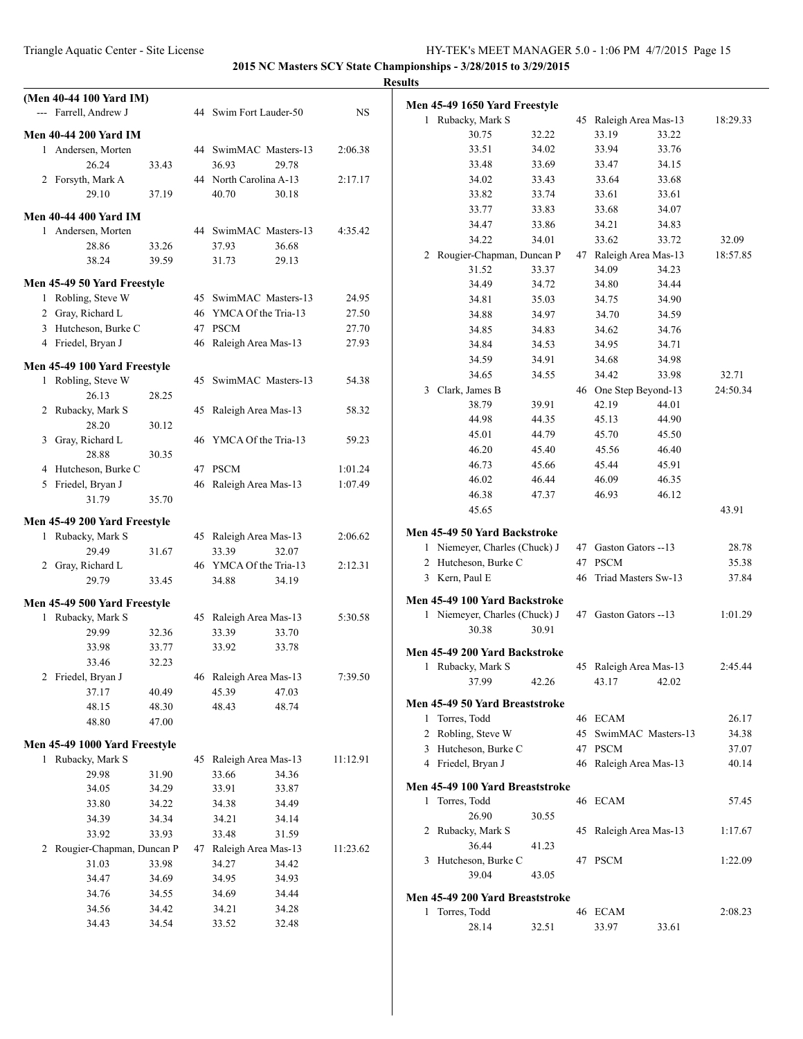**2015 NC Masters SCY State Championships - 3/28/2015 to 3/29/2015**

**Results**

### (Men 40-44 100 Yard IM)

--- Farrell, Andrew J — 44 — Swim Fort Lauder-50 — NS

### Men 40-44 200 Yard IM

| Place | Name | Age | Team | Time |
|---|---|---|---|---|
| 1 | Andersen, Morten | 44 | SwimMAC Masters-13 | 2:06.38 |
| | 26.24 / 33.43 / 36.93 / 29.78 | | | |
| 2 | Forsyth, Mark A | 44 | North Carolina A-13 | 2:17.17 |
| | 29.10 / 37.19 / 40.70 / 30.18 | | | |

### Men 40-44 400 Yard IM

| Place | Name | Age | Team | Time |
|---|---|---|---|---|
| 1 | Andersen, Morten | 44 | SwimMAC Masters-13 | 4:35.42 |
| | 28.86 / 33.26 / 37.93 / 36.68 / 38.24 / 39.59 / 31.73 / 29.13 | | | |

### Men 45-49 50 Yard Freestyle

| Place | Name | Age | Team | Time |
|---|---|---|---|---|
| 1 | Robling, Steve W | 45 | SwimMAC Masters-13 | 24.95 |
| 2 | Gray, Richard L | 46 | YMCA Of the Tria-13 | 27.50 |
| 3 | Hutcheson, Burke C | 47 | PSCM | 27.70 |
| 4 | Friedel, Bryan J | 46 | Raleigh Area Mas-13 | 27.93 |

### Men 45-49 100 Yard Freestyle

| Place | Name | Age | Team | Time |
|---|---|---|---|---|
| 1 | Robling, Steve W | 45 | SwimMAC Masters-13 | 54.38 |
| | 26.13 / 28.25 | | | |
| 2 | Rubacky, Mark S | 45 | Raleigh Area Mas-13 | 58.32 |
| | 28.20 / 30.12 | | | |
| 3 | Gray, Richard L | 46 | YMCA Of the Tria-13 | 59.23 |
| | 28.88 / 30.35 | | | |
| 4 | Hutcheson, Burke C | 47 | PSCM | 1:01.24 |
| 5 | Friedel, Bryan J | 46 | Raleigh Area Mas-13 | 1:07.49 |
| | 31.79 / 35.70 | | | |

### Men 45-49 200 Yard Freestyle

| Place | Name | Age | Team | Time |
|---|---|---|---|---|
| 1 | Rubacky, Mark S | 45 | Raleigh Area Mas-13 | 2:06.62 |
| | 29.49 / 31.67 / 33.39 / 32.07 | | | |
| 2 | Gray, Richard L | 46 | YMCA Of the Tria-13 | 2:12.31 |
| | 29.79 / 33.45 / 34.88 / 34.19 | | | |

### Men 45-49 500 Yard Freestyle

| Place | Name | Age | Team | Time |
|---|---|---|---|---|
| 1 | Rubacky, Mark S | 45 | Raleigh Area Mas-13 | 5:30.58 |
| | 29.99 / 32.36 / 33.39 / 33.70 / 33.98 / 33.77 / 33.92 / 33.78 / 33.46 / 32.23 | | | |
| 2 | Friedel, Bryan J | 46 | Raleigh Area Mas-13 | 7:39.50 |
| | 37.17 / 40.49 / 45.39 / 47.03 / 48.15 / 48.30 / 48.43 / 48.74 / 48.80 / 47.00 | | | |

### Men 45-49 1000 Yard Freestyle

| Place | Name | Age | Team | Time |
|---|---|---|---|---|
| 1 | Rubacky, Mark S | 45 | Raleigh Area Mas-13 | 11:12.91 |
| | 29.98 / 31.90 / 33.66 / 34.36 / 34.05 / 34.29 / 33.91 / 33.87 / 33.80 / 34.22 / 34.38 / 34.49 / 34.39 / 34.34 / 34.21 / 34.14 / 33.92 / 33.93 / 33.48 / 31.59 | | | |
| 2 | Rougier-Chapman, Duncan P | 47 | Raleigh Area Mas-13 | 11:23.62 |
| | 31.03 / 33.98 / 34.27 / 34.42 / 34.47 / 34.69 / 34.95 / 34.93 / 34.76 / 34.55 / 34.69 / 34.44 / 34.56 / 34.42 / 34.21 / 34.28 / 34.43 / 34.54 / 33.52 / 32.48 | | | |

### Men 45-49 1650 Yard Freestyle

| Place | Name | Age | Team | Time |
|---|---|---|---|---|
| 1 | Rubacky, Mark S | 45 | Raleigh Area Mas-13 | 18:29.33 |
| | 30.75 / 32.22 / 33.19 / 33.22 / 33.51 / 34.02 / 33.94 / 33.76 / 33.48 / 33.69 / 33.47 / 34.15 / 34.02 / 33.43 / 33.64 / 33.68 / 33.82 / 33.74 / 33.61 / 33.61 / 33.77 / 33.83 / 33.68 / 34.07 / 34.47 / 33.86 / 34.21 / 34.83 / 34.22 / 34.01 / 33.62 / 33.72 / 32.09 | | | |
| 2 | Rougier-Chapman, Duncan P | 47 | Raleigh Area Mas-13 | 18:57.85 |
| | 31.52 / 33.37 / 34.09 / 34.23 / 34.49 / 34.72 / 34.80 / 34.44 / 34.81 / 35.03 / 34.75 / 34.90 / 34.88 / 34.97 / 34.70 / 34.59 / 34.85 / 34.83 / 34.62 / 34.76 / 34.84 / 34.53 / 34.95 / 34.71 / 34.59 / 34.91 / 34.68 / 34.98 / 34.65 / 34.55 / 34.42 / 33.98 / 32.71 | | | |
| 3 | Clark, James B | 46 | One Step Beyond-13 | 24:50.34 |
| | 38.79 / 39.91 / 42.19 / 44.01 / 44.98 / 44.35 / 45.13 / 44.90 / 45.01 / 44.79 / 45.70 / 45.50 / 46.20 / 45.40 / 45.56 / 46.40 / 46.73 / 45.66 / 45.44 / 45.91 / 46.02 / 46.44 / 46.09 / 46.35 / 46.38 / 47.37 / 46.93 / 46.12 / 45.65 / 43.91 | | | |

### Men 45-49 50 Yard Backstroke

| Place | Name | Age | Team | Time |
|---|---|---|---|---|
| 1 | Niemeyer, Charles (Chuck) J | 47 | Gaston Gators --13 | 28.78 |
| 2 | Hutcheson, Burke C | 47 | PSCM | 35.38 |
| 3 | Kern, Paul E | 46 | Triad Masters Sw-13 | 37.84 |

### Men 45-49 100 Yard Backstroke

| Place | Name | Age | Team | Time |
|---|---|---|---|---|
| 1 | Niemeyer, Charles (Chuck) J | 47 | Gaston Gators --13 | 1:01.29 |
| | 30.38 / 30.91 | | | |

### Men 45-49 200 Yard Backstroke

| Place | Name | Age | Team | Time |
|---|---|---|---|---|
| 1 | Rubacky, Mark S | 45 | Raleigh Area Mas-13 | 2:45.44 |
| | 37.99 / 42.26 / 43.17 / 42.02 | | | |

### Men 45-49 50 Yard Breaststroke

| Place | Name | Age | Team | Time |
|---|---|---|---|---|
| 1 | Torres, Todd | 46 | ECAM | 26.17 |
| 2 | Robling, Steve W | 45 | SwimMAC Masters-13 | 34.38 |
| 3 | Hutcheson, Burke C | 47 | PSCM | 37.07 |
| 4 | Friedel, Bryan J | 46 | Raleigh Area Mas-13 | 40.14 |

### Men 45-49 100 Yard Breaststroke

| Place | Name | Age | Team | Time |
|---|---|---|---|---|
| 1 | Torres, Todd | 46 | ECAM | 57.45 |
| | 26.90 / 30.55 | | | |
| 2 | Rubacky, Mark S | 45 | Raleigh Area Mas-13 | 1:17.67 |
| | 36.44 / 41.23 | | | |
| 3 | Hutcheson, Burke C | 47 | PSCM | 1:22.09 |
| | 39.04 / 43.05 | | | |

### Men 45-49 200 Yard Breaststroke

| Place | Name | Age | Team | Time |
|---|---|---|---|---|
| 1 | Torres, Todd | 46 | ECAM | 2:08.23 |
| | 28.14 / 32.51 / 33.97 / 33.61 | | | |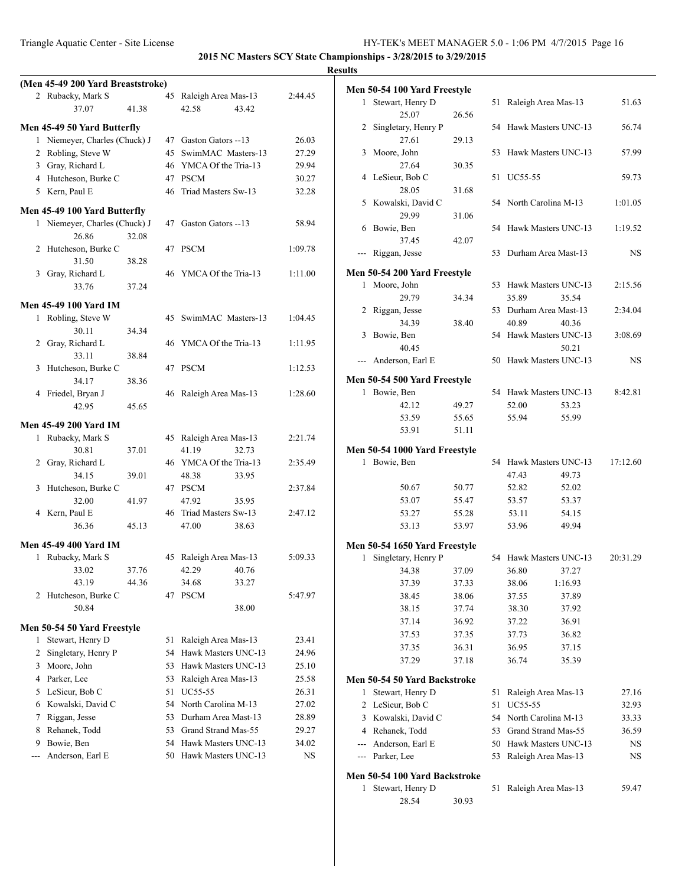**2015 NC Masters SCY State Championships - 3/28/2015 to 3/29/2015**

**Results**

### (Men 45-49 200 Yard Breaststroke)

| Place | Name | Age | Team | Time |
|---|---|---|---|---|
| 2 | Rubacky, Mark S | 45 | Raleigh Area Mas-13 | 2:44.45 |
| | 37.07 41.38 42.58 43.42 | | | |

### Men 45-49 50 Yard Butterfly

| Place | Name | Age | Team | Time |
|---|---|---|---|---|
| 1 | Niemeyer, Charles (Chuck) J | 47 | Gaston Gators --13 | 26.03 |
| 2 | Robling, Steve W | 45 | SwimMAC Masters-13 | 27.29 |
| 3 | Gray, Richard L | 46 | YMCA Of the Tria-13 | 29.94 |
| 4 | Hutcheson, Burke C | 47 | PSCM | 30.27 |
| 5 | Kern, Paul E | 46 | Triad Masters Sw-13 | 32.28 |

### Men 45-49 100 Yard Butterfly

| Place | Name | Age | Team | Time |
|---|---|---|---|---|
| 1 | Niemeyer, Charles (Chuck) J | 47 | Gaston Gators --13 | 58.94 |
| | 26.86 32.08 | | | |
| 2 | Hutcheson, Burke C | 47 | PSCM | 1:09.78 |
| | 31.50 38.28 | | | |
| 3 | Gray, Richard L | 46 | YMCA Of the Tria-13 | 1:11.00 |
| | 33.76 37.24 | | | |

### Men 45-49 100 Yard IM

| Place | Name | Age | Team | Time |
|---|---|---|---|---|
| 1 | Robling, Steve W | 45 | SwimMAC Masters-13 | 1:04.45 |
| | 30.11 34.34 | | | |
| 2 | Gray, Richard L | 46 | YMCA Of the Tria-13 | 1:11.95 |
| | 33.11 38.84 | | | |
| 3 | Hutcheson, Burke C | 47 | PSCM | 1:12.53 |
| | 34.17 38.36 | | | |
| 4 | Friedel, Bryan J | 46 | Raleigh Area Mas-13 | 1:28.60 |
| | 42.95 45.65 | | | |

### Men 45-49 200 Yard IM

| Place | Name | Age | Team | Time |
|---|---|---|---|---|
| 1 | Rubacky, Mark S | 45 | Raleigh Area Mas-13 | 2:21.74 |
| | 30.81 37.01 41.19 32.73 | | | |
| 2 | Gray, Richard L | 46 | YMCA Of the Tria-13 | 2:35.49 |
| | 34.15 39.01 48.38 33.95 | | | |
| 3 | Hutcheson, Burke C | 47 | PSCM | 2:37.84 |
| | 32.00 41.97 47.92 35.95 | | | |
| 4 | Kern, Paul E | 46 | Triad Masters Sw-13 | 2:47.12 |
| | 36.36 45.13 47.00 38.63 | | | |

### Men 45-49 400 Yard IM

| Place | Name | Age | Team | Time |
|---|---|---|---|---|
| 1 | Rubacky, Mark S | 45 | Raleigh Area Mas-13 | 5:09.33 |
| | 33.02 37.76 42.29 40.76 | | | |
| | 43.19 44.36 34.68 33.27 | | | |
| 2 | Hutcheson, Burke C | 47 | PSCM | 5:47.97 |
| | 50.84 38.00 | | | |

### Men 50-54 50 Yard Freestyle

| Place | Name | Age | Team | Time |
|---|---|---|---|---|
| 1 | Stewart, Henry D | 51 | Raleigh Area Mas-13 | 23.41 |
| 2 | Singletary, Henry P | 54 | Hawk Masters UNC-13 | 24.96 |
| 3 | Moore, John | 53 | Hawk Masters UNC-13 | 25.10 |
| 4 | Parker, Lee | 53 | Raleigh Area Mas-13 | 25.58 |
| 5 | LeSieur, Bob C | 51 | UC55-55 | 26.31 |
| 6 | Kowalski, David C | 54 | North Carolina M-13 | 27.02 |
| 7 | Riggan, Jesse | 53 | Durham Area Mast-13 | 28.89 |
| 8 | Rehanek, Todd | 53 | Grand Strand Mas-55 | 29.27 |
| 9 | Bowie, Ben | 54 | Hawk Masters UNC-13 | 34.02 |
| --- | Anderson, Earl E | 50 | Hawk Masters UNC-13 | NS |

### Men 50-54 100 Yard Freestyle

| Place | Name | Age | Team | Time |
|---|---|---|---|---|
| 1 | Stewart, Henry D | 51 | Raleigh Area Mas-13 | 51.63 |
| | 25.07 26.56 | | | |
| 2 | Singletary, Henry P | 54 | Hawk Masters UNC-13 | 56.74 |
| | 27.61 29.13 | | | |
| 3 | Moore, John | 53 | Hawk Masters UNC-13 | 57.99 |
| | 27.64 30.35 | | | |
| 4 | LeSieur, Bob C | 51 | UC55-55 | 59.73 |
| | 28.05 31.68 | | | |
| 5 | Kowalski, David C | 54 | North Carolina M-13 | 1:01.05 |
| | 29.99 31.06 | | | |
| 6 | Bowie, Ben | 54 | Hawk Masters UNC-13 | 1:19.52 |
| | 37.45 42.07 | | | |
| --- | Riggan, Jesse | 53 | Durham Area Mast-13 | NS |

### Men 50-54 200 Yard Freestyle

| Place | Name | Age | Team | Time |
|---|---|---|---|---|
| 1 | Moore, John | 53 | Hawk Masters UNC-13 | 2:15.56 |
| | 29.79 34.34 35.89 35.54 | | | |
| 2 | Riggan, Jesse | 53 | Durham Area Mast-13 | 2:34.04 |
| | 34.39 38.40 40.89 40.36 | | | |
| 3 | Bowie, Ben | 54 | Hawk Masters UNC-13 | 3:08.69 |
| | 40.45 50.21 | | | |
| --- | Anderson, Earl E | 50 | Hawk Masters UNC-13 | NS |

### Men 50-54 500 Yard Freestyle

| Place | Name | Age | Team | Time |
|---|---|---|---|---|
| 1 | Bowie, Ben | 54 | Hawk Masters UNC-13 | 8:42.81 |
| | 42.12 49.27 52.00 53.23 | | | |
| | 53.59 55.65 55.94 55.99 | | | |
| | 53.91 51.11 | | | |

### Men 50-54 1000 Yard Freestyle

| Place | Name | Age | Team | Time |
|---|---|---|---|---|
| 1 | Bowie, Ben | 54 | Hawk Masters UNC-13 | 17:12.60 |
| | 47.43 49.73 | | | |
| | 50.67 50.77 52.82 52.02 | | | |
| | 53.07 55.47 53.57 53.37 | | | |
| | 53.27 55.28 53.11 54.15 | | | |
| | 53.13 53.97 53.96 49.94 | | | |

### Men 50-54 1650 Yard Freestyle

| Place | Name | Age | Team | Time |
|---|---|---|---|---|
| 1 | Singletary, Henry P | 54 | Hawk Masters UNC-13 | 20:31.29 |
| | 34.38 37.09 36.80 37.27 | | | |
| | 37.39 37.33 38.06 1:16.93 | | | |
| | 38.45 38.06 37.55 37.89 | | | |
| | 38.15 37.74 38.30 37.92 | | | |
| | 37.14 36.92 37.22 36.91 | | | |
| | 37.53 37.35 37.73 36.82 | | | |
| | 37.35 36.31 36.95 37.15 | | | |
| | 37.29 37.18 36.74 35.39 | | | |

### Men 50-54 50 Yard Backstroke

| Place | Name | Age | Team | Time |
|---|---|---|---|---|
| 1 | Stewart, Henry D | 51 | Raleigh Area Mas-13 | 27.16 |
| 2 | LeSieur, Bob C | 51 | UC55-55 | 32.93 |
| 3 | Kowalski, David C | 54 | North Carolina M-13 | 33.33 |
| 4 | Rehanek, Todd | 53 | Grand Strand Mas-55 | 36.59 |
| --- | Anderson, Earl E | 50 | Hawk Masters UNC-13 | NS |
| --- | Parker, Lee | 53 | Raleigh Area Mas-13 | NS |

### Men 50-54 100 Yard Backstroke

| Place | Name | Age | Team | Time |
|---|---|---|---|---|
| 1 | Stewart, Henry D | 51 | Raleigh Area Mas-13 | 59.47 |
| | 28.54 30.93 | | | |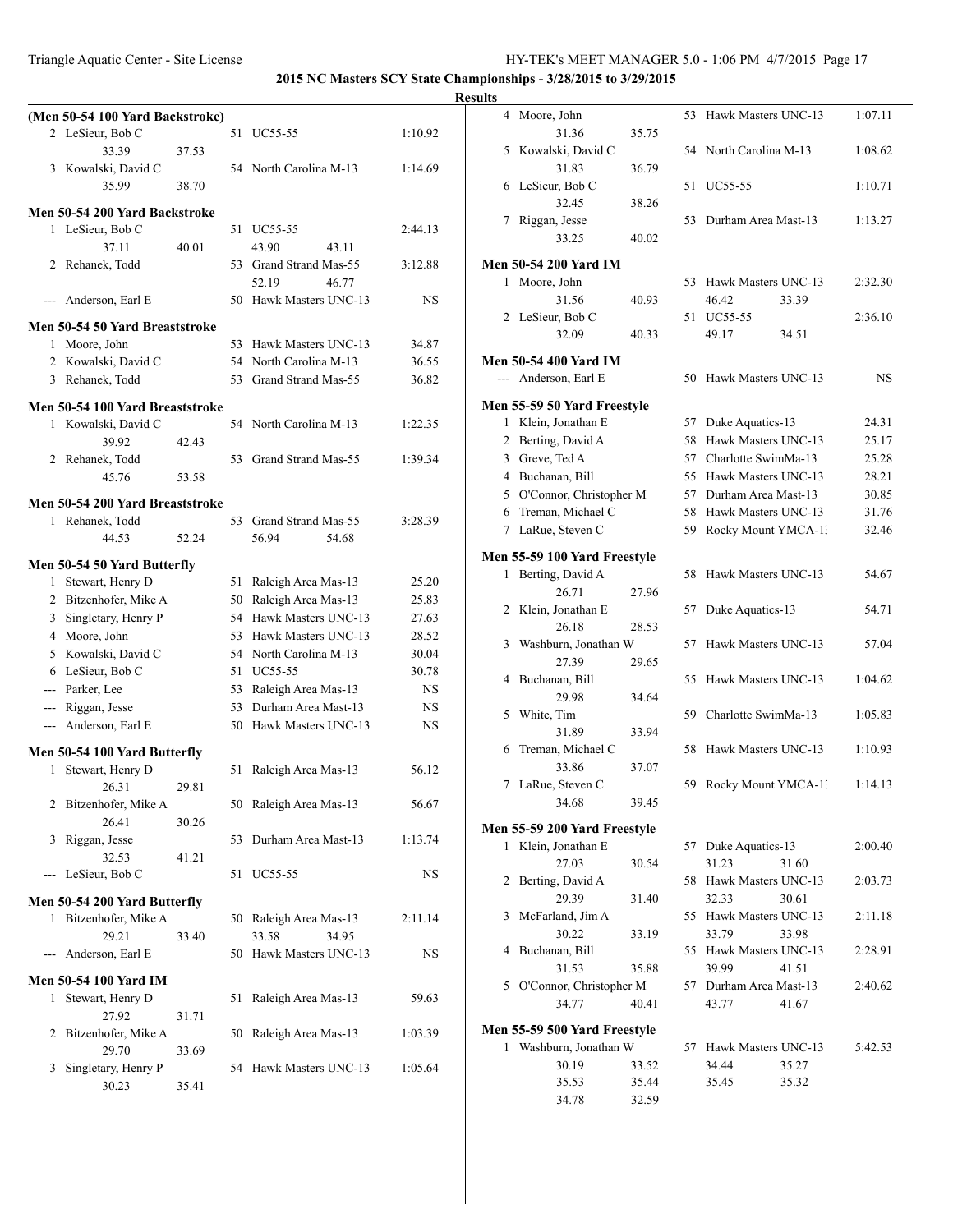**2015 NC Masters SCY State Championships - 3/28/2015 to 3/29/2015**

**Results**

**(Men 50-54 100 Yard Backstroke)**

| Place | Name | Age | Team | Time |
|---|---|---|---|---|
| 2 | LeSieur, Bob C | 51 | UC55-55 | 1:10.92 |
| | 33.39 37.53 | | | |
| 3 | Kowalski, David C | 54 | North Carolina M-13 | 1:14.69 |
| | 35.99 38.70 | | | |

**Men 50-54 200 Yard Backstroke**

| Place | Name | Age | Team | Time |
|---|---|---|---|---|
| 1 | LeSieur, Bob C | 51 | UC55-55 | 2:44.13 |
| | 37.11 40.01 43.90 43.11 | | | |
| 2 | Rehanek, Todd | 53 | Grand Strand Mas-55 | 3:12.88 |
| | 52.19 46.77 | | | |
| --- | Anderson, Earl E | 50 | Hawk Masters UNC-13 | NS |

**Men 50-54 50 Yard Breaststroke**

| Place | Name | Age | Team | Time |
|---|---|---|---|---|
| 1 | Moore, John | 53 | Hawk Masters UNC-13 | 34.87 |
| 2 | Kowalski, David C | 54 | North Carolina M-13 | 36.55 |
| 3 | Rehanek, Todd | 53 | Grand Strand Mas-55 | 36.82 |

**Men 50-54 100 Yard Breaststroke**

| Place | Name | Age | Team | Time |
|---|---|---|---|---|
| 1 | Kowalski, David C | 54 | North Carolina M-13 | 1:22.35 |
| | 39.92 42.43 | | | |
| 2 | Rehanek, Todd | 53 | Grand Strand Mas-55 | 1:39.34 |
| | 45.76 53.58 | | | |

**Men 50-54 200 Yard Breaststroke**

| Place | Name | Age | Team | Time |
|---|---|---|---|---|
| 1 | Rehanek, Todd | 53 | Grand Strand Mas-55 | 3:28.39 |
| | 44.53 52.24 56.94 54.68 | | | |

**Men 50-54 50 Yard Butterfly**

| Place | Name | Age | Team | Time |
|---|---|---|---|---|
| 1 | Stewart, Henry D | 51 | Raleigh Area Mas-13 | 25.20 |
| 2 | Bitzenhofer, Mike A | 50 | Raleigh Area Mas-13 | 25.83 |
| 3 | Singletary, Henry P | 54 | Hawk Masters UNC-13 | 27.63 |
| 4 | Moore, John | 53 | Hawk Masters UNC-13 | 28.52 |
| 5 | Kowalski, David C | 54 | North Carolina M-13 | 30.04 |
| 6 | LeSieur, Bob C | 51 | UC55-55 | 30.78 |
| --- | Parker, Lee | 53 | Raleigh Area Mas-13 | NS |
| --- | Riggan, Jesse | 53 | Durham Area Mast-13 | NS |
| --- | Anderson, Earl E | 50 | Hawk Masters UNC-13 | NS |

**Men 50-54 100 Yard Butterfly**

| Place | Name | Age | Team | Time |
|---|---|---|---|---|
| 1 | Stewart, Henry D | 51 | Raleigh Area Mas-13 | 56.12 |
| | 26.31 29.81 | | | |
| 2 | Bitzenhofer, Mike A | 50 | Raleigh Area Mas-13 | 56.67 |
| | 26.41 30.26 | | | |
| 3 | Riggan, Jesse | 53 | Durham Area Mast-13 | 1:13.74 |
| | 32.53 41.21 | | | |
| --- | LeSieur, Bob C | 51 | UC55-55 | NS |

**Men 50-54 200 Yard Butterfly**

| Place | Name | Age | Team | Time |
|---|---|---|---|---|
| 1 | Bitzenhofer, Mike A | 50 | Raleigh Area Mas-13 | 2:11.14 |
| | 29.21 33.40 33.58 34.95 | | | |
| --- | Anderson, Earl E | 50 | Hawk Masters UNC-13 | NS |

**Men 50-54 100 Yard IM**

| Place | Name | Age | Team | Time |
|---|---|---|---|---|
| 1 | Stewart, Henry D | 51 | Raleigh Area Mas-13 | 59.63 |
| | 27.92 31.71 | | | |
| 2 | Bitzenhofer, Mike A | 50 | Raleigh Area Mas-13 | 1:03.39 |
| | 29.70 33.69 | | | |
| 3 | Singletary, Henry P | 54 | Hawk Masters UNC-13 | 1:05.64 |
| | 30.23 35.41 | | | |
| 4 | Moore, John | 53 | Hawk Masters UNC-13 | 1:07.11 |
| | 31.36 35.75 | | | |
| 5 | Kowalski, David C | 54 | North Carolina M-13 | 1:08.62 |
| | 31.83 36.79 | | | |
| 6 | LeSieur, Bob C | 51 | UC55-55 | 1:10.71 |
| | 32.45 38.26 | | | |
| 7 | Riggan, Jesse | 53 | Durham Area Mast-13 | 1:13.27 |
| | 33.25 40.02 | | | |

**Men 50-54 200 Yard IM**

| Place | Name | Age | Team | Time |
|---|---|---|---|---|
| 1 | Moore, John | 53 | Hawk Masters UNC-13 | 2:32.30 |
| | 31.56 40.93 46.42 33.39 | | | |
| 2 | LeSieur, Bob C | 51 | UC55-55 | 2:36.10 |
| | 32.09 40.33 49.17 34.51 | | | |

**Men 50-54 400 Yard IM**

| Place | Name | Age | Team | Time |
|---|---|---|---|---|
| --- | Anderson, Earl E | 50 | Hawk Masters UNC-13 | NS |

**Men 55-59 50 Yard Freestyle**

| Place | Name | Age | Team | Time |
|---|---|---|---|---|
| 1 | Klein, Jonathan E | 57 | Duke Aquatics-13 | 24.31 |
| 2 | Berting, David A | 58 | Hawk Masters UNC-13 | 25.17 |
| 3 | Greve, Ted A | 57 | Charlotte SwimMa-13 | 25.28 |
| 4 | Buchanan, Bill | 55 | Hawk Masters UNC-13 | 28.21 |
| 5 | O'Connor, Christopher M | 57 | Durham Area Mast-13 | 30.85 |
| 6 | Treman, Michael C | 58 | Hawk Masters UNC-13 | 31.76 |
| 7 | LaRue, Steven C | 59 | Rocky Mount YMCA-13 | 32.46 |

**Men 55-59 100 Yard Freestyle**

| Place | Name | Age | Team | Time |
|---|---|---|---|---|
| 1 | Berting, David A | 58 | Hawk Masters UNC-13 | 54.67 |
| | 26.71 27.96 | | | |
| 2 | Klein, Jonathan E | 57 | Duke Aquatics-13 | 54.71 |
| | 26.18 28.53 | | | |
| 3 | Washburn, Jonathan W | 57 | Hawk Masters UNC-13 | 57.04 |
| | 27.39 29.65 | | | |
| 4 | Buchanan, Bill | 55 | Hawk Masters UNC-13 | 1:04.62 |
| | 29.98 34.64 | | | |
| 5 | White, Tim | 59 | Charlotte SwimMa-13 | 1:05.83 |
| | 31.89 33.94 | | | |
| 6 | Treman, Michael C | 58 | Hawk Masters UNC-13 | 1:10.93 |
| | 33.86 37.07 | | | |
| 7 | LaRue, Steven C | 59 | Rocky Mount YMCA-13 | 1:14.13 |
| | 34.68 39.45 | | | |

**Men 55-59 200 Yard Freestyle**

| Place | Name | Age | Team | Time |
|---|---|---|---|---|
| 1 | Klein, Jonathan E | 57 | Duke Aquatics-13 | 2:00.40 |
| | 27.03 30.54 31.23 31.60 | | | |
| 2 | Berting, David A | 58 | Hawk Masters UNC-13 | 2:03.73 |
| | 29.39 31.40 32.33 30.61 | | | |
| 3 | McFarland, Jim A | 55 | Hawk Masters UNC-13 | 2:11.18 |
| | 30.22 33.19 33.79 33.98 | | | |
| 4 | Buchanan, Bill | 55 | Hawk Masters UNC-13 | 2:28.91 |
| | 31.53 35.88 39.99 41.51 | | | |
| 5 | O'Connor, Christopher M | 57 | Durham Area Mast-13 | 2:40.62 |
| | 34.77 40.41 43.77 41.67 | | | |

**Men 55-59 500 Yard Freestyle**

| Place | Name | Age | Team | Time |
|---|---|---|---|---|
| 1 | Washburn, Jonathan W | 57 | Hawk Masters UNC-13 | 5:42.53 |
| | 30.19 33.52 34.44 35.27 | | | |
| | 35.53 35.44 35.45 35.32 | | | |
| | 34.78 32.59 | | | |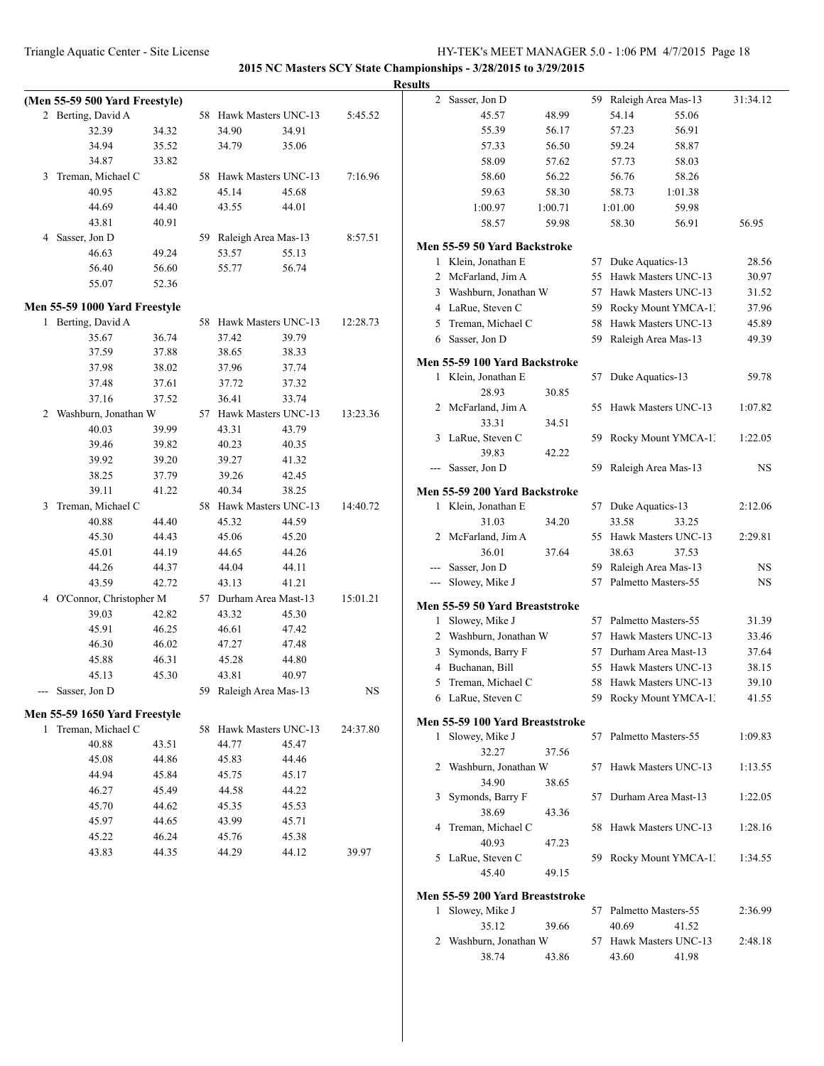**2015 NC Masters SCY State Championships - 3/28/2015 to 3/29/2015**

**Results**

**(Men 55-59 500 Yard Freestyle)**

| Place | Name | Age | Team | Time |
|---|---|---|---|---|
| 2 | Berting, David A | 58 | Hawk Masters UNC-13 | 5:45.52 |
| | 32.39 34.32 34.90 34.91 | | | |
| | 34.94 35.52 34.79 35.06 | | | |
| | 34.87 33.82 | | | |
| 3 | Treman, Michael C | 58 | Hawk Masters UNC-13 | 7:16.96 |
| | 40.95 43.82 45.14 45.68 | | | |
| | 44.69 44.40 43.55 44.01 | | | |
| | 43.81 40.91 | | | |
| 4 | Sasser, Jon D | 59 | Raleigh Area Mas-13 | 8:57.51 |
| | 46.63 49.24 53.57 55.13 | | | |
| | 56.40 56.60 55.77 56.74 | | | |
| | 55.07 52.36 | | | |

**Men 55-59 1000 Yard Freestyle**

| Place | Name | Age | Team | Time |
|---|---|---|---|---|
| 1 | Berting, David A | 58 | Hawk Masters UNC-13 | 12:28.73 |
| | 35.67 36.74 37.42 39.79 | | | |
| | 37.59 37.88 38.65 38.33 | | | |
| | 37.98 38.02 37.96 37.74 | | | |
| | 37.48 37.61 37.72 37.32 | | | |
| | 37.16 37.52 36.41 33.74 | | | |
| 2 | Washburn, Jonathan W | 57 | Hawk Masters UNC-13 | 13:23.36 |
| | 40.03 39.99 43.31 43.79 | | | |
| | 39.46 39.82 40.23 40.35 | | | |
| | 39.92 39.20 39.27 41.32 | | | |
| | 38.25 37.79 39.26 42.45 | | | |
| | 39.11 41.22 40.34 38.25 | | | |
| 3 | Treman, Michael C | 58 | Hawk Masters UNC-13 | 14:40.72 |
| | 40.88 44.40 45.32 44.59 | | | |
| | 45.30 44.43 45.06 45.20 | | | |
| | 45.01 44.19 44.65 44.26 | | | |
| | 44.26 44.37 44.04 44.11 | | | |
| | 43.59 42.72 43.13 41.21 | | | |
| 4 | O'Connor, Christopher M | 57 | Durham Area Mast-13 | 15:01.21 |
| | 39.03 42.82 43.32 45.30 | | | |
| | 45.91 46.25 46.61 47.42 | | | |
| | 46.30 46.02 47.27 47.48 | | | |
| | 45.88 46.31 45.28 44.80 | | | |
| | 45.13 45.30 43.81 40.97 | | | |
| --- | Sasser, Jon D | 59 | Raleigh Area Mas-13 | NS |

**Men 55-59 1650 Yard Freestyle**

| Place | Name | Age | Team | Time |
|---|---|---|---|---|
| 1 | Treman, Michael C | 58 | Hawk Masters UNC-13 | 24:37.80 |
| | 40.88 43.51 44.77 45.47 | | | |
| | 45.08 44.86 45.83 44.46 | | | |
| | 44.94 45.84 45.75 45.17 | | | |
| | 46.27 45.49 44.58 44.22 | | | |
| | 45.70 44.62 45.35 45.53 | | | |
| | 45.97 44.65 43.99 45.71 | | | |
| | 45.22 46.24 45.76 45.38 | | | |
| | 43.83 44.35 44.29 44.12 39.97 | | | |
| 2 | Sasser, Jon D | 59 | Raleigh Area Mas-13 | 31:34.12 |
| | 45.57 48.99 54.14 55.06 | | | |
| | 55.39 56.17 57.23 56.91 | | | |
| | 57.33 56.50 59.24 58.87 | | | |
| | 58.09 57.62 57.73 58.03 | | | |
| | 58.60 56.22 56.76 58.26 | | | |
| | 59.63 58.30 58.73 1:01.38 | | | |
| | 1:00.97 1:00.71 1:01.00 59.98 | | | |
| | 58.57 59.98 58.30 56.91 56.95 | | | |

**Men 55-59 50 Yard Backstroke**

| Place | Name | Age | Team | Time |
|---|---|---|---|---|
| 1 | Klein, Jonathan E | 57 | Duke Aquatics-13 | 28.56 |
| 2 | McFarland, Jim A | 55 | Hawk Masters UNC-13 | 30.97 |
| 3 | Washburn, Jonathan W | 57 | Hawk Masters UNC-13 | 31.52 |
| 4 | LaRue, Steven C | 59 | Rocky Mount YMCA-13 | 37.96 |
| 5 | Treman, Michael C | 58 | Hawk Masters UNC-13 | 45.89 |
| 6 | Sasser, Jon D | 59 | Raleigh Area Mas-13 | 49.39 |

**Men 55-59 100 Yard Backstroke**

| Place | Name | Age | Team | Time |
|---|---|---|---|---|
| 1 | Klein, Jonathan E | 57 | Duke Aquatics-13 | 59.78 |
| | 28.93 30.85 | | | |
| 2 | McFarland, Jim A | 55 | Hawk Masters UNC-13 | 1:07.82 |
| | 33.31 34.51 | | | |
| 3 | LaRue, Steven C | 59 | Rocky Mount YMCA-13 | 1:22.05 |
| | 39.83 42.22 | | | |
| --- | Sasser, Jon D | 59 | Raleigh Area Mas-13 | NS |

**Men 55-59 200 Yard Backstroke**

| Place | Name | Age | Team | Time |
|---|---|---|---|---|
| 1 | Klein, Jonathan E | 57 | Duke Aquatics-13 | 2:12.06 |
| | 31.03 34.20 33.58 33.25 | | | |
| 2 | McFarland, Jim A | 55 | Hawk Masters UNC-13 | 2:29.81 |
| | 36.01 37.64 38.63 37.53 | | | |
| --- | Sasser, Jon D | 59 | Raleigh Area Mas-13 | NS |
| --- | Slowey, Mike J | 57 | Palmetto Masters-55 | NS |

**Men 55-59 50 Yard Breaststroke**

| Place | Name | Age | Team | Time |
|---|---|---|---|---|
| 1 | Slowey, Mike J | 57 | Palmetto Masters-55 | 31.39 |
| 2 | Washburn, Jonathan W | 57 | Hawk Masters UNC-13 | 33.46 |
| 3 | Symonds, Barry F | 57 | Durham Area Mast-13 | 37.64 |
| 4 | Buchanan, Bill | 55 | Hawk Masters UNC-13 | 38.15 |
| 5 | Treman, Michael C | 58 | Hawk Masters UNC-13 | 39.10 |
| 6 | LaRue, Steven C | 59 | Rocky Mount YMCA-13 | 41.55 |

**Men 55-59 100 Yard Breaststroke**

| Place | Name | Age | Team | Time |
|---|---|---|---|---|
| 1 | Slowey, Mike J | 57 | Palmetto Masters-55 | 1:09.83 |
| | 32.27 37.56 | | | |
| 2 | Washburn, Jonathan W | 57 | Hawk Masters UNC-13 | 1:13.55 |
| | 34.90 38.65 | | | |
| 3 | Symonds, Barry F | 57 | Durham Area Mast-13 | 1:22.05 |
| | 38.69 43.36 | | | |
| 4 | Treman, Michael C | 58 | Hawk Masters UNC-13 | 1:28.16 |
| | 40.93 47.23 | | | |
| 5 | LaRue, Steven C | 59 | Rocky Mount YMCA-13 | 1:34.55 |
| | 45.40 49.15 | | | |

**Men 55-59 200 Yard Breaststroke**

| Place | Name | Age | Team | Time |
|---|---|---|---|---|
| 1 | Slowey, Mike J | 57 | Palmetto Masters-55 | 2:36.99 |
| | 35.12 39.66 40.69 41.52 | | | |
| 2 | Washburn, Jonathan W | 57 | Hawk Masters UNC-13 | 2:48.18 |
| | 38.74 43.86 43.60 41.98 | | | |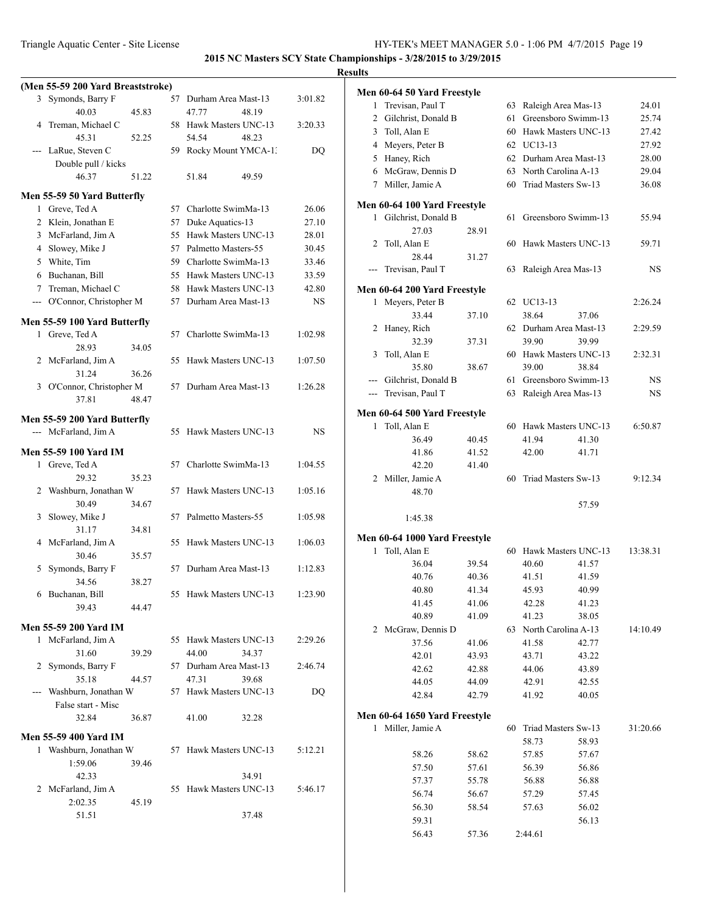**2015 NC Masters SCY State Championships - 3/28/2015 to 3/29/2015**

**Results**

### (Men 55-59 200 Yard Breaststroke)

| Place | Name | Age | Team | Time |
|---|---|---|---|---|
| 3 | Symonds, Barry F | 57 | Durham Area Mast-13 | 3:01.82 |
| | 40.03 45.83 47.77 48.19 | | | |
| 4 | Treman, Michael C | 58 | Hawk Masters UNC-13 | 3:20.33 |
| | 45.31 52.25 54.54 48.23 | | | |
| --- | LaRue, Steven C | 59 | Rocky Mount YMCA-13 | DQ |
| | Double pull / kicks | | | |
| | 46.37 51.22 51.84 49.59 | | | |

### Men 55-59 50 Yard Butterfly

| Place | Name | Age | Team | Time |
|---|---|---|---|---|
| 1 | Greve, Ted A | 57 | Charlotte SwimMa-13 | 26.06 |
| 2 | Klein, Jonathan E | 57 | Duke Aquatics-13 | 27.10 |
| 3 | McFarland, Jim A | 55 | Hawk Masters UNC-13 | 28.01 |
| 4 | Slowey, Mike J | 57 | Palmetto Masters-55 | 30.45 |
| 5 | White, Tim | 59 | Charlotte SwimMa-13 | 33.46 |
| 6 | Buchanan, Bill | 55 | Hawk Masters UNC-13 | 33.59 |
| 7 | Treman, Michael C | 58 | Hawk Masters UNC-13 | 42.80 |
| --- | O'Connor, Christopher M | 57 | Durham Area Mast-13 | NS |

### Men 55-59 100 Yard Butterfly

| Place | Name | Age | Team | Time |
|---|---|---|---|---|
| 1 | Greve, Ted A | 57 | Charlotte SwimMa-13 | 1:02.98 |
| | 28.93 34.05 | | | |
| 2 | McFarland, Jim A | 55 | Hawk Masters UNC-13 | 1:07.50 |
| | 31.24 36.26 | | | |
| 3 | O'Connor, Christopher M | 57 | Durham Area Mast-13 | 1:26.28 |
| | 37.81 48.47 | | | |

### Men 55-59 200 Yard Butterfly

| Place | Name | Age | Team | Time |
|---|---|---|---|---|
| --- | McFarland, Jim A | 55 | Hawk Masters UNC-13 | NS |

### Men 55-59 100 Yard IM

| Place | Name | Age | Team | Time |
|---|---|---|---|---|
| 1 | Greve, Ted A | 57 | Charlotte SwimMa-13 | 1:04.55 |
| | 29.32 35.23 | | | |
| 2 | Washburn, Jonathan W | 57 | Hawk Masters UNC-13 | 1:05.16 |
| | 30.49 34.67 | | | |
| 3 | Slowey, Mike J | 57 | Palmetto Masters-55 | 1:05.98 |
| | 31.17 34.81 | | | |
| 4 | McFarland, Jim A | 55 | Hawk Masters UNC-13 | 1:06.03 |
| | 30.46 35.57 | | | |
| 5 | Symonds, Barry F | 57 | Durham Area Mast-13 | 1:12.83 |
| | 34.56 38.27 | | | |
| 6 | Buchanan, Bill | 55 | Hawk Masters UNC-13 | 1:23.90 |
| | 39.43 44.47 | | | |

### Men 55-59 200 Yard IM

| Place | Name | Age | Team | Time |
|---|---|---|---|---|
| 1 | McFarland, Jim A | 55 | Hawk Masters UNC-13 | 2:29.26 |
| | 31.60 39.29 44.00 34.37 | | | |
| 2 | Symonds, Barry F | 57 | Durham Area Mast-13 | 2:46.74 |
| | 35.18 44.57 47.31 39.68 | | | |
| --- | Washburn, Jonathan W | 57 | Hawk Masters UNC-13 | DQ |
| | False start - Misc | | | |
| | 32.84 36.87 41.00 32.28 | | | |

### Men 55-59 400 Yard IM

| Place | Name | Age | Team | Time |
|---|---|---|---|---|
| 1 | Washburn, Jonathan W | 57 | Hawk Masters UNC-13 | 5:12.21 |
| | 1:59.06 39.46 | | | |
| | 42.33 34.91 | | | |
| 2 | McFarland, Jim A | 55 | Hawk Masters UNC-13 | 5:46.17 |
| | 2:02.35 45.19 | | | |
| | 51.51 37.48 | | | |

### Men 60-64 50 Yard Freestyle

| Place | Name | Age | Team | Time |
|---|---|---|---|---|
| 1 | Trevisan, Paul T | 63 | Raleigh Area Mas-13 | 24.01 |
| 2 | Gilchrist, Donald B | 61 | Greensboro Swimm-13 | 25.74 |
| 3 | Toll, Alan E | 60 | Hawk Masters UNC-13 | 27.42 |
| 4 | Meyers, Peter B | 62 | UC13-13 | 27.92 |
| 5 | Haney, Rich | 62 | Durham Area Mast-13 | 28.00 |
| 6 | McGraw, Dennis D | 63 | North Carolina A-13 | 29.04 |
| 7 | Miller, Jamie A | 60 | Triad Masters Sw-13 | 36.08 |

### Men 60-64 100 Yard Freestyle

| Place | Name | Age | Team | Time |
|---|---|---|---|---|
| 1 | Gilchrist, Donald B | 61 | Greensboro Swimm-13 | 55.94 |
| | 27.03 28.91 | | | |
| 2 | Toll, Alan E | 60 | Hawk Masters UNC-13 | 59.71 |
| | 28.44 31.27 | | | |
| --- | Trevisan, Paul T | 63 | Raleigh Area Mas-13 | NS |

### Men 60-64 200 Yard Freestyle

| Place | Name | Age | Team | Time |
|---|---|---|---|---|
| 1 | Meyers, Peter B | 62 | UC13-13 | 2:26.24 |
| | 33.44 37.10 38.64 37.06 | | | |
| 2 | Haney, Rich | 62 | Durham Area Mast-13 | 2:29.59 |
| | 32.39 37.31 39.90 39.99 | | | |
| 3 | Toll, Alan E | 60 | Hawk Masters UNC-13 | 2:32.31 |
| | 35.80 38.67 39.00 38.84 | | | |
| --- | Gilchrist, Donald B | 61 | Greensboro Swimm-13 | NS |
| --- | Trevisan, Paul T | 63 | Raleigh Area Mas-13 | NS |

### Men 60-64 500 Yard Freestyle

| Place | Name | Age | Team | Time |
|---|---|---|---|---|
| 1 | Toll, Alan E | 60 | Hawk Masters UNC-13 | 6:50.87 |
| | 36.49 40.45 41.94 41.30 | | | |
| | 41.86 41.52 42.00 41.71 | | | |
| | 42.20 41.40 | | | |
| 2 | Miller, Jamie A | 60 | Triad Masters Sw-13 | 9:12.34 |
| | 48.70 | | | |
| | 57.59 | | | |
| | 1:45.38 | | | |

### Men 60-64 1000 Yard Freestyle

| Place | Name | Age | Team | Time |
|---|---|---|---|---|
| 1 | Toll, Alan E | 60 | Hawk Masters UNC-13 | 13:38.31 |
| | 36.04 39.54 40.60 41.57 | | | |
| | 40.76 40.36 41.51 41.59 | | | |
| | 40.80 41.34 45.93 40.99 | | | |
| | 41.45 41.06 42.28 41.23 | | | |
| | 40.89 41.09 41.23 38.05 | | | |
| 2 | McGraw, Dennis D | 63 | North Carolina A-13 | 14:10.49 |
| | 37.56 41.06 41.58 42.77 | | | |
| | 42.01 43.93 43.71 43.22 | | | |
| | 42.62 42.88 44.06 43.89 | | | |
| | 44.05 44.09 42.91 42.55 | | | |
| | 42.84 42.79 41.92 40.05 | | | |

### Men 60-64 1650 Yard Freestyle

| Place | Name | Age | Team | Time |
|---|---|---|---|---|
| 1 | Miller, Jamie A | 60 | Triad Masters Sw-13 | 31:20.66 |
| | 58.73 58.93 | | | |
| | 58.26 58.62 57.85 57.67 | | | |
| | 57.50 57.61 56.39 56.86 | | | |
| | 57.37 55.78 56.88 56.88 | | | |
| | 56.74 56.67 57.29 57.45 | | | |
| | 56.30 58.54 57.63 56.02 | | | |
| | 59.31 56.13 | | | |
| | 56.43 57.36 2:44.61 | | | |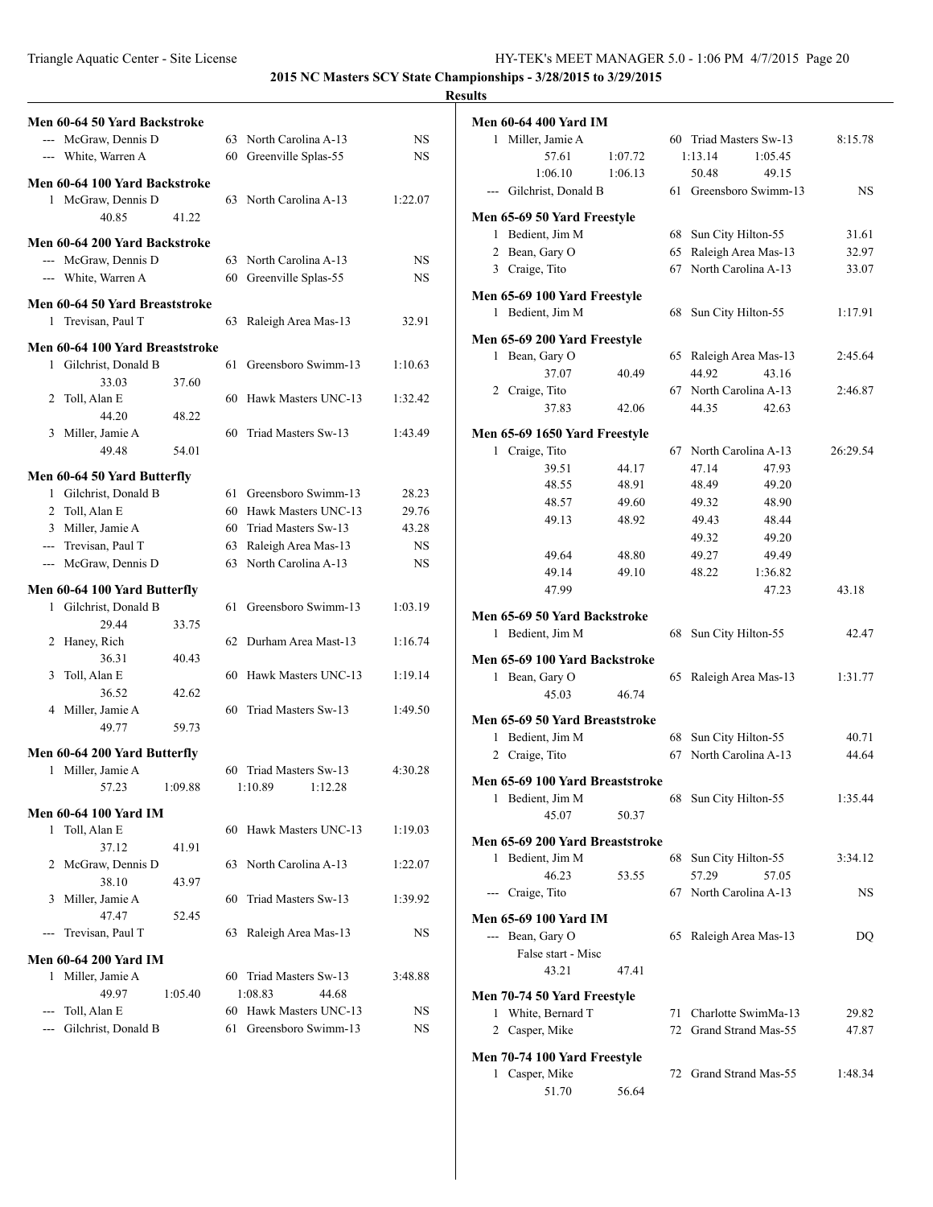**2015 NC Masters SCY State Championships - 3/28/2015 to 3/29/2015**

**Results**

### Men 60-64 50 Yard Backstroke

| Place | Name | Age | Team | Time |
|---|---|---|---|---|
| --- | McGraw, Dennis D | 63 | North Carolina A-13 | NS |
| --- | White, Warren A | 60 | Greenville Splas-55 | NS |

### Men 60-64 100 Yard Backstroke

| Place | Name | Age | Team | Time |
|---|---|---|---|---|
| 1 | McGraw, Dennis D | 63 | North Carolina A-13 | 1:22.07 |
| | 40.85 41.22 | | | |

### Men 60-64 200 Yard Backstroke

| Place | Name | Age | Team | Time |
|---|---|---|---|---|
| --- | McGraw, Dennis D | 63 | North Carolina A-13 | NS |
| --- | White, Warren A | 60 | Greenville Splas-55 | NS |

### Men 60-64 50 Yard Breaststroke

| Place | Name | Age | Team | Time |
|---|---|---|---|---|
| 1 | Trevisan, Paul T | 63 | Raleigh Area Mas-13 | 32.91 |

### Men 60-64 100 Yard Breaststroke

| Place | Name | Age | Team | Time |
|---|---|---|---|---|
| 1 | Gilchrist, Donald B | 61 | Greensboro Swimm-13 | 1:10.63 |
| | 33.03 37.60 | | | |
| 2 | Toll, Alan E | 60 | Hawk Masters UNC-13 | 1:32.42 |
| | 44.20 48.22 | | | |
| 3 | Miller, Jamie A | 60 | Triad Masters Sw-13 | 1:43.49 |
| | 49.48 54.01 | | | |

### Men 60-64 50 Yard Butterfly

| Place | Name | Age | Team | Time |
|---|---|---|---|---|
| 1 | Gilchrist, Donald B | 61 | Greensboro Swimm-13 | 28.23 |
| 2 | Toll, Alan E | 60 | Hawk Masters UNC-13 | 29.76 |
| 3 | Miller, Jamie A | 60 | Triad Masters Sw-13 | 43.28 |
| --- | Trevisan, Paul T | 63 | Raleigh Area Mas-13 | NS |
| --- | McGraw, Dennis D | 63 | North Carolina A-13 | NS |

### Men 60-64 100 Yard Butterfly

| Place | Name | Age | Team | Time |
|---|---|---|---|---|
| 1 | Gilchrist, Donald B | 61 | Greensboro Swimm-13 | 1:03.19 |
| | 29.44 33.75 | | | |
| 2 | Haney, Rich | 62 | Durham Area Mast-13 | 1:16.74 |
| | 36.31 40.43 | | | |
| 3 | Toll, Alan E | 60 | Hawk Masters UNC-13 | 1:19.14 |
| | 36.52 42.62 | | | |
| 4 | Miller, Jamie A | 60 | Triad Masters Sw-13 | 1:49.50 |
| | 49.77 59.73 | | | |

### Men 60-64 200 Yard Butterfly

| Place | Name | Age | Team | Time |
|---|---|---|---|---|
| 1 | Miller, Jamie A | 60 | Triad Masters Sw-13 | 4:30.28 |
| | 57.23 1:09.88 | | 1:10.89 1:12.28 | |

### Men 60-64 100 Yard IM

| Place | Name | Age | Team | Time |
|---|---|---|---|---|
| 1 | Toll, Alan E | 60 | Hawk Masters UNC-13 | 1:19.03 |
| | 37.12 41.91 | | | |
| 2 | McGraw, Dennis D | 63 | North Carolina A-13 | 1:22.07 |
| | 38.10 43.97 | | | |
| 3 | Miller, Jamie A | 60 | Triad Masters Sw-13 | 1:39.92 |
| | 47.47 52.45 | | | |
| --- | Trevisan, Paul T | 63 | Raleigh Area Mas-13 | NS |

### Men 60-64 200 Yard IM

| Place | Name | Age | Team | Time |
|---|---|---|---|---|
| 1 | Miller, Jamie A | 60 | Triad Masters Sw-13 | 3:48.88 |
| | 49.97 1:05.40 | | 1:08.83 44.68 | |
| --- | Toll, Alan E | 60 | Hawk Masters UNC-13 | NS |
| --- | Gilchrist, Donald B | 61 | Greensboro Swimm-13 | NS |

### Men 60-64 400 Yard IM

| Place | Name | Age | Team | Time |
|---|---|---|---|---|
| 1 | Miller, Jamie A | 60 | Triad Masters Sw-13 | 8:15.78 |
| | 57.61 1:07.72 | | 1:13.14 1:05.45 | |
| | 1:06.10 1:06.13 | | 50.48 49.15 | |
| --- | Gilchrist, Donald B | 61 | Greensboro Swimm-13 | NS |

### Men 65-69 50 Yard Freestyle

| Place | Name | Age | Team | Time |
|---|---|---|---|---|
| 1 | Bedient, Jim M | 68 | Sun City Hilton-55 | 31.61 |
| 2 | Bean, Gary O | 65 | Raleigh Area Mas-13 | 32.97 |
| 3 | Craige, Tito | 67 | North Carolina A-13 | 33.07 |

### Men 65-69 100 Yard Freestyle

| Place | Name | Age | Team | Time |
|---|---|---|---|---|
| 1 | Bedient, Jim M | 68 | Sun City Hilton-55 | 1:17.91 |

### Men 65-69 200 Yard Freestyle

| Place | Name | Age | Team | Time |
|---|---|---|---|---|
| 1 | Bean, Gary O | 65 | Raleigh Area Mas-13 | 2:45.64 |
| | 37.07 40.49 | | 44.92 43.16 | |
| 2 | Craige, Tito | 67 | North Carolina A-13 | 2:46.87 |
| | 37.83 42.06 | | 44.35 42.63 | |

### Men 65-69 1650 Yard Freestyle

| Place | Name | Age | Team | Time |
|---|---|---|---|---|
| 1 | Craige, Tito | 67 | North Carolina A-13 | 26:29.54 |
| | 39.51 44.17 | | 47.14 47.93 | |
| | 48.55 48.91 | | 48.49 49.20 | |
| | 48.57 49.60 | | 49.32 48.90 | |
| | 49.13 48.92 | | 49.43 48.44 | |
| | | | 49.32 49.20 | |
| | 49.64 48.80 | | 49.27 49.49 | |
| | 49.14 49.10 | | 48.22 1:36.82 | |
| | 47.99 | | 47.23 | 43.18 |

### Men 65-69 50 Yard Backstroke

| Place | Name | Age | Team | Time |
|---|---|---|---|---|
| 1 | Bedient, Jim M | 68 | Sun City Hilton-55 | 42.47 |

### Men 65-69 100 Yard Backstroke

| Place | Name | Age | Team | Time |
|---|---|---|---|---|
| 1 | Bean, Gary O | 65 | Raleigh Area Mas-13 | 1:31.77 |
| | 45.03 46.74 | | | |

### Men 65-69 50 Yard Breaststroke

| Place | Name | Age | Team | Time |
|---|---|---|---|---|
| 1 | Bedient, Jim M | 68 | Sun City Hilton-55 | 40.71 |
| 2 | Craige, Tito | 67 | North Carolina A-13 | 44.64 |

### Men 65-69 100 Yard Breaststroke

| Place | Name | Age | Team | Time |
|---|---|---|---|---|
| 1 | Bedient, Jim M | 68 | Sun City Hilton-55 | 1:35.44 |
| | 45.07 50.37 | | | |

### Men 65-69 200 Yard Breaststroke

| Place | Name | Age | Team | Time |
|---|---|---|---|---|
| 1 | Bedient, Jim M | 68 | Sun City Hilton-55 | 3:34.12 |
| | 46.23 53.55 | | 57.29 57.05 | |
| --- | Craige, Tito | 67 | North Carolina A-13 | NS |

### Men 65-69 100 Yard IM

| Place | Name | Age | Team | Time |
|---|---|---|---|---|
| --- | Bean, Gary O | 65 | Raleigh Area Mas-13 | DQ |
| | False start - Misc | | | |
| | 43.21 47.41 | | | |

### Men 70-74 50 Yard Freestyle

| Place | Name | Age | Team | Time |
|---|---|---|---|---|
| 1 | White, Bernard T | 71 | Charlotte SwimMa-13 | 29.82 |
| 2 | Casper, Mike | 72 | Grand Strand Mas-55 | 47.87 |

### Men 70-74 100 Yard Freestyle

| Place | Name | Age | Team | Time |
|---|---|---|---|---|
| 1 | Casper, Mike | 72 | Grand Strand Mas-55 | 1:48.34 |
| | 51.70 56.64 | | | |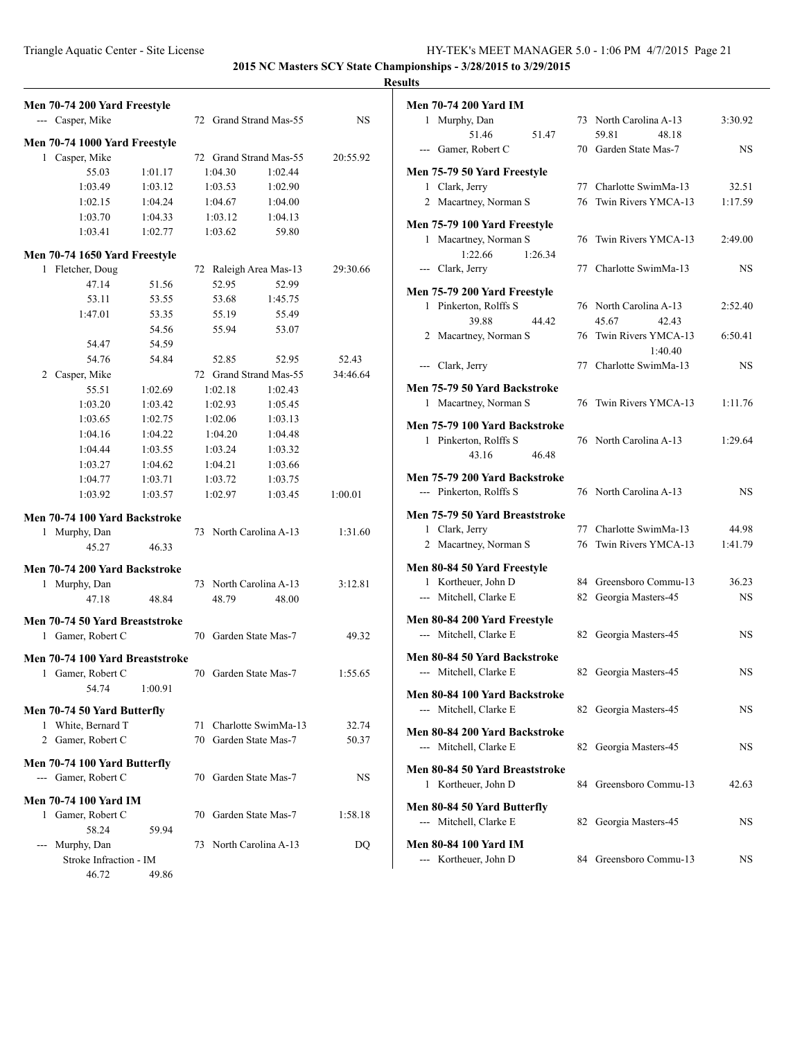**2015 NC Masters SCY State Championships - 3/28/2015 to 3/29/2015**

**Results**

**Men 70-74 200 Yard Freestyle**

| | Name | Age | Team | Time |
|---|---|---|---|---|
| --- | Casper, Mike | 72 | Grand Strand Mas-55 | NS |

**Men 70-74 1000 Yard Freestyle**

| | Name | Age | Team | Time |
|---|---|---|---|---|
| 1 | Casper, Mike | 72 | Grand Strand Mas-55 | 20:55.92 |

Splits: 55.03, 1:01.17, 1:04.30, 1:02.44, 1:03.49, 1:03.12, 1:03.53, 1:02.90, 1:02.15, 1:04.24, 1:04.67, 1:04.00, 1:03.70, 1:04.33, 1:03.12, 1:04.13, 1:03.41, 1:02.77, 1:03.62, 59.80

**Men 70-74 1650 Yard Freestyle**

| | Name | Age | Team | Time |
|---|---|---|---|---|
| 1 | Fletcher, Doug | 72 | Raleigh Area Mas-13 | 29:30.66 |
| 2 | Casper, Mike | 72 | Grand Strand Mas-55 | 34:46.64 |

Fletcher splits: 47.14, 51.56, 52.95, 52.99, 53.11, 53.55, 53.68, 1:45.75, 1:47.01, 53.35, 55.19, 55.49, 54.56, 55.94, 53.07, 54.47, 54.59, 54.76, 54.84, 52.85, 52.95, 52.43

Casper splits: 55.51, 1:02.69, 1:02.18, 1:02.43, 1:03.20, 1:03.42, 1:02.93, 1:05.45, 1:03.65, 1:02.75, 1:02.06, 1:03.13, 1:04.16, 1:04.22, 1:04.20, 1:04.48, 1:04.44, 1:03.55, 1:03.24, 1:03.32, 1:03.27, 1:04.62, 1:04.21, 1:03.66, 1:04.77, 1:03.71, 1:03.72, 1:03.75, 1:03.92, 1:03.57, 1:02.97, 1:03.45, 1:00.01

**Men 70-74 100 Yard Backstroke**

| | Name | Age | Team | Time |
|---|---|---|---|---|
| 1 | Murphy, Dan | 73 | North Carolina A-13 | 1:31.60 |

Splits: 45.27, 46.33

**Men 70-74 200 Yard Backstroke**

| | Name | Age | Team | Time |
|---|---|---|---|---|
| 1 | Murphy, Dan | 73 | North Carolina A-13 | 3:12.81 |

Splits: 47.18, 48.84, 48.79, 48.00

**Men 70-74 50 Yard Breaststroke**

| | Name | Age | Team | Time |
|---|---|---|---|---|
| 1 | Gamer, Robert C | 70 | Garden State Mas-7 | 49.32 |

**Men 70-74 100 Yard Breaststroke**

| | Name | Age | Team | Time |
|---|---|---|---|---|
| 1 | Gamer, Robert C | 70 | Garden State Mas-7 | 1:55.65 |

Splits: 54.74, 1:00.91

**Men 70-74 50 Yard Butterfly**

| | Name | Age | Team | Time |
|---|---|---|---|---|
| 1 | White, Bernard T | 71 | Charlotte SwimMa-13 | 32.74 |
| 2 | Gamer, Robert C | 70 | Garden State Mas-7 | 50.37 |

**Men 70-74 100 Yard Butterfly**

| | Name | Age | Team | Time |
|---|---|---|---|---|
| --- | Gamer, Robert C | 70 | Garden State Mas-7 | NS |

**Men 70-74 100 Yard IM**

| | Name | Age | Team | Time |
|---|---|---|---|---|
| 1 | Gamer, Robert C | 70 | Garden State Mas-7 | 1:58.18 |
| --- | Murphy, Dan | 73 | North Carolina A-13 | DQ |

Gamer splits: 58.24, 59.94

Murphy: Stroke Infraction - IM; splits: 46.72, 49.86

**Men 70-74 200 Yard IM**

| | Name | Age | Team | Time |
|---|---|---|---|---|
| 1 | Murphy, Dan | 73 | North Carolina A-13 | 3:30.92 |
| --- | Gamer, Robert C | 70 | Garden State Mas-7 | NS |

Murphy splits: 51.46, 51.47, 59.81, 48.18

**Men 75-79 50 Yard Freestyle**

| | Name | Age | Team | Time |
|---|---|---|---|---|
| 1 | Clark, Jerry | 77 | Charlotte SwimMa-13 | 32.51 |
| 2 | Macartney, Norman S | 76 | Twin Rivers YMCA-13 | 1:17.59 |

**Men 75-79 100 Yard Freestyle**

| | Name | Age | Team | Time |
|---|---|---|---|---|
| 1 | Macartney, Norman S | 76 | Twin Rivers YMCA-13 | 2:49.00 |
| --- | Clark, Jerry | 77 | Charlotte SwimMa-13 | NS |

Macartney splits: 1:22.66, 1:26.34

**Men 75-79 200 Yard Freestyle**

| | Name | Age | Team | Time |
|---|---|---|---|---|
| 1 | Pinkerton, Rolffs S | 76 | North Carolina A-13 | 2:52.40 |
| 2 | Macartney, Norman S | 76 | Twin Rivers YMCA-13 | 6:50.41 |
| --- | Clark, Jerry | 77 | Charlotte SwimMa-13 | NS |

Pinkerton splits: 39.88, 44.42, 45.67, 42.43

Macartney splits: 1:40.40

**Men 75-79 50 Yard Backstroke**

| | Name | Age | Team | Time |
|---|---|---|---|---|
| 1 | Macartney, Norman S | 76 | Twin Rivers YMCA-13 | 1:11.76 |

**Men 75-79 100 Yard Backstroke**

| | Name | Age | Team | Time |
|---|---|---|---|---|
| 1 | Pinkerton, Rolffs S | 76 | North Carolina A-13 | 1:29.64 |

Splits: 43.16, 46.48

**Men 75-79 200 Yard Backstroke**

| | Name | Age | Team | Time |
|---|---|---|---|---|
| --- | Pinkerton, Rolffs S | 76 | North Carolina A-13 | NS |

**Men 75-79 50 Yard Breaststroke**

| | Name | Age | Team | Time |
|---|---|---|---|---|
| 1 | Clark, Jerry | 77 | Charlotte SwimMa-13 | 44.98 |
| 2 | Macartney, Norman S | 76 | Twin Rivers YMCA-13 | 1:41.79 |

**Men 80-84 50 Yard Freestyle**

| | Name | Age | Team | Time |
|---|---|---|---|---|
| 1 | Kortheuer, John D | 84 | Greensboro Commu-13 | 36.23 |
| --- | Mitchell, Clarke E | 82 | Georgia Masters-45 | NS |

**Men 80-84 200 Yard Freestyle**

| | Name | Age | Team | Time |
|---|---|---|---|---|
| --- | Mitchell, Clarke E | 82 | Georgia Masters-45 | NS |

**Men 80-84 50 Yard Backstroke**

| | Name | Age | Team | Time |
|---|---|---|---|---|
| --- | Mitchell, Clarke E | 82 | Georgia Masters-45 | NS |

**Men 80-84 100 Yard Backstroke**

| | Name | Age | Team | Time |
|---|---|---|---|---|
| --- | Mitchell, Clarke E | 82 | Georgia Masters-45 | NS |

**Men 80-84 200 Yard Backstroke**

| | Name | Age | Team | Time |
|---|---|---|---|---|
| --- | Mitchell, Clarke E | 82 | Georgia Masters-45 | NS |

**Men 80-84 50 Yard Breaststroke**

| | Name | Age | Team | Time |
|---|---|---|---|---|
| 1 | Kortheuer, John D | 84 | Greensboro Commu-13 | 42.63 |

**Men 80-84 50 Yard Butterfly**

| | Name | Age | Team | Time |
|---|---|---|---|---|
| --- | Mitchell, Clarke E | 82 | Georgia Masters-45 | NS |

**Men 80-84 100 Yard IM**

| | Name | Age | Team | Time |
|---|---|---|---|---|
| --- | Kortheuer, John D | 84 | Greensboro Commu-13 | NS |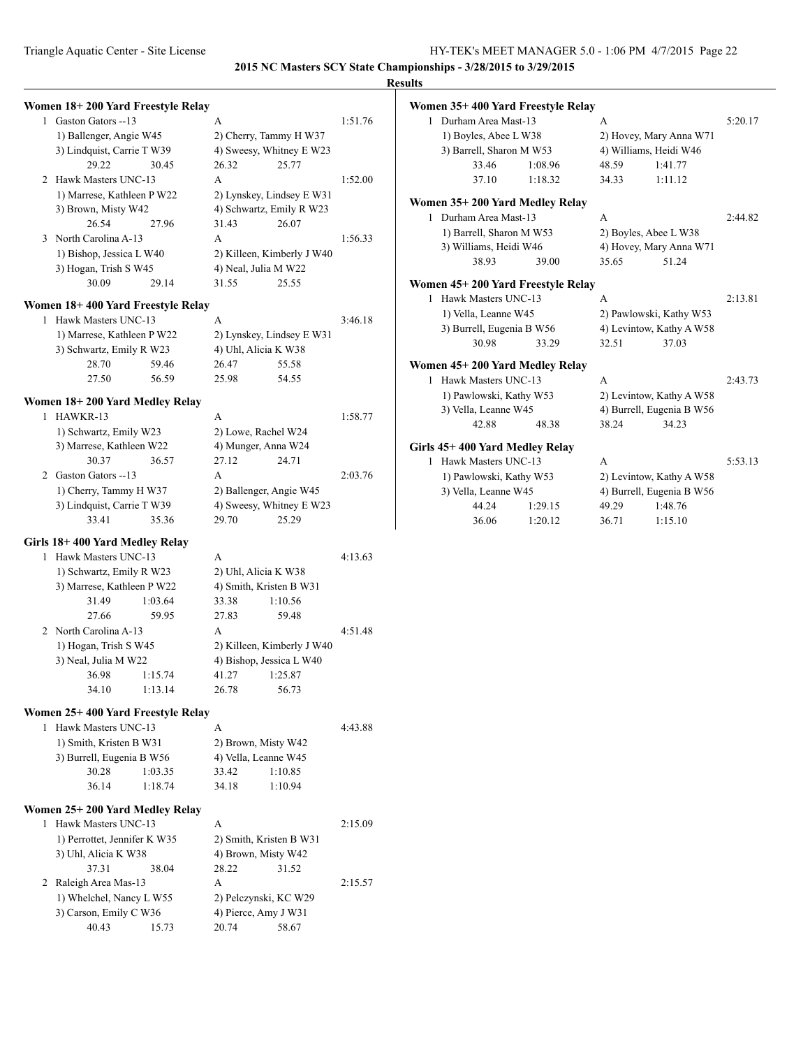**2015 NC Masters SCY State Championships - 3/28/2015 to 3/29/2015**

**Results**

### Women 18+ 200 Yard Freestyle Relay

1 Gaston Gators --13 — A — 1:51.76
- 1) Ballenger, Angie W45
- 2) Cherry, Tammy H W37
- 3) Lindquist, Carrie T W39
- 4) Sweesy, Whitney E W23

29.22 30.45 26.32 25.77

2 Hawk Masters UNC-13 — A — 1:52.00
- 1) Marrese, Kathleen P W22
- 2) Lynskey, Lindsey E W31
- 3) Brown, Misty W42
- 4) Schwartz, Emily R W23

26.54 27.96 31.43 26.07

3 North Carolina A-13 — A — 1:56.33
- 1) Bishop, Jessica L W40
- 2) Killeen, Kimberly J W40
- 3) Hogan, Trish S W45
- 4) Neal, Julia M W22

30.09 29.14 31.55 25.55

### Women 18+ 400 Yard Freestyle Relay

1 Hawk Masters UNC-13 — A — 3:46.18
- 1) Marrese, Kathleen P W22
- 2) Lynskey, Lindsey E W31
- 3) Schwartz, Emily R W23
- 4) Uhl, Alicia K W38

28.70 59.46 26.47 55.58
27.50 56.59 25.98 54.55

### Women 18+ 200 Yard Medley Relay

1 HAWKR-13 — A — 1:58.77
- 1) Schwartz, Emily W23
- 2) Lowe, Rachel W24
- 3) Marrese, Kathleen W22
- 4) Munger, Anna W24

30.37 36.57 27.12 24.71

2 Gaston Gators --13 — A — 2:03.76
- 1) Cherry, Tammy H W37
- 2) Ballenger, Angie W45
- 3) Lindquist, Carrie T W39
- 4) Sweesy, Whitney E W23

33.41 35.36 29.70 25.29

### Girls 18+ 400 Yard Medley Relay

1 Hawk Masters UNC-13 — A — 4:13.63
- 1) Schwartz, Emily R W23
- 2) Uhl, Alicia K W38
- 3) Marrese, Kathleen P W22
- 4) Smith, Kristen B W31

31.49 1:03.64 33.38 1:10.56
27.66 59.95 27.83 59.48

2 North Carolina A-13 — A — 4:51.48
- 1) Hogan, Trish S W45
- 2) Killeen, Kimberly J W40
- 3) Neal, Julia M W22
- 4) Bishop, Jessica L W40

36.98 1:15.74 41.27 1:25.87
34.10 1:13.14 26.78 56.73

### Women 25+ 400 Yard Freestyle Relay

1 Hawk Masters UNC-13 — A — 4:43.88
- 1) Smith, Kristen B W31
- 2) Brown, Misty W42
- 3) Burrell, Eugenia B W56
- 4) Vella, Leanne W45

30.28 1:03.35 33.42 1:10.85
36.14 1:18.74 34.18 1:10.94

### Women 25+ 200 Yard Medley Relay

1 Hawk Masters UNC-13 — A — 2:15.09
- 1) Perrottet, Jennifer K W35
- 2) Smith, Kristen B W31
- 3) Uhl, Alicia K W38
- 4) Brown, Misty W42

37.31 38.04 28.22 31.52

2 Raleigh Area Mas-13 — A — 2:15.57
- 1) Whelchel, Nancy L W55
- 2) Pelczynski, KC W29
- 3) Carson, Emily C W36
- 4) Pierce, Amy J W31

40.43 15.73 20.74 58.67

### Women 35+ 400 Yard Freestyle Relay

1 Durham Area Mast-13 — A — 5:20.17
- 1) Boyles, Abee L W38
- 2) Hovey, Mary Anna W71
- 3) Barrell, Sharon M W53
- 4) Williams, Heidi W46

33.46 1:08.96 48.59 1:41.77
37.10 1:18.32 34.33 1:11.12

### Women 35+ 200 Yard Medley Relay

1 Durham Area Mast-13 — A — 2:44.82
- 1) Barrell, Sharon M W53
- 2) Boyles, Abee L W38
- 3) Williams, Heidi W46
- 4) Hovey, Mary Anna W71

38.93 39.00 35.65 51.24

### Women 45+ 200 Yard Freestyle Relay

1 Hawk Masters UNC-13 — A — 2:13.81
- 1) Vella, Leanne W45
- 2) Pawlowski, Kathy W53
- 3) Burrell, Eugenia B W56
- 4) Levintow, Kathy A W58

30.98 33.29 32.51 37.03

### Women 45+ 200 Yard Medley Relay

1 Hawk Masters UNC-13 — A — 2:43.73
- 1) Pawlowski, Kathy W53
- 2) Levintow, Kathy A W58
- 3) Vella, Leanne W45
- 4) Burrell, Eugenia B W56

42.88 48.38 38.24 34.23

### Girls 45+ 400 Yard Medley Relay

1 Hawk Masters UNC-13 — A — 5:53.13
- 1) Pawlowski, Kathy W53
- 2) Levintow, Kathy A W58
- 3) Vella, Leanne W45
- 4) Burrell, Eugenia B W56

44.24 1:29.15 49.29 1:48.76
36.06 1:20.12 36.71 1:15.10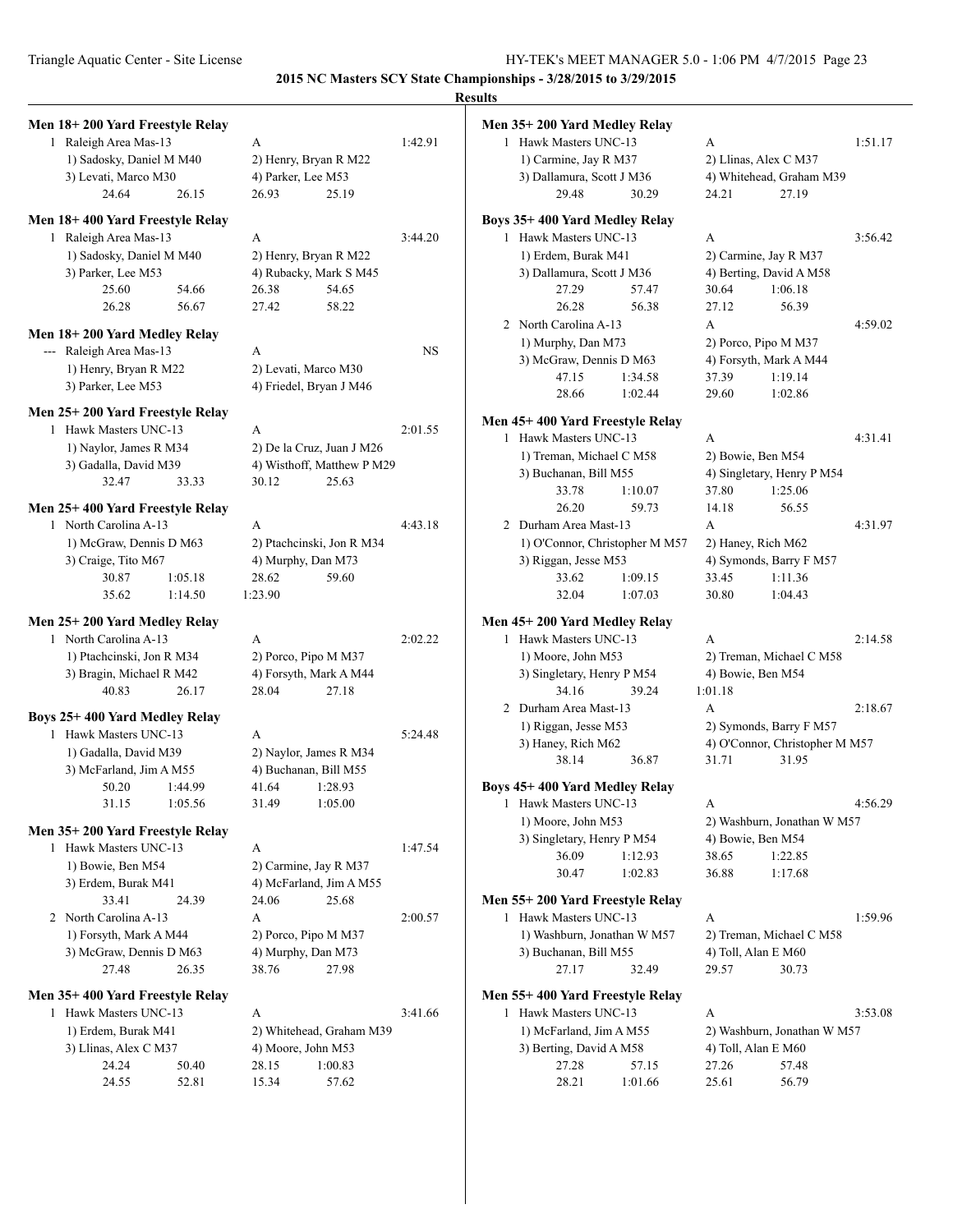**2015 NC Masters SCY State Championships - 3/28/2015 to 3/29/2015**

**Results**

### Men 18+ 200 Yard Freestyle Relay

1 Raleigh Area Mas-13 — A — 1:42.91
1) Sadosky, Daniel M M40 2) Henry, Bryan R M22
3) Levati, Marco M30 4) Parker, Lee M53
24.64 26.15 26.93 25.19

### Men 18+ 400 Yard Freestyle Relay

1 Raleigh Area Mas-13 — A — 3:44.20
1) Sadosky, Daniel M M40 2) Henry, Bryan R M22
3) Parker, Lee M53 4) Rubacky, Mark S M45
25.60 54.66 26.38 54.65
26.28 56.67 27.42 58.22

### Men 18+ 200 Yard Medley Relay

--- Raleigh Area Mas-13 — A — NS
1) Henry, Bryan R M22 2) Levati, Marco M30
3) Parker, Lee M53 4) Friedel, Bryan J M46

### Men 25+ 200 Yard Freestyle Relay

1 Hawk Masters UNC-13 — A — 2:01.55
1) Naylor, James R M34 2) De la Cruz, Juan J M26
3) Gadalla, David M39 4) Wisthoff, Matthew P M29
32.47 33.33 30.12 25.63

### Men 25+ 400 Yard Freestyle Relay

1 North Carolina A-13 — A — 4:43.18
1) McGraw, Dennis D M63 2) Ptachcinski, Jon R M34
3) Craige, Tito M67 4) Murphy, Dan M73
30.87 1:05.18 28.62 59.60
35.62 1:14.50 1:23.90

### Men 25+ 200 Yard Medley Relay

1 North Carolina A-13 — A — 2:02.22
1) Ptachcinski, Jon R M34 2) Porco, Pipo M M37
3) Bragin, Michael R M42 4) Forsyth, Mark A M44
40.83 26.17 28.04 27.18

### Boys 25+ 400 Yard Medley Relay

1 Hawk Masters UNC-13 — A — 5:24.48
1) Gadalla, David M39 2) Naylor, James R M34
3) McFarland, Jim A M55 4) Buchanan, Bill M55
50.20 1:44.99 41.64 1:28.93
31.15 1:05.56 31.49 1:05.00

### Men 35+ 200 Yard Freestyle Relay

1 Hawk Masters UNC-13 — A — 1:47.54
1) Bowie, Ben M54 2) Carmine, Jay R M37
3) Erdem, Burak M41 4) McFarland, Jim A M55
33.41 24.39 24.06 25.68

2 North Carolina A-13 — A — 2:00.57
1) Forsyth, Mark A M44 2) Porco, Pipo M M37
3) McGraw, Dennis D M63 4) Murphy, Dan M73
27.48 26.35 38.76 27.98

### Men 35+ 400 Yard Freestyle Relay

1 Hawk Masters UNC-13 — A — 3:41.66
1) Erdem, Burak M41 2) Whitehead, Graham M39
3) Llinas, Alex C M37 4) Moore, John M53
24.24 50.40 28.15 1:00.83
24.55 52.81 15.34 57.62

### Men 35+ 200 Yard Medley Relay

1 Hawk Masters UNC-13 — A — 1:51.17
1) Carmine, Jay R M37 2) Llinas, Alex C M37
3) Dallamura, Scott J M36 4) Whitehead, Graham M39
29.48 30.29 24.21 27.19

### Boys 35+ 400 Yard Medley Relay

1 Hawk Masters UNC-13 — A — 3:56.42
1) Erdem, Burak M41 2) Carmine, Jay R M37
3) Dallamura, Scott J M36 4) Berting, David A M58
27.29 57.47 30.64 1:06.18
26.28 56.38 27.12 56.39

2 North Carolina A-13 — A — 4:59.02
1) Murphy, Dan M73 2) Porco, Pipo M M37
3) McGraw, Dennis D M63 4) Forsyth, Mark A M44
47.15 1:34.58 37.39 1:19.14
28.66 1:02.44 29.60 1:02.86

### Men 45+ 400 Yard Freestyle Relay

1 Hawk Masters UNC-13 — A — 4:31.41
1) Treman, Michael C M58 2) Bowie, Ben M54
3) Buchanan, Bill M55 4) Singletary, Henry P M54
33.78 1:10.07 37.80 1:25.06
26.20 59.73 14.18 56.55

2 Durham Area Mast-13 — A — 4:31.97
1) O'Connor, Christopher M M57 2) Haney, Rich M62
3) Riggan, Jesse M53 4) Symonds, Barry F M57
33.62 1:09.15 33.45 1:11.36
32.04 1:07.03 30.80 1:04.43

### Men 45+ 200 Yard Medley Relay

1 Hawk Masters UNC-13 — A — 2:14.58
1) Moore, John M53 2) Treman, Michael C M58
3) Singletary, Henry P M54 4) Bowie, Ben M54
34.16 39.24 1:01.18

2 Durham Area Mast-13 — A — 2:18.67
1) Riggan, Jesse M53 2) Symonds, Barry F M57
3) Haney, Rich M62 4) O'Connor, Christopher M M57
38.14 36.87 31.71 31.95

### Boys 45+ 400 Yard Medley Relay

1 Hawk Masters UNC-13 — A — 4:56.29
1) Moore, John M53 2) Washburn, Jonathan W M57
3) Singletary, Henry P M54 4) Bowie, Ben M54
36.09 1:12.93 38.65 1:22.85
30.47 1:02.83 36.88 1:17.68

### Men 55+ 200 Yard Freestyle Relay

1 Hawk Masters UNC-13 — A — 1:59.96
1) Washburn, Jonathan W M57 2) Treman, Michael C M58
3) Buchanan, Bill M55 4) Toll, Alan E M60
27.17 32.49 29.57 30.73

### Men 55+ 400 Yard Freestyle Relay

1 Hawk Masters UNC-13 — A — 3:53.08
1) McFarland, Jim A M55 2) Washburn, Jonathan W M57
3) Berting, David A M58 4) Toll, Alan E M60
27.28 57.15 27.26 57.48
28.21 1:01.66 25.61 56.79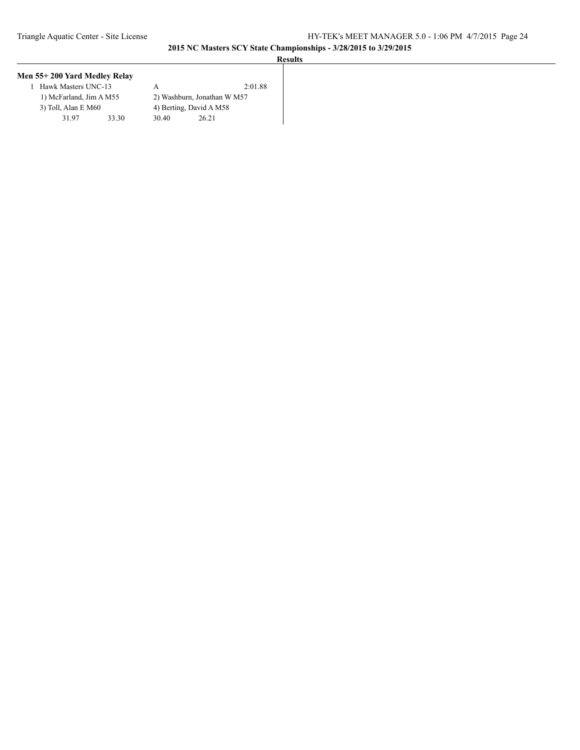**2015 NC Masters SCY State Championships - 3/28/2015 to 3/29/2015**

**Results**

### Men 55+ 200 Yard Medley Relay

1 Hawk Masters UNC-13 A 2:01.88

1) McFarland, Jim A M55 2) Washburn, Jonathan W M57

3) Toll, Alan E M60 4) Berting, David A M58

31.97 33.30 30.40 26.21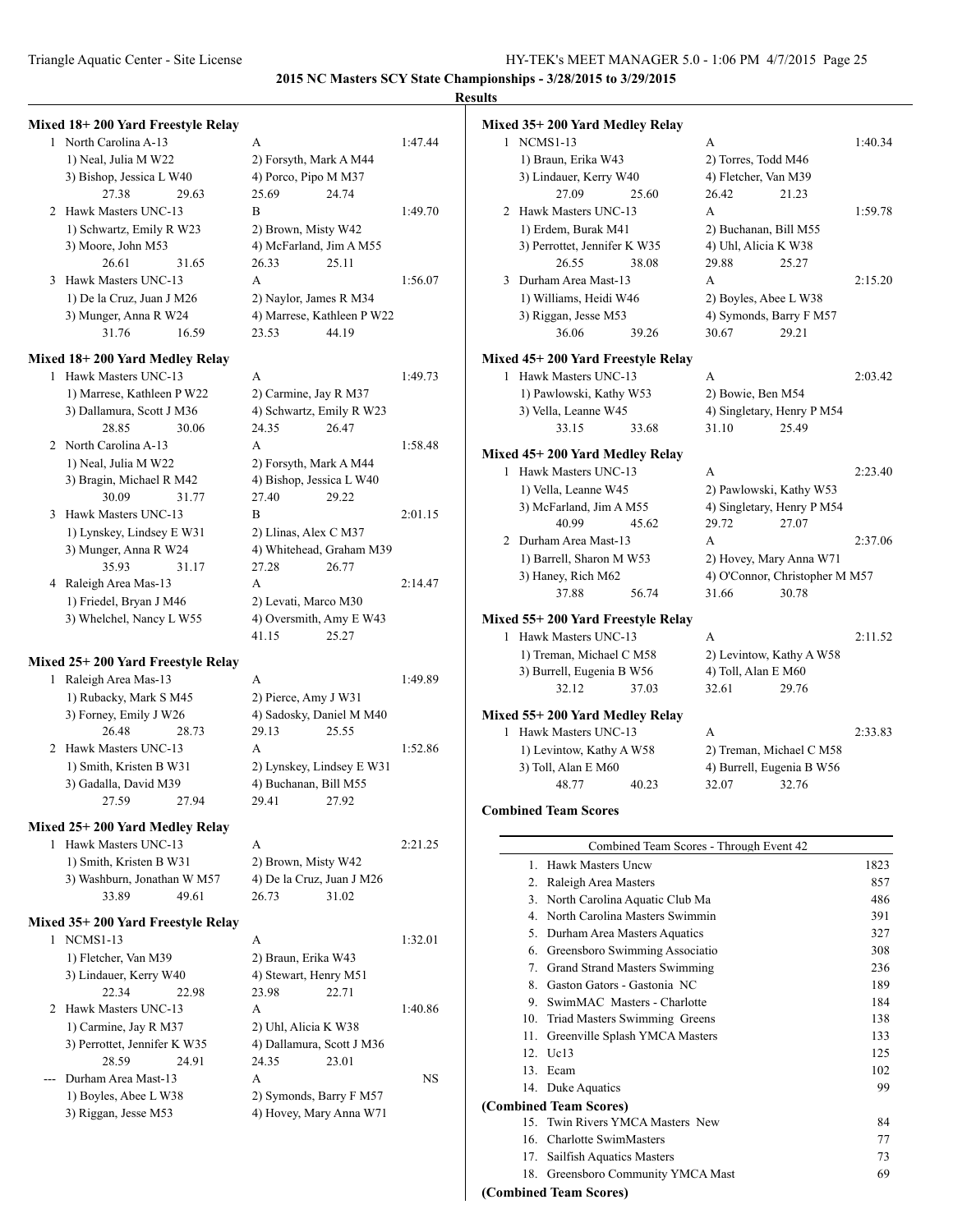**2015 NC Masters SCY State Championships - 3/28/2015 to 3/29/2015**

**Results**

### Mixed 18+ 200 Yard Freestyle Relay

1 North Carolina A-13 — A — 1:47.44
1) Neal, Julia M W22 2) Forsyth, Mark A M44
3) Bishop, Jessica L W40 4) Porco, Pipo M M37
27.38 29.63 25.69 24.74

2 Hawk Masters UNC-13 — B — 1:49.70
1) Schwartz, Emily R W23 2) Brown, Misty W42
3) Moore, John M53 4) McFarland, Jim A M55
26.61 31.65 26.33 25.11

3 Hawk Masters UNC-13 — A — 1:56.07
1) De la Cruz, Juan J M26 2) Naylor, James R M34
3) Munger, Anna R W24 4) Marrese, Kathleen P W22
31.76 16.59 23.53 44.19

### Mixed 18+ 200 Yard Medley Relay

1 Hawk Masters UNC-13 — A — 1:49.73
1) Marrese, Kathleen P W22 2) Carmine, Jay R M37
3) Dallamura, Scott J M36 4) Schwartz, Emily R W23
28.85 30.06 24.35 26.47

2 North Carolina A-13 — A — 1:58.48
1) Neal, Julia M W22 2) Forsyth, Mark A M44
3) Bragin, Michael R M42 4) Bishop, Jessica L W40
30.09 31.77 27.40 29.22

3 Hawk Masters UNC-13 — B — 2:01.15
1) Lynskey, Lindsey E W31 2) Llinas, Alex C M37
3) Munger, Anna R W24 4) Whitehead, Graham M39
35.93 31.17 27.28 26.77

4 Raleigh Area Mas-13 — A — 2:14.47
1) Friedel, Bryan J M46 2) Levati, Marco M30
3) Whelchel, Nancy L W55 4) Oversmith, Amy E W43
41.15 25.27

### Mixed 25+ 200 Yard Freestyle Relay

1 Raleigh Area Mas-13 — A — 1:49.89
1) Rubacky, Mark S M45 2) Pierce, Amy J W31
3) Forney, Emily J W26 4) Sadosky, Daniel M M40
26.48 28.73 29.13 25.55

2 Hawk Masters UNC-13 — A — 1:52.86
1) Smith, Kristen B W31 2) Lynskey, Lindsey E W31
3) Gadalla, David M39 4) Buchanan, Bill M55
27.59 27.94 29.41 27.92

### Mixed 25+ 200 Yard Medley Relay

1 Hawk Masters UNC-13 — A — 2:21.25
1) Smith, Kristen B W31 2) Brown, Misty W42
3) Washburn, Jonathan W M57 4) De la Cruz, Juan J M26
33.89 49.61 26.73 31.02

### Mixed 35+ 200 Yard Freestyle Relay

1 NCMS1-13 — A — 1:32.01
1) Fletcher, Van M39 2) Braun, Erika W43
3) Lindauer, Kerry W40 4) Stewart, Henry M51
22.34 22.98 23.98 22.71

2 Hawk Masters UNC-13 — A — 1:40.86
1) Carmine, Jay R M37 2) Uhl, Alicia K W38
3) Perrottet, Jennifer K W35 4) Dallamura, Scott J M36
28.59 24.91 24.35 23.01

--- Durham Area Mast-13 — A — NS
1) Boyles, Abee L W38 2) Symonds, Barry F M57
3) Riggan, Jesse M53 4) Hovey, Mary Anna W71

### Mixed 35+ 200 Yard Medley Relay

1 NCMS1-13 — A — 1:40.34
1) Braun, Erika W43 2) Torres, Todd M46
3) Lindauer, Kerry W40 4) Fletcher, Van M39
27.09 25.60 26.42 21.23

2 Hawk Masters UNC-13 — A — 1:59.78
1) Erdem, Burak M41 2) Buchanan, Bill M55
3) Perrottet, Jennifer K W35 4) Uhl, Alicia K W38
26.55 38.08 29.88 25.27

3 Durham Area Mast-13 — A — 2:15.20
1) Williams, Heidi W46 2) Boyles, Abee L W38
3) Riggan, Jesse M53 4) Symonds, Barry F M57
36.06 39.26 30.67 29.21

### Mixed 45+ 200 Yard Freestyle Relay

1 Hawk Masters UNC-13 — A — 2:03.42
1) Pawlowski, Kathy W53 2) Bowie, Ben M54
3) Vella, Leanne W45 4) Singletary, Henry P M54
33.15 33.68 31.10 25.49

### Mixed 45+ 200 Yard Medley Relay

1 Hawk Masters UNC-13 — A — 2:23.40
1) Vella, Leanne W45 2) Pawlowski, Kathy W53
3) McFarland, Jim A M55 4) Singletary, Henry P M54
40.99 45.62 29.72 27.07

2 Durham Area Mast-13 — A — 2:37.06
1) Barrell, Sharon M W53 2) Hovey, Mary Anna W71
3) Haney, Rich M62 4) O'Connor, Christopher M M57
37.88 56.74 31.66 30.78

### Mixed 55+ 200 Yard Freestyle Relay

1 Hawk Masters UNC-13 — A — 2:11.52
1) Treman, Michael C M58 2) Levintow, Kathy A W58
3) Burrell, Eugenia B W56 4) Toll, Alan E M60
32.12 37.03 32.61 29.76

### Mixed 55+ 200 Yard Medley Relay

1 Hawk Masters UNC-13 — A — 2:33.83
1) Levintow, Kathy A W58 2) Treman, Michael C M58
3) Toll, Alan E M60 4) Burrell, Eugenia B W56
48.77 40.23 32.07 32.76

### Combined Team Scores

| Combined Team Scores - Through Event 42 | |
|---|---|
| 1. Hawk Masters Uncw | 1823 |
| 2. Raleigh Area Masters | 857 |
| 3. North Carolina Aquatic Club Ma | 486 |
| 4. North Carolina Masters Swimmin | 391 |
| 5. Durham Area Masters Aquatics | 327 |
| 6. Greensboro Swimming Associatio | 308 |
| 7. Grand Strand Masters Swimming | 236 |
| 8. Gaston Gators - Gastonia NC | 189 |
| 9. SwimMAC Masters - Charlotte | 184 |
| 10. Triad Masters Swimming Greens | 138 |
| 11. Greenville Splash YMCA Masters | 133 |
| 12. Uc13 | 125 |
| 13. Ecam | 102 |
| 14. Duke Aquatics | 99 |
| **(Combined Team Scores)** | |
| 15. Twin Rivers YMCA Masters New | 84 |
| 16. Charlotte SwimMasters | 77 |
| 17. Sailfish Aquatics Masters | 73 |
| 18. Greensboro Community YMCA Mast | 69 |

**(Combined Team Scores)**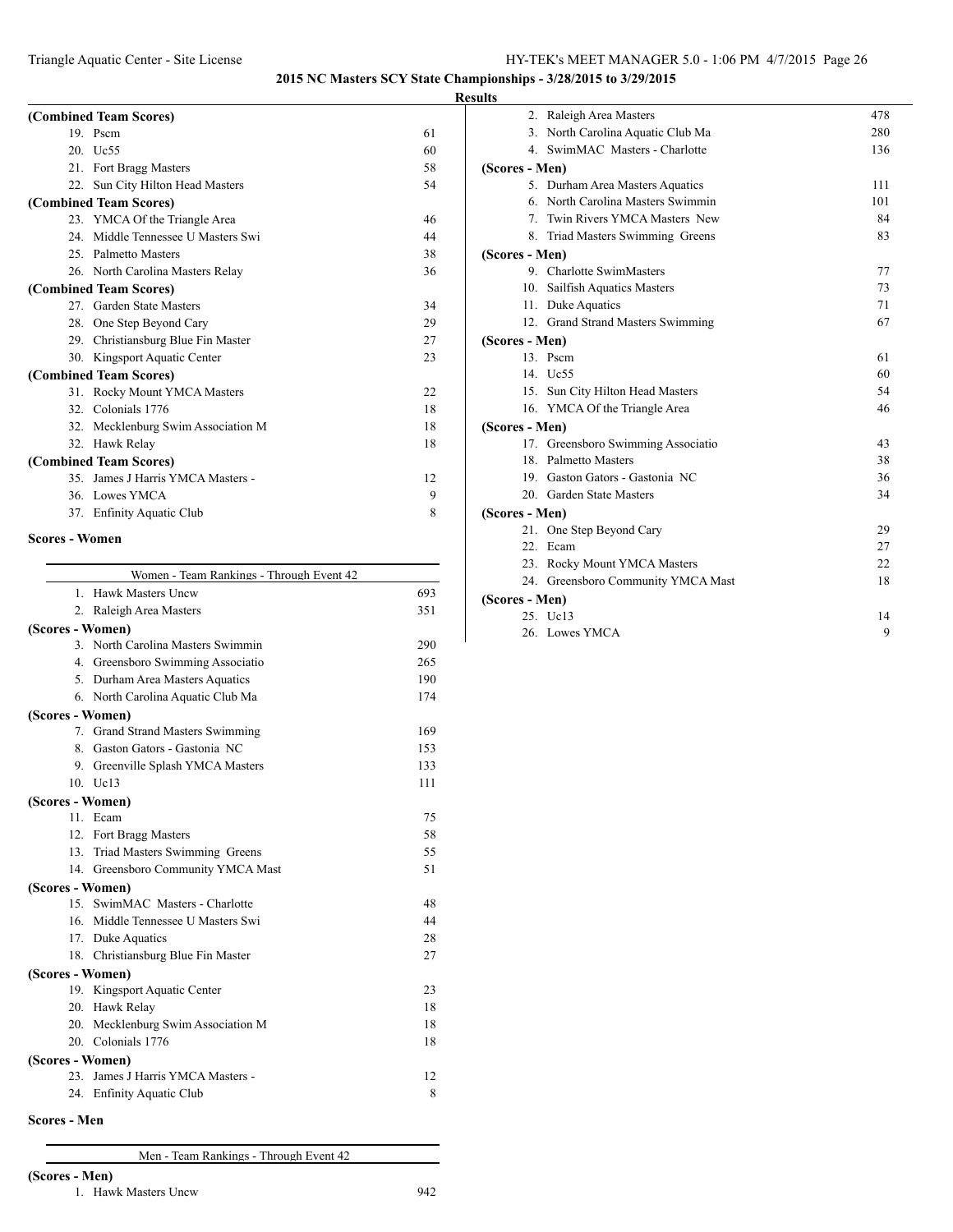**2015 NC Masters SCY State Championships - 3/28/2015 to 3/29/2015**

**Results**

**(Combined Team Scores)**

| | | |
|---|---|---|
| 19. | Pscm | 61 |
| 20. | Uc55 | 60 |
| 21. | Fort Bragg Masters | 58 |
| 22. | Sun City Hilton Head Masters | 54 |
| 23. | YMCA Of the Triangle Area | 46 |
| 24. | Middle Tennessee U Masters Swi | 44 |
| 25. | Palmetto Masters | 38 |
| 26. | North Carolina Masters Relay | 36 |
| 27. | Garden State Masters | 34 |
| 28. | One Step Beyond Cary | 29 |
| 29. | Christiansburg Blue Fin Master | 27 |
| 30. | Kingsport Aquatic Center | 23 |
| 31. | Rocky Mount YMCA Masters | 22 |
| 32. | Colonials 1776 | 18 |
| 32. | Mecklenburg Swim Association M | 18 |
| 32. | Hawk Relay | 18 |
| 35. | James J Harris YMCA Masters - | 12 |
| 36. | Lowes YMCA | 9 |
| 37. | Enfinity Aquatic Club | 8 |

**Scores - Women**

Women - Team Rankings - Through Event 42

| | | |
|---|---|---|
| 1. | Hawk Masters Uncw | 693 |
| 2. | Raleigh Area Masters | 351 |
| 3. | North Carolina Masters Swimmin | 290 |
| 4. | Greensboro Swimming Associatio | 265 |
| 5. | Durham Area Masters Aquatics | 190 |
| 6. | North Carolina Aquatic Club Ma | 174 |
| 7. | Grand Strand Masters Swimming | 169 |
| 8. | Gaston Gators - Gastonia NC | 153 |
| 9. | Greenville Splash YMCA Masters | 133 |
| 10. | Uc13 | 111 |
| 11. | Ecam | 75 |
| 12. | Fort Bragg Masters | 58 |
| 13. | Triad Masters Swimming Greens | 55 |
| 14. | Greensboro Community YMCA Mast | 51 |
| 15. | SwimMAC Masters - Charlotte | 48 |
| 16. | Middle Tennessee U Masters Swi | 44 |
| 17. | Duke Aquatics | 28 |
| 18. | Christiansburg Blue Fin Master | 27 |
| 19. | Kingsport Aquatic Center | 23 |
| 20. | Hawk Relay | 18 |
| 20. | Mecklenburg Swim Association M | 18 |
| 20. | Colonials 1776 | 18 |
| 23. | James J Harris YMCA Masters - | 12 |
| 24. | Enfinity Aquatic Club | 8 |

**Scores - Men**

Men - Team Rankings - Through Event 42

| | | |
|---|---|---|
| 1. | Hawk Masters Uncw | 942 |
| 2. | Raleigh Area Masters | 478 |
| 3. | North Carolina Aquatic Club Ma | 280 |
| 4. | SwimMAC Masters - Charlotte | 136 |
| 5. | Durham Area Masters Aquatics | 111 |
| 6. | North Carolina Masters Swimmin | 101 |
| 7. | Twin Rivers YMCA Masters New | 84 |
| 8. | Triad Masters Swimming Greens | 83 |
| 9. | Charlotte SwimMasters | 77 |
| 10. | Sailfish Aquatics Masters | 73 |
| 11. | Duke Aquatics | 71 |
| 12. | Grand Strand Masters Swimming | 67 |
| 13. | Pscm | 61 |
| 14. | Uc55 | 60 |
| 15. | Sun City Hilton Head Masters | 54 |
| 16. | YMCA Of the Triangle Area | 46 |
| 17. | Greensboro Swimming Associatio | 43 |
| 18. | Palmetto Masters | 38 |
| 19. | Gaston Gators - Gastonia NC | 36 |
| 20. | Garden State Masters | 34 |
| 21. | One Step Beyond Cary | 29 |
| 22. | Ecam | 27 |
| 23. | Rocky Mount YMCA Masters | 22 |
| 24. | Greensboro Community YMCA Mast | 18 |
| 25. | Uc13 | 14 |
| 26. | Lowes YMCA | 9 |